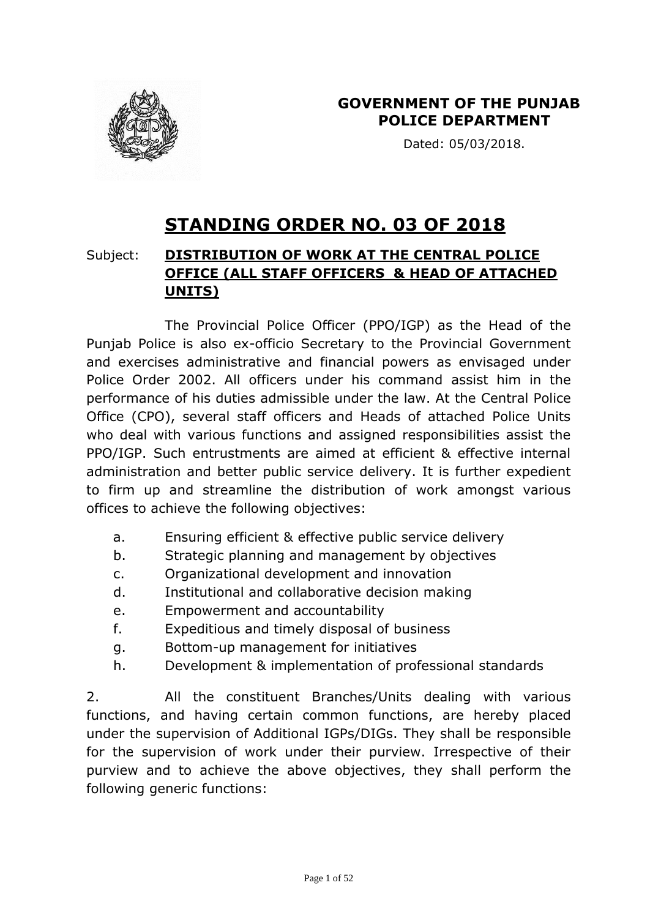**GOVERNMENT OF THE PUNJAB**
**POLICE DEPARTMENT**

Dated: 05/03/2018.

# STANDING ORDER NO. 03 OF 2018

Subject: **DISTRIBUTION OF WORK AT THE CENTRAL POLICE OFFICE (ALL STAFF OFFICERS & HEAD OF ATTACHED UNITS)**

The Provincial Police Officer (PPO/IGP) as the Head of the Punjab Police is also ex-officio Secretary to the Provincial Government and exercises administrative and financial powers as envisaged under Police Order 2002. All officers under his command assist him in the performance of his duties admissible under the law. At the Central Police Office (CPO), several staff officers and Heads of attached Police Units who deal with various functions and assigned responsibilities assist the PPO/IGP. Such entrustments are aimed at efficient & effective internal administration and better public service delivery. It is further expedient to firm up and streamline the distribution of work amongst various offices to achieve the following objectives:

a. Ensuring efficient & effective public service delivery
b. Strategic planning and management by objectives
c. Organizational development and innovation
d. Institutional and collaborative decision making
e. Empowerment and accountability
f. Expeditious and timely disposal of business
g. Bottom-up management for initiatives
h. Development & implementation of professional standards

2. All the constituent Branches/Units dealing with various functions, and having certain common functions, are hereby placed under the supervision of Additional IGPs/DIGs. They shall be responsible for the supervision of work under their purview. Irrespective of their purview and to achieve the above objectives, they shall perform the following generic functions: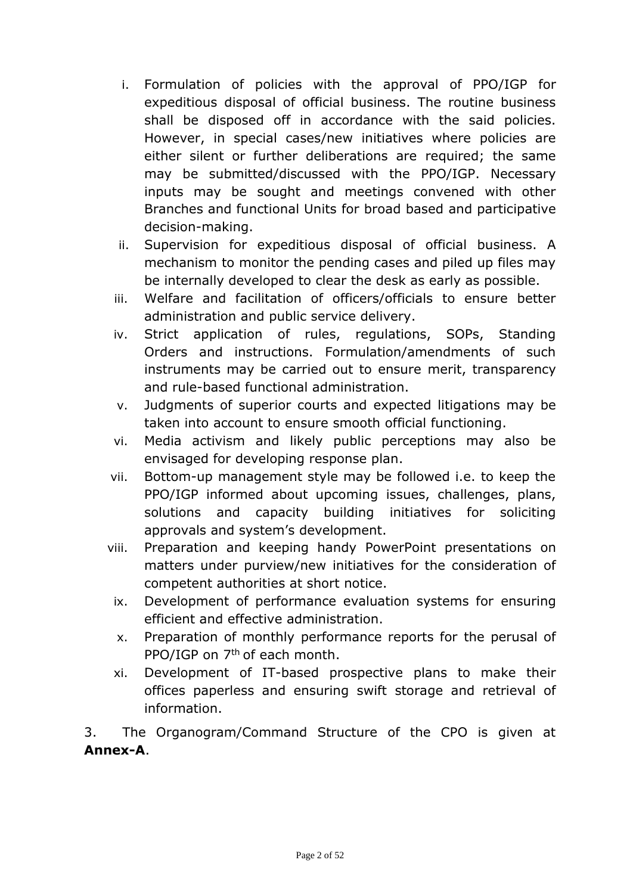i. Formulation of policies with the approval of PPO/IGP for expeditious disposal of official business. The routine business shall be disposed off in accordance with the said policies. However, in special cases/new initiatives where policies are either silent or further deliberations are required; the same may be submitted/discussed with the PPO/IGP. Necessary inputs may be sought and meetings convened with other Branches and functional Units for broad based and participative decision-making.
ii. Supervision for expeditious disposal of official business. A mechanism to monitor the pending cases and piled up files may be internally developed to clear the desk as early as possible.
iii. Welfare and facilitation of officers/officials to ensure better administration and public service delivery.
iv. Strict application of rules, regulations, SOPs, Standing Orders and instructions. Formulation/amendments of such instruments may be carried out to ensure merit, transparency and rule-based functional administration.
v. Judgments of superior courts and expected litigations may be taken into account to ensure smooth official functioning.
vi. Media activism and likely public perceptions may also be envisaged for developing response plan.
vii. Bottom-up management style may be followed i.e. to keep the PPO/IGP informed about upcoming issues, challenges, plans, solutions and capacity building initiatives for soliciting approvals and system's development.
viii. Preparation and keeping handy PowerPoint presentations on matters under purview/new initiatives for the consideration of competent authorities at short notice.
ix. Development of performance evaluation systems for ensuring efficient and effective administration.
x. Preparation of monthly performance reports for the perusal of PPO/IGP on 7th of each month.
xi. Development of IT-based prospective plans to make their offices paperless and ensuring swift storage and retrieval of information.

3. The Organogram/Command Structure of the CPO is given at **Annex-A**.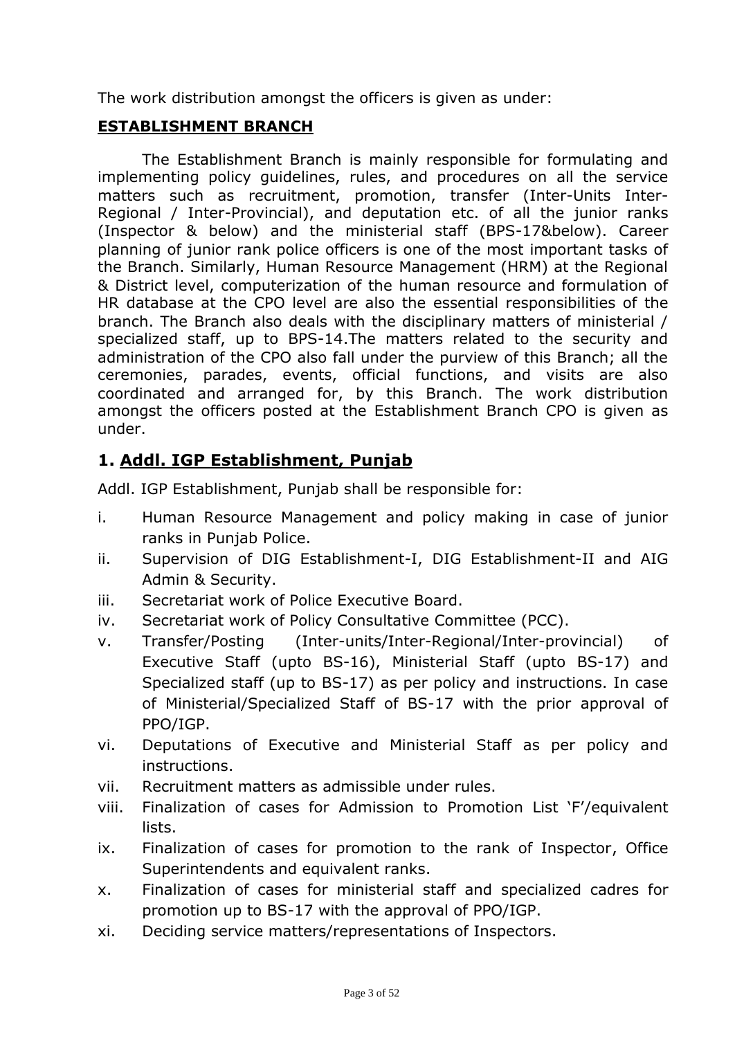The work distribution amongst the officers is given as under:

## ESTABLISHMENT BRANCH

The Establishment Branch is mainly responsible for formulating and implementing policy guidelines, rules, and procedures on all the service matters such as recruitment, promotion, transfer (Inter-Units Inter-Regional / Inter-Provincial), and deputation etc. of all the junior ranks (Inspector & below) and the ministerial staff (BPS-17&below). Career planning of junior rank police officers is one of the most important tasks of the Branch. Similarly, Human Resource Management (HRM) at the Regional & District level, computerization of the human resource and formulation of HR database at the CPO level are also the essential responsibilities of the branch. The Branch also deals with the disciplinary matters of ministerial / specialized staff, up to BPS-14.The matters related to the security and administration of the CPO also fall under the purview of this Branch; all the ceremonies, parades, events, official functions, and visits are also coordinated and arranged for, by this Branch. The work distribution amongst the officers posted at the Establishment Branch CPO is given as under.

### 1. Addl. IGP Establishment, Punjab

Addl. IGP Establishment, Punjab shall be responsible for:

i. Human Resource Management and policy making in case of junior ranks in Punjab Police.
ii. Supervision of DIG Establishment-I, DIG Establishment-II and AIG Admin & Security.
iii. Secretariat work of Police Executive Board.
iv. Secretariat work of Policy Consultative Committee (PCC).
v. Transfer/Posting (Inter-units/Inter-Regional/Inter-provincial) of Executive Staff (upto BS-16), Ministerial Staff (upto BS-17) and Specialized staff (up to BS-17) as per policy and instructions. In case of Ministerial/Specialized Staff of BS-17 with the prior approval of PPO/IGP.
vi. Deputations of Executive and Ministerial Staff as per policy and instructions.
vii. Recruitment matters as admissible under rules.
viii. Finalization of cases for Admission to Promotion List 'F'/equivalent lists.
ix. Finalization of cases for promotion to the rank of Inspector, Office Superintendents and equivalent ranks.
x. Finalization of cases for ministerial staff and specialized cadres for promotion up to BS-17 with the approval of PPO/IGP.
xi. Deciding service matters/representations of Inspectors.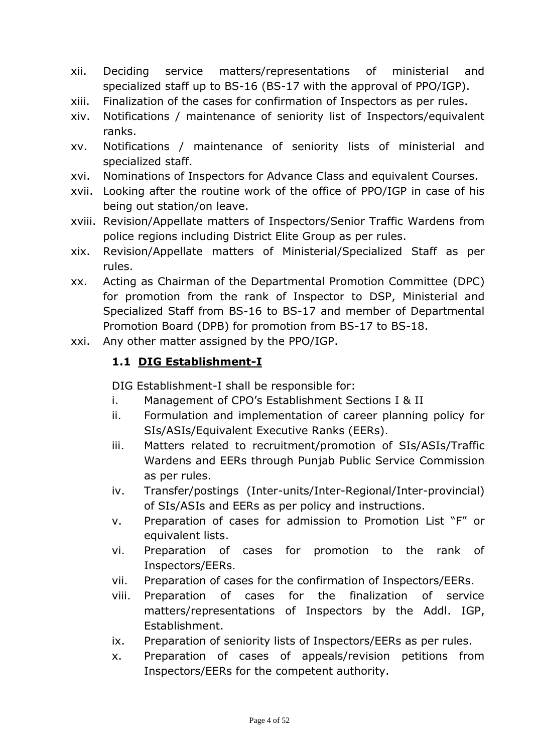xii. Deciding service matters/representations of ministerial and specialized staff up to BS-16 (BS-17 with the approval of PPO/IGP).

xiii. Finalization of the cases for confirmation of Inspectors as per rules.

xiv. Notifications / maintenance of seniority list of Inspectors/equivalent ranks.

xv. Notifications / maintenance of seniority lists of ministerial and specialized staff.

xvi. Nominations of Inspectors for Advance Class and equivalent Courses.

xvii. Looking after the routine work of the office of PPO/IGP in case of his being out station/on leave.

xviii. Revision/Appellate matters of Inspectors/Senior Traffic Wardens from police regions including District Elite Group as per rules.

xix. Revision/Appellate matters of Ministerial/Specialized Staff as per rules.

xx. Acting as Chairman of the Departmental Promotion Committee (DPC) for promotion from the rank of Inspector to DSP, Ministerial and Specialized Staff from BS-16 to BS-17 and member of Departmental Promotion Board (DPB) for promotion from BS-17 to BS-18.

xxi. Any other matter assigned by the PPO/IGP.

### 1.1 DIG Establishment-I

DIG Establishment-I shall be responsible for:

i. Management of CPO's Establishment Sections I & II

ii. Formulation and implementation of career planning policy for SIs/ASIs/Equivalent Executive Ranks (EERs).

iii. Matters related to recruitment/promotion of SIs/ASIs/Traffic Wardens and EERs through Punjab Public Service Commission as per rules.

iv. Transfer/postings (Inter-units/Inter-Regional/Inter-provincial) of SIs/ASIs and EERs as per policy and instructions.

v. Preparation of cases for admission to Promotion List "F" or equivalent lists.

vi. Preparation of cases for promotion to the rank of Inspectors/EERs.

vii. Preparation of cases for the confirmation of Inspectors/EERs.

viii. Preparation of cases for the finalization of service matters/representations of Inspectors by the Addl. IGP, Establishment.

ix. Preparation of seniority lists of Inspectors/EERs as per rules.

x. Preparation of cases of appeals/revision petitions from Inspectors/EERs for the competent authority.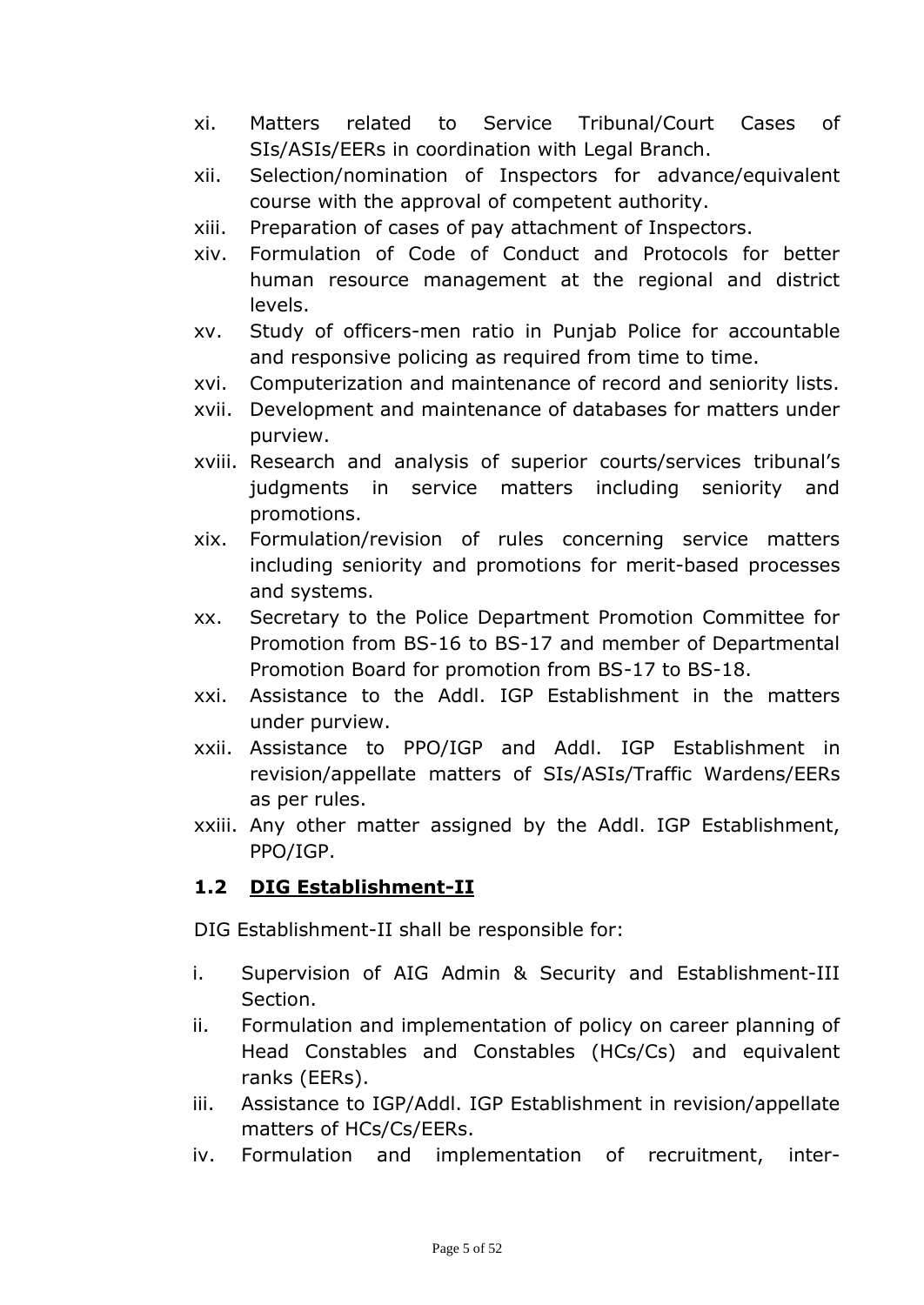xi. Matters related to Service Tribunal/Court Cases of SIs/ASIs/EERs in coordination with Legal Branch.

xii. Selection/nomination of Inspectors for advance/equivalent course with the approval of competent authority.

xiii. Preparation of cases of pay attachment of Inspectors.

xiv. Formulation of Code of Conduct and Protocols for better human resource management at the regional and district levels.

xv. Study of officers-men ratio in Punjab Police for accountable and responsive policing as required from time to time.

xvi. Computerization and maintenance of record and seniority lists.

xvii. Development and maintenance of databases for matters under purview.

xviii. Research and analysis of superior courts/services tribunal's judgments in service matters including seniority and promotions.

xix. Formulation/revision of rules concerning service matters including seniority and promotions for merit-based processes and systems.

xx. Secretary to the Police Department Promotion Committee for Promotion from BS-16 to BS-17 and member of Departmental Promotion Board for promotion from BS-17 to BS-18.

xxi. Assistance to the Addl. IGP Establishment in the matters under purview.

xxii. Assistance to PPO/IGP and Addl. IGP Establishment in revision/appellate matters of SIs/ASIs/Traffic Wardens/EERs as per rules.

xxiii. Any other matter assigned by the Addl. IGP Establishment, PPO/IGP.

## 1.2 DIG Establishment-II

DIG Establishment-II shall be responsible for:

i. Supervision of AIG Admin & Security and Establishment-III Section.

ii. Formulation and implementation of policy on career planning of Head Constables and Constables (HCs/Cs) and equivalent ranks (EERs).

iii. Assistance to IGP/Addl. IGP Establishment in revision/appellate matters of HCs/Cs/EERs.

iv. Formulation and implementation of recruitment, inter-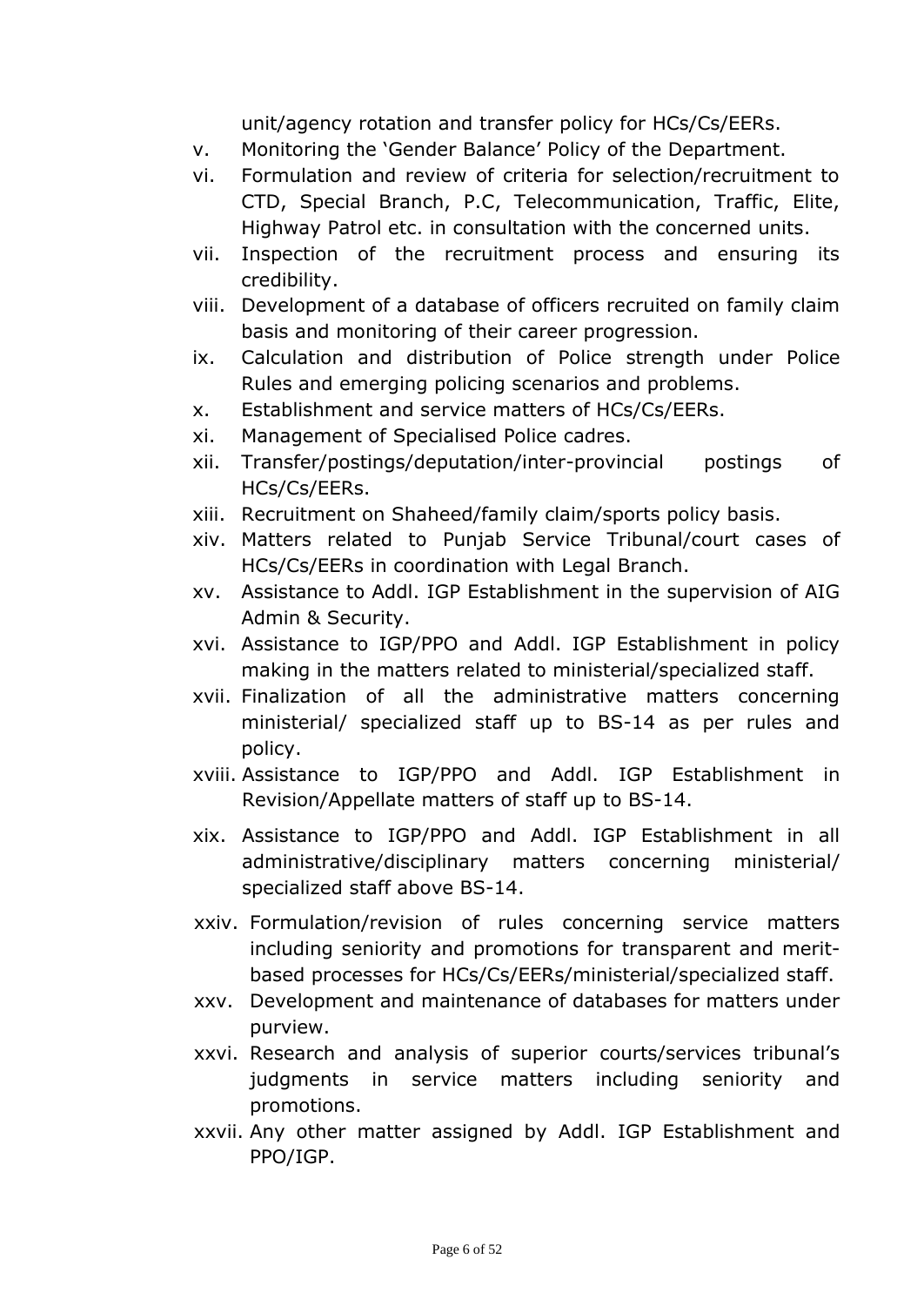unit/agency rotation and transfer policy for HCs/Cs/EERs.

v. Monitoring the 'Gender Balance' Policy of the Department.

vi. Formulation and review of criteria for selection/recruitment to CTD, Special Branch, P.C, Telecommunication, Traffic, Elite, Highway Patrol etc. in consultation with the concerned units.

vii. Inspection of the recruitment process and ensuring its credibility.

viii. Development of a database of officers recruited on family claim basis and monitoring of their career progression.

ix. Calculation and distribution of Police strength under Police Rules and emerging policing scenarios and problems.

x. Establishment and service matters of HCs/Cs/EERs.

xi. Management of Specialised Police cadres.

xii. Transfer/postings/deputation/inter-provincial postings of HCs/Cs/EERs.

xiii. Recruitment on Shaheed/family claim/sports policy basis.

xiv. Matters related to Punjab Service Tribunal/court cases of HCs/Cs/EERs in coordination with Legal Branch.

xv. Assistance to Addl. IGP Establishment in the supervision of AIG Admin & Security.

xvi. Assistance to IGP/PPO and Addl. IGP Establishment in policy making in the matters related to ministerial/specialized staff.

xvii. Finalization of all the administrative matters concerning ministerial/ specialized staff up to BS-14 as per rules and policy.

xviii. Assistance to IGP/PPO and Addl. IGP Establishment in Revision/Appellate matters of staff up to BS-14.

xix. Assistance to IGP/PPO and Addl. IGP Establishment in all administrative/disciplinary matters concerning ministerial/ specialized staff above BS-14.

xxiv. Formulation/revision of rules concerning service matters including seniority and promotions for transparent and merit-based processes for HCs/Cs/EERs/ministerial/specialized staff.

xxv. Development and maintenance of databases for matters under purview.

xxvi. Research and analysis of superior courts/services tribunal's judgments in service matters including seniority and promotions.

xxvii. Any other matter assigned by Addl. IGP Establishment and PPO/IGP.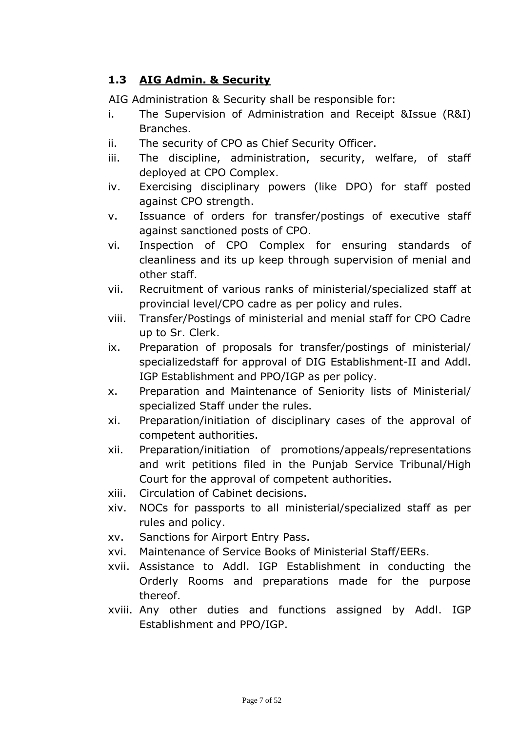### 1.3 AIG Admin. & Security

AIG Administration & Security shall be responsible for:

i. The Supervision of Administration and Receipt &Issue (R&I) Branches.
ii. The security of CPO as Chief Security Officer.
iii. The discipline, administration, security, welfare, of staff deployed at CPO Complex.
iv. Exercising disciplinary powers (like DPO) for staff posted against CPO strength.
v. Issuance of orders for transfer/postings of executive staff against sanctioned posts of CPO.
vi. Inspection of CPO Complex for ensuring standards of cleanliness and its up keep through supervision of menial and other staff.
vii. Recruitment of various ranks of ministerial/specialized staff at provincial level/CPO cadre as per policy and rules.
viii. Transfer/Postings of ministerial and menial staff for CPO Cadre up to Sr. Clerk.
ix. Preparation of proposals for transfer/postings of ministerial/ specializedstaff for approval of DIG Establishment-II and Addl. IGP Establishment and PPO/IGP as per policy.
x. Preparation and Maintenance of Seniority lists of Ministerial/ specialized Staff under the rules.
xi. Preparation/initiation of disciplinary cases of the approval of competent authorities.
xii. Preparation/initiation of promotions/appeals/representations and writ petitions filed in the Punjab Service Tribunal/High Court for the approval of competent authorities.
xiii. Circulation of Cabinet decisions.
xiv. NOCs for passports to all ministerial/specialized staff as per rules and policy.
xv. Sanctions for Airport Entry Pass.
xvi. Maintenance of Service Books of Ministerial Staff/EERs.
xvii. Assistance to Addl. IGP Establishment in conducting the Orderly Rooms and preparations made for the purpose thereof.
xviii. Any other duties and functions assigned by Addl. IGP Establishment and PPO/IGP.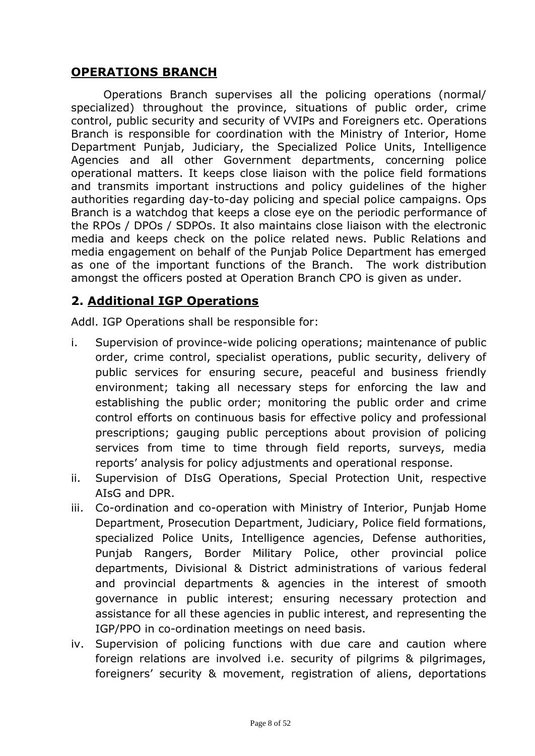## OPERATIONS BRANCH

Operations Branch supervises all the policing operations (normal/ specialized) throughout the province, situations of public order, crime control, public security and security of VVIPs and Foreigners etc. Operations Branch is responsible for coordination with the Ministry of Interior, Home Department Punjab, Judiciary, the Specialized Police Units, Intelligence Agencies and all other Government departments, concerning police operational matters. It keeps close liaison with the police field formations and transmits important instructions and policy guidelines of the higher authorities regarding day-to-day policing and special police campaigns. Ops Branch is a watchdog that keeps a close eye on the periodic performance of the RPOs / DPOs / SDPOs. It also maintains close liaison with the electronic media and keeps check on the police related news. Public Relations and media engagement on behalf of the Punjab Police Department has emerged as one of the important functions of the Branch. The work distribution amongst the officers posted at Operation Branch CPO is given as under.

## 2. Additional IGP Operations

Addl. IGP Operations shall be responsible for:

i. Supervision of province-wide policing operations; maintenance of public order, crime control, specialist operations, public security, delivery of public services for ensuring secure, peaceful and business friendly environment; taking all necessary steps for enforcing the law and establishing the public order; monitoring the public order and crime control efforts on continuous basis for effective policy and professional prescriptions; gauging public perceptions about provision of policing services from time to time through field reports, surveys, media reports' analysis for policy adjustments and operational response.

ii. Supervision of DIsG Operations, Special Protection Unit, respective AIsG and DPR.

iii. Co-ordination and co-operation with Ministry of Interior, Punjab Home Department, Prosecution Department, Judiciary, Police field formations, specialized Police Units, Intelligence agencies, Defense authorities, Punjab Rangers, Border Military Police, other provincial police departments, Divisional & District administrations of various federal and provincial departments & agencies in the interest of smooth governance in public interest; ensuring necessary protection and assistance for all these agencies in public interest, and representing the IGP/PPO in co-ordination meetings on need basis.

iv. Supervision of policing functions with due care and caution where foreign relations are involved i.e. security of pilgrims & pilgrimages, foreigners' security & movement, registration of aliens, deportations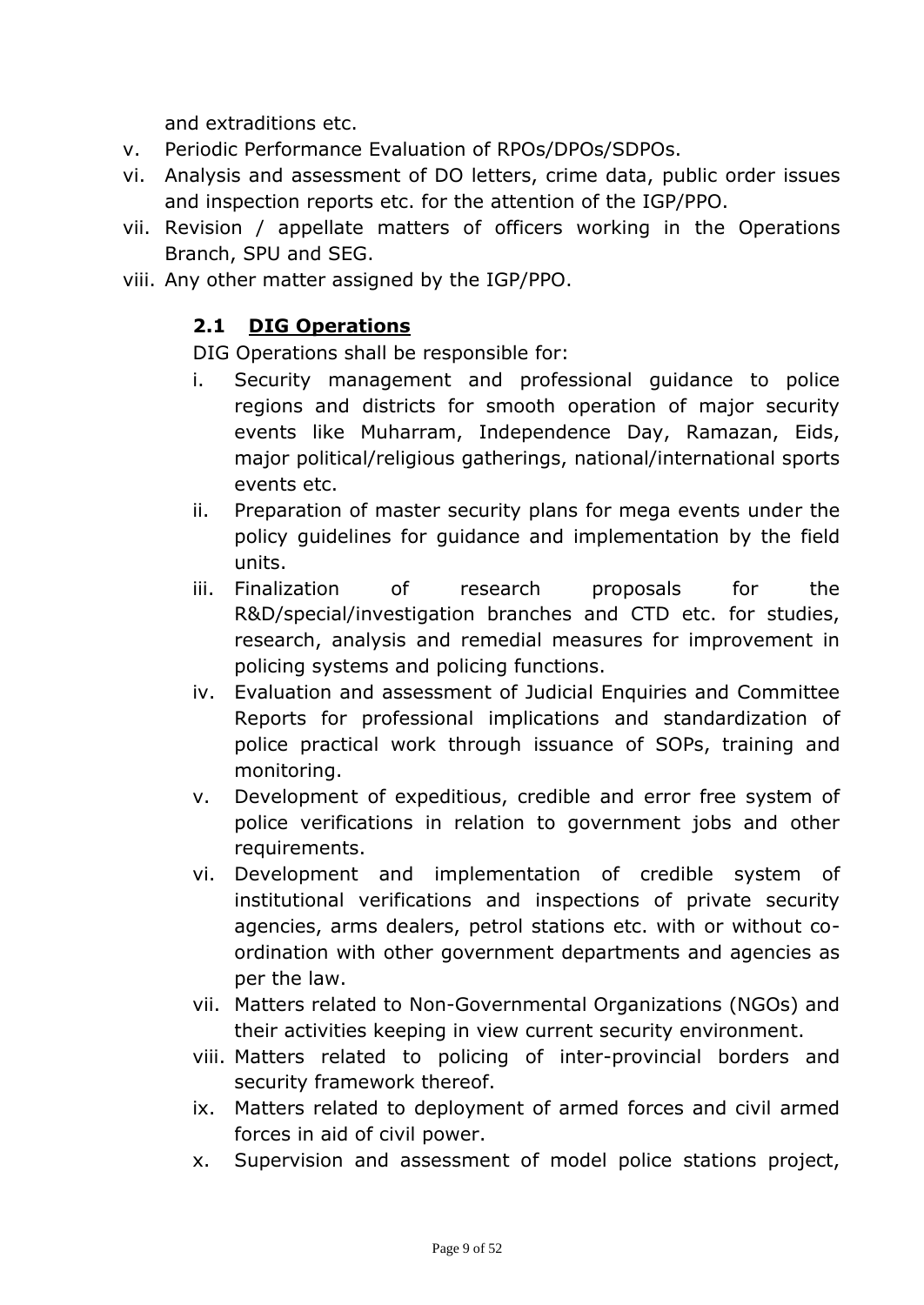and extraditions etc.

v. Periodic Performance Evaluation of RPOs/DPOs/SDPOs.
vi. Analysis and assessment of DO letters, crime data, public order issues and inspection reports etc. for the attention of the IGP/PPO.
vii. Revision / appellate matters of officers working in the Operations Branch, SPU and SEG.
viii. Any other matter assigned by the IGP/PPO.

### 2.1 DIG Operations

DIG Operations shall be responsible for:

i. Security management and professional guidance to police regions and districts for smooth operation of major security events like Muharram, Independence Day, Ramazan, Eids, major political/religious gatherings, national/international sports events etc.
ii. Preparation of master security plans for mega events under the policy guidelines for guidance and implementation by the field units.
iii. Finalization of research proposals for the R&D/special/investigation branches and CTD etc. for studies, research, analysis and remedial measures for improvement in policing systems and policing functions.
iv. Evaluation and assessment of Judicial Enquiries and Committee Reports for professional implications and standardization of police practical work through issuance of SOPs, training and monitoring.
v. Development of expeditious, credible and error free system of police verifications in relation to government jobs and other requirements.
vi. Development and implementation of credible system of institutional verifications and inspections of private security agencies, arms dealers, petrol stations etc. with or without co-ordination with other government departments and agencies as per the law.
vii. Matters related to Non-Governmental Organizations (NGOs) and their activities keeping in view current security environment.
viii. Matters related to policing of inter-provincial borders and security framework thereof.
ix. Matters related to deployment of armed forces and civil armed forces in aid of civil power.
x. Supervision and assessment of model police stations project,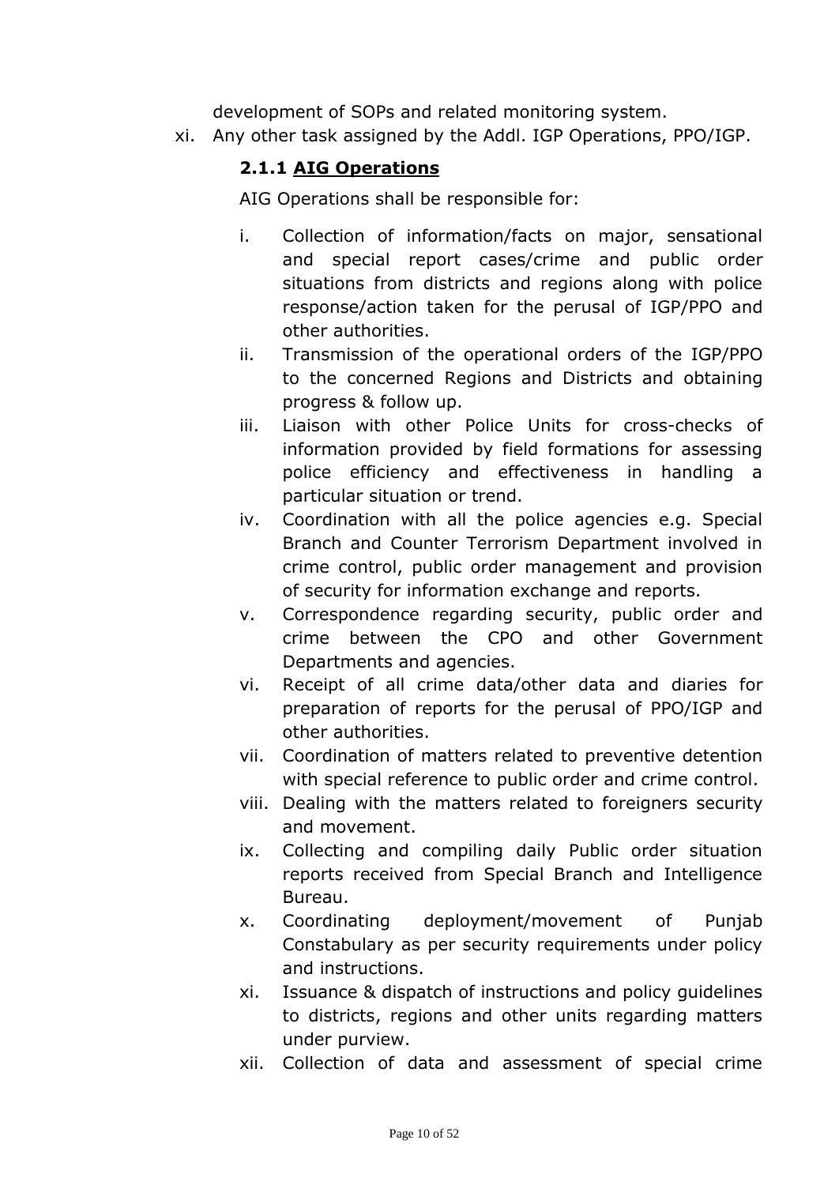development of SOPs and related monitoring system.

xi. Any other task assigned by the Addl. IGP Operations, PPO/IGP.

### 2.1.1 AIG Operations

AIG Operations shall be responsible for:

i. Collection of information/facts on major, sensational and special report cases/crime and public order situations from districts and regions along with police response/action taken for the perusal of IGP/PPO and other authorities.
ii. Transmission of the operational orders of the IGP/PPO to the concerned Regions and Districts and obtaining progress & follow up.
iii. Liaison with other Police Units for cross-checks of information provided by field formations for assessing police efficiency and effectiveness in handling a particular situation or trend.
iv. Coordination with all the police agencies e.g. Special Branch and Counter Terrorism Department involved in crime control, public order management and provision of security for information exchange and reports.
v. Correspondence regarding security, public order and crime between the CPO and other Government Departments and agencies.
vi. Receipt of all crime data/other data and diaries for preparation of reports for the perusal of PPO/IGP and other authorities.
vii. Coordination of matters related to preventive detention with special reference to public order and crime control.
viii. Dealing with the matters related to foreigners security and movement.
ix. Collecting and compiling daily Public order situation reports received from Special Branch and Intelligence Bureau.
x. Coordinating deployment/movement of Punjab Constabulary as per security requirements under policy and instructions.
xi. Issuance & dispatch of instructions and policy guidelines to districts, regions and other units regarding matters under purview.
xii. Collection of data and assessment of special crime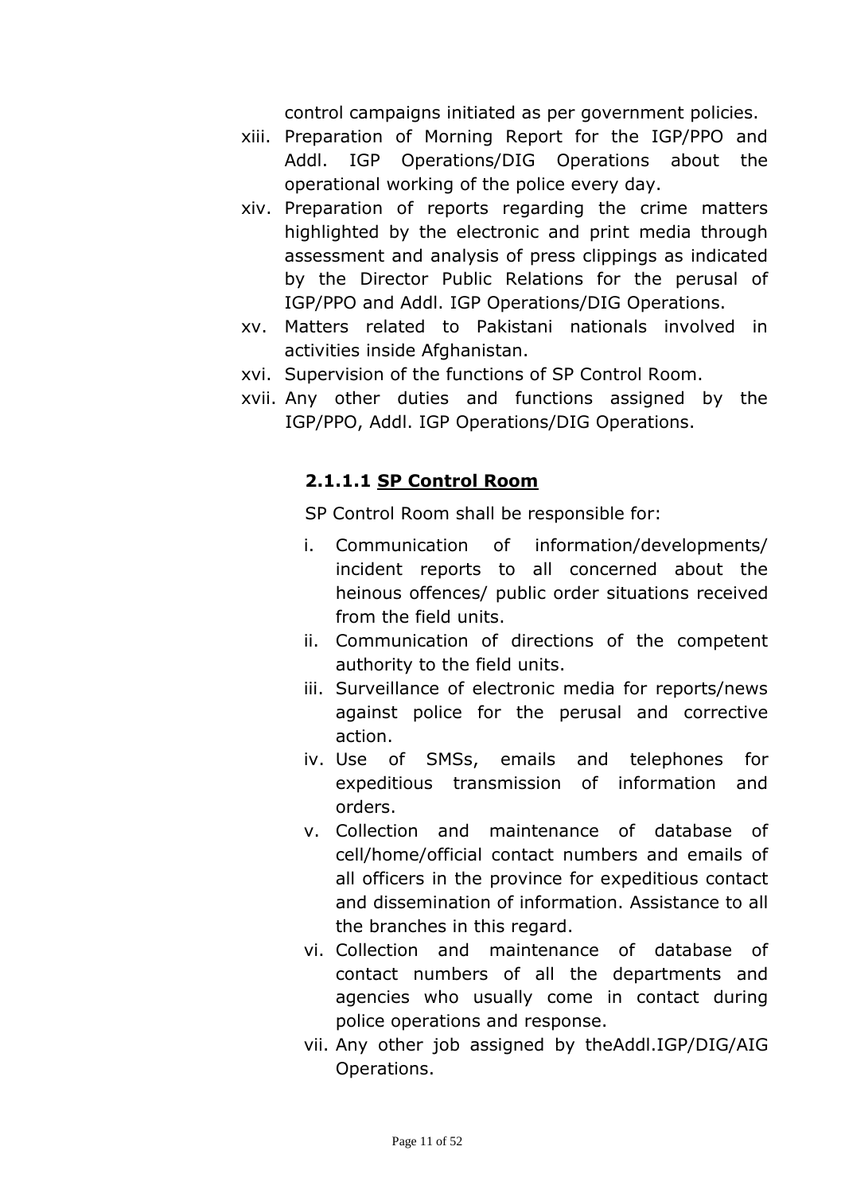control campaigns initiated as per government policies.

xiii. Preparation of Morning Report for the IGP/PPO and Addl. IGP Operations/DIG Operations about the operational working of the police every day.

xiv. Preparation of reports regarding the crime matters highlighted by the electronic and print media through assessment and analysis of press clippings as indicated by the Director Public Relations for the perusal of IGP/PPO and Addl. IGP Operations/DIG Operations.

xv. Matters related to Pakistani nationals involved in activities inside Afghanistan.

xvi. Supervision of the functions of SP Control Room.

xvii. Any other duties and functions assigned by the IGP/PPO, Addl. IGP Operations/DIG Operations.

#### 2.1.1.1 SP Control Room

SP Control Room shall be responsible for:

i. Communication of information/developments/ incident reports to all concerned about the heinous offences/ public order situations received from the field units.

ii. Communication of directions of the competent authority to the field units.

iii. Surveillance of electronic media for reports/news against police for the perusal and corrective action.

iv. Use of SMSs, emails and telephones for expeditious transmission of information and orders.

v. Collection and maintenance of database of cell/home/official contact numbers and emails of all officers in the province for expeditious contact and dissemination of information. Assistance to all the branches in this regard.

vi. Collection and maintenance of database of contact numbers of all the departments and agencies who usually come in contact during police operations and response.

vii. Any other job assigned by theAddl.IGP/DIG/AIG Operations.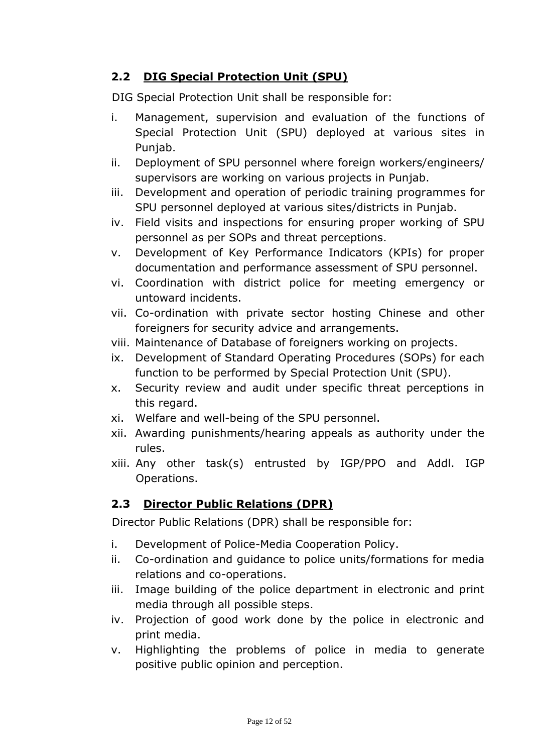## 2.2 DIG Special Protection Unit (SPU)

DIG Special Protection Unit shall be responsible for:

i. Management, supervision and evaluation of the functions of Special Protection Unit (SPU) deployed at various sites in Punjab.
ii. Deployment of SPU personnel where foreign workers/engineers/ supervisors are working on various projects in Punjab.
iii. Development and operation of periodic training programmes for SPU personnel deployed at various sites/districts in Punjab.
iv. Field visits and inspections for ensuring proper working of SPU personnel as per SOPs and threat perceptions.
v. Development of Key Performance Indicators (KPIs) for proper documentation and performance assessment of SPU personnel.
vi. Coordination with district police for meeting emergency or untoward incidents.
vii. Co-ordination with private sector hosting Chinese and other foreigners for security advice and arrangements.
viii. Maintenance of Database of foreigners working on projects.
ix. Development of Standard Operating Procedures (SOPs) for each function to be performed by Special Protection Unit (SPU).
x. Security review and audit under specific threat perceptions in this regard.
xi. Welfare and well-being of the SPU personnel.
xii. Awarding punishments/hearing appeals as authority under the rules.
xiii. Any other task(s) entrusted by IGP/PPO and Addl. IGP Operations.

## 2.3 Director Public Relations (DPR)

Director Public Relations (DPR) shall be responsible for:

i. Development of Police-Media Cooperation Policy.
ii. Co-ordination and guidance to police units/formations for media relations and co-operations.
iii. Image building of the police department in electronic and print media through all possible steps.
iv. Projection of good work done by the police in electronic and print media.
v. Highlighting the problems of police in media to generate positive public opinion and perception.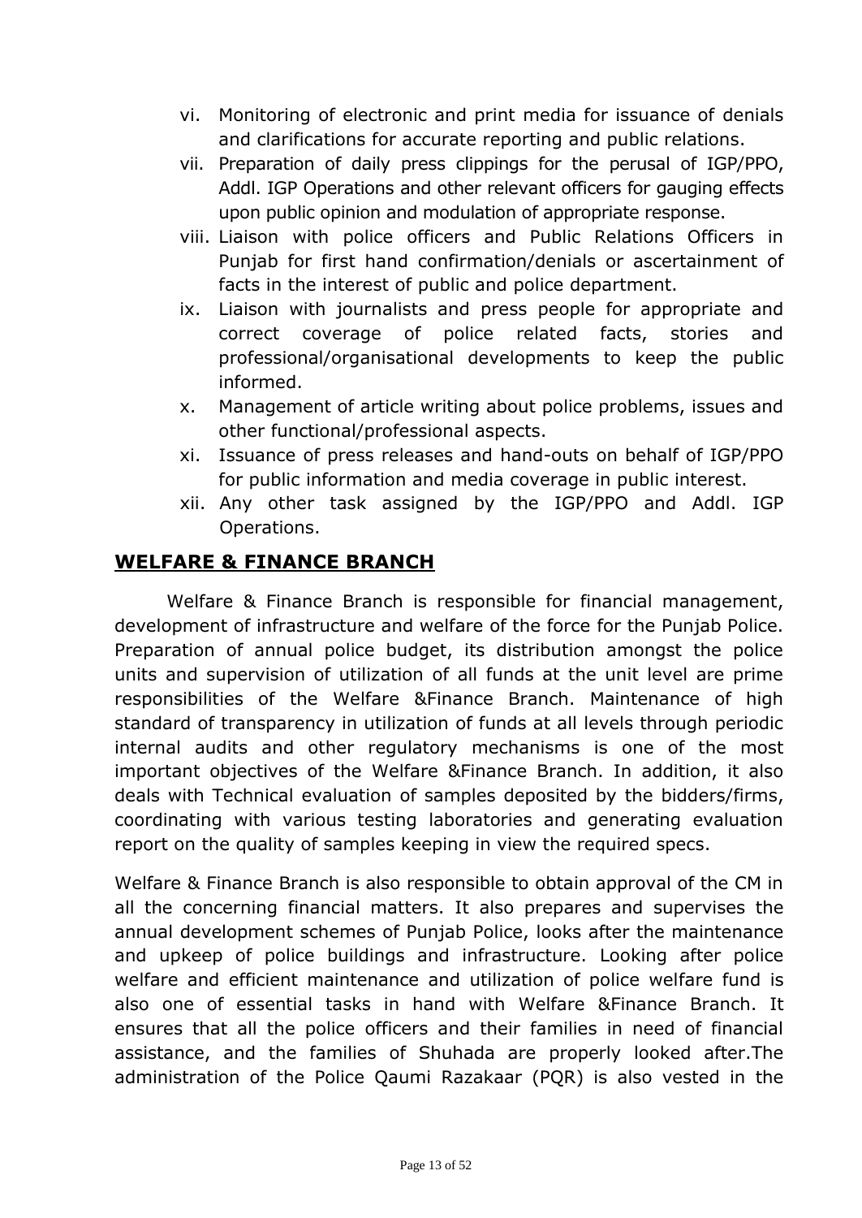vi. Monitoring of electronic and print media for issuance of denials and clarifications for accurate reporting and public relations.
vii. Preparation of daily press clippings for the perusal of IGP/PPO, Addl. IGP Operations and other relevant officers for gauging effects upon public opinion and modulation of appropriate response.
viii. Liaison with police officers and Public Relations Officers in Punjab for first hand confirmation/denials or ascertainment of facts in the interest of public and police department.
ix. Liaison with journalists and press people for appropriate and correct coverage of police related facts, stories and professional/organisational developments to keep the public informed.
x. Management of article writing about police problems, issues and other functional/professional aspects.
xi. Issuance of press releases and hand-outs on behalf of IGP/PPO for public information and media coverage in public interest.
xii. Any other task assigned by the IGP/PPO and Addl. IGP Operations.

## **WELFARE & FINANCE BRANCH**

Welfare & Finance Branch is responsible for financial management, development of infrastructure and welfare of the force for the Punjab Police. Preparation of annual police budget, its distribution amongst the police units and supervision of utilization of all funds at the unit level are prime responsibilities of the Welfare &Finance Branch. Maintenance of high standard of transparency in utilization of funds at all levels through periodic internal audits and other regulatory mechanisms is one of the most important objectives of the Welfare &Finance Branch. In addition, it also deals with Technical evaluation of samples deposited by the bidders/firms, coordinating with various testing laboratories and generating evaluation report on the quality of samples keeping in view the required specs.

Welfare & Finance Branch is also responsible to obtain approval of the CM in all the concerning financial matters. It also prepares and supervises the annual development schemes of Punjab Police, looks after the maintenance and upkeep of police buildings and infrastructure. Looking after police welfare and efficient maintenance and utilization of police welfare fund is also one of essential tasks in hand with Welfare &Finance Branch. It ensures that all the police officers and their families in need of financial assistance, and the families of Shuhada are properly looked after.The administration of the Police Qaumi Razakaar (PQR) is also vested in the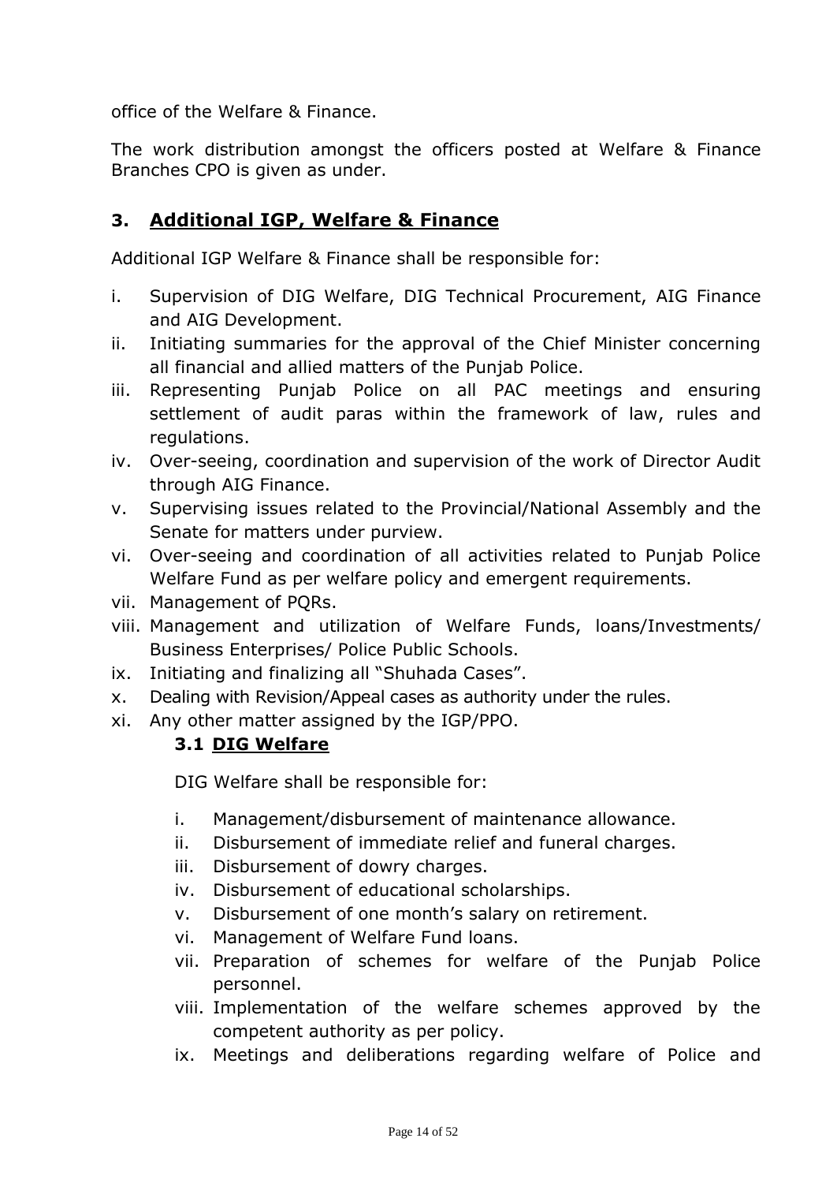office of the Welfare & Finance.

The work distribution amongst the officers posted at Welfare & Finance Branches CPO is given as under.

## 3. Additional IGP, Welfare & Finance

Additional IGP Welfare & Finance shall be responsible for:

i. Supervision of DIG Welfare, DIG Technical Procurement, AIG Finance and AIG Development.
ii. Initiating summaries for the approval of the Chief Minister concerning all financial and allied matters of the Punjab Police.
iii. Representing Punjab Police on all PAC meetings and ensuring settlement of audit paras within the framework of law, rules and regulations.
iv. Over-seeing, coordination and supervision of the work of Director Audit through AIG Finance.
v. Supervising issues related to the Provincial/National Assembly and the Senate for matters under purview.
vi. Over-seeing and coordination of all activities related to Punjab Police Welfare Fund as per welfare policy and emergent requirements.
vii. Management of PQRs.
viii. Management and utilization of Welfare Funds, loans/Investments/ Business Enterprises/ Police Public Schools.
ix. Initiating and finalizing all "Shuhada Cases".
x. Dealing with Revision/Appeal cases as authority under the rules.
xi. Any other matter assigned by the IGP/PPO.

### 3.1 DIG Welfare

DIG Welfare shall be responsible for:

i. Management/disbursement of maintenance allowance.
ii. Disbursement of immediate relief and funeral charges.
iii. Disbursement of dowry charges.
iv. Disbursement of educational scholarships.
v. Disbursement of one month's salary on retirement.
vi. Management of Welfare Fund loans.
vii. Preparation of schemes for welfare of the Punjab Police personnel.
viii. Implementation of the welfare schemes approved by the competent authority as per policy.
ix. Meetings and deliberations regarding welfare of Police and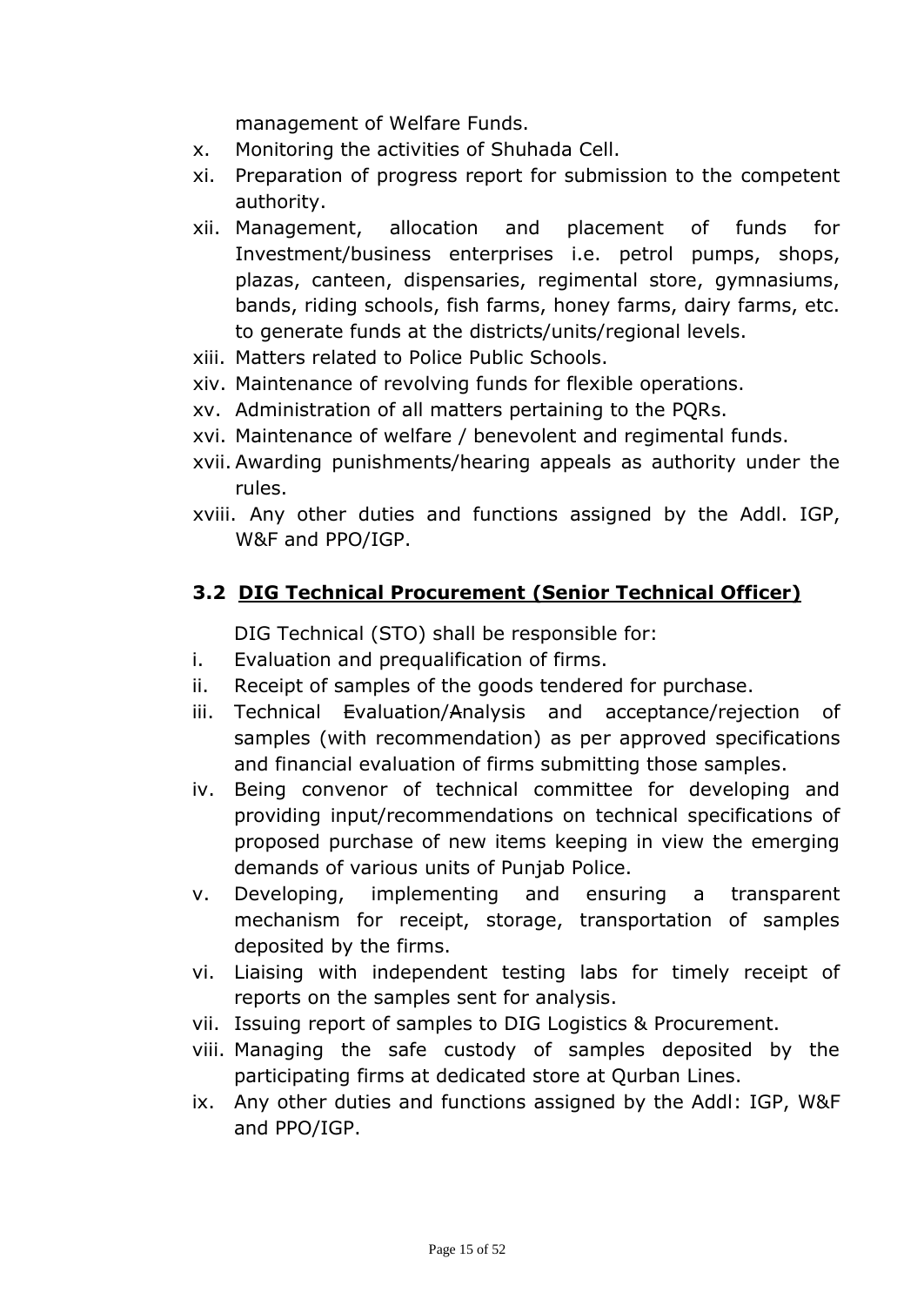management of Welfare Funds.

x. Monitoring the activities of Shuhada Cell.
xi. Preparation of progress report for submission to the competent authority.
xii. Management, allocation and placement of funds for Investment/business enterprises i.e. petrol pumps, shops, plazas, canteen, dispensaries, regimental store, gymnasiums, bands, riding schools, fish farms, honey farms, dairy farms, etc. to generate funds at the districts/units/regional levels.
xiii. Matters related to Police Public Schools.
xiv. Maintenance of revolving funds for flexible operations.
xv. Administration of all matters pertaining to the PQRs.
xvi. Maintenance of welfare / benevolent and regimental funds.
xvii. Awarding punishments/hearing appeals as authority under the rules.
xviii. Any other duties and functions assigned by the Addl. IGP, W&F and PPO/IGP.

### 3.2 DIG Technical Procurement (Senior Technical Officer)

DIG Technical (STO) shall be responsible for:

i. Evaluation and prequalification of firms.
ii. Receipt of samples of the goods tendered for purchase.
iii. Technical Evaluation/Analysis and acceptance/rejection of samples (with recommendation) as per approved specifications and financial evaluation of firms submitting those samples.
iv. Being convenor of technical committee for developing and providing input/recommendations on technical specifications of proposed purchase of new items keeping in view the emerging demands of various units of Punjab Police.
v. Developing, implementing and ensuring a transparent mechanism for receipt, storage, transportation of samples deposited by the firms.
vi. Liaising with independent testing labs for timely receipt of reports on the samples sent for analysis.
vii. Issuing report of samples to DIG Logistics & Procurement.
viii. Managing the safe custody of samples deposited by the participating firms at dedicated store at Qurban Lines.
ix. Any other duties and functions assigned by the Addl: IGP, W&F and PPO/IGP.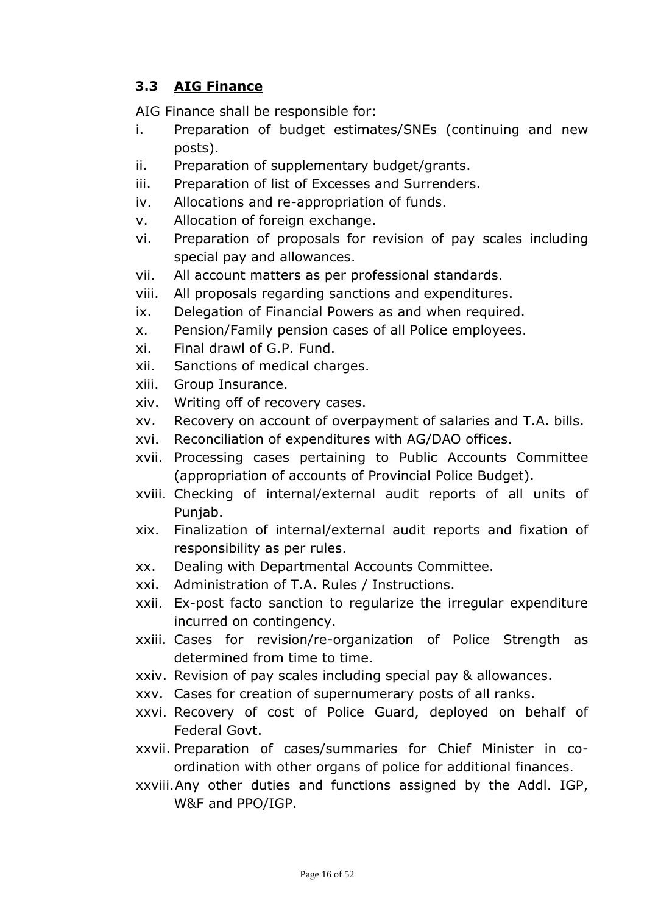### 3.3 AIG Finance

AIG Finance shall be responsible for:

i. Preparation of budget estimates/SNEs (continuing and new posts).
ii. Preparation of supplementary budget/grants.
iii. Preparation of list of Excesses and Surrenders.
iv. Allocations and re-appropriation of funds.
v. Allocation of foreign exchange.
vi. Preparation of proposals for revision of pay scales including special pay and allowances.
vii. All account matters as per professional standards.
viii. All proposals regarding sanctions and expenditures.
ix. Delegation of Financial Powers as and when required.
x. Pension/Family pension cases of all Police employees.
xi. Final drawl of G.P. Fund.
xii. Sanctions of medical charges.
xiii. Group Insurance.
xiv. Writing off of recovery cases.
xv. Recovery on account of overpayment of salaries and T.A. bills.
xvi. Reconciliation of expenditures with AG/DAO offices.
xvii. Processing cases pertaining to Public Accounts Committee (appropriation of accounts of Provincial Police Budget).
xviii. Checking of internal/external audit reports of all units of Punjab.
xix. Finalization of internal/external audit reports and fixation of responsibility as per rules.
xx. Dealing with Departmental Accounts Committee.
xxi. Administration of T.A. Rules / Instructions.
xxii. Ex-post facto sanction to regularize the irregular expenditure incurred on contingency.
xxiii. Cases for revision/re-organization of Police Strength as determined from time to time.
xxiv. Revision of pay scales including special pay & allowances.
xxv. Cases for creation of supernumerary posts of all ranks.
xxvi. Recovery of cost of Police Guard, deployed on behalf of Federal Govt.
xxvii. Preparation of cases/summaries for Chief Minister in co-ordination with other organs of police for additional finances.
xxviii. Any other duties and functions assigned by the Addl. IGP, W&F and PPO/IGP.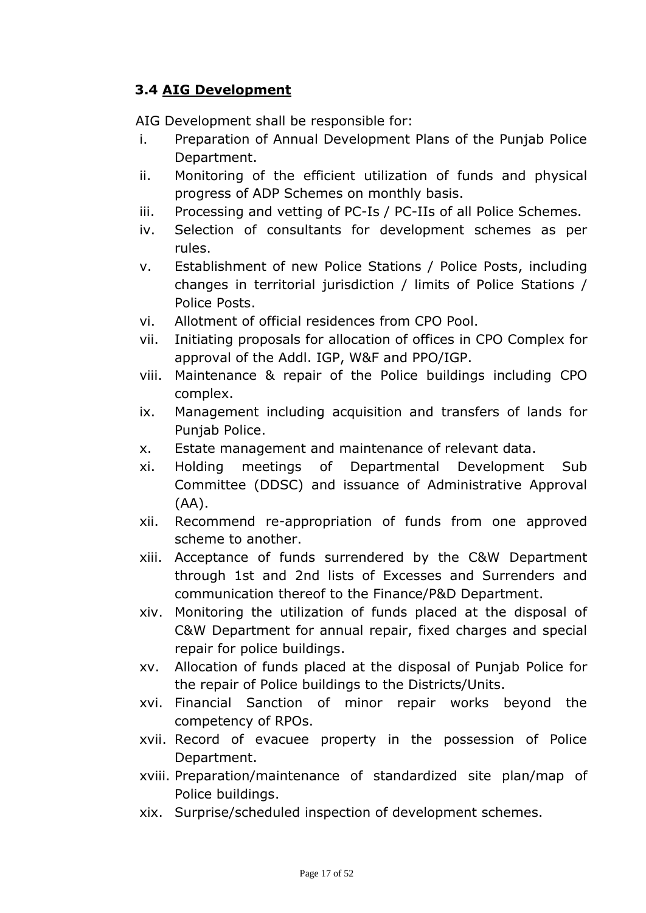### 3.4 <u>AIG Development</u>

AIG Development shall be responsible for:

i. Preparation of Annual Development Plans of the Punjab Police Department.
ii. Monitoring of the efficient utilization of funds and physical progress of ADP Schemes on monthly basis.
iii. Processing and vetting of PC-Is / PC-IIs of all Police Schemes.
iv. Selection of consultants for development schemes as per rules.
v. Establishment of new Police Stations / Police Posts, including changes in territorial jurisdiction / limits of Police Stations / Police Posts.
vi. Allotment of official residences from CPO Pool.
vii. Initiating proposals for allocation of offices in CPO Complex for approval of the Addl. IGP, W&F and PPO/IGP.
viii. Maintenance & repair of the Police buildings including CPO complex.
ix. Management including acquisition and transfers of lands for Punjab Police.
x. Estate management and maintenance of relevant data.
xi. Holding meetings of Departmental Development Sub Committee (DDSC) and issuance of Administrative Approval (AA).
xii. Recommend re-appropriation of funds from one approved scheme to another.
xiii. Acceptance of funds surrendered by the C&W Department through 1st and 2nd lists of Excesses and Surrenders and communication thereof to the Finance/P&D Department.
xiv. Monitoring the utilization of funds placed at the disposal of C&W Department for annual repair, fixed charges and special repair for police buildings.
xv. Allocation of funds placed at the disposal of Punjab Police for the repair of Police buildings to the Districts/Units.
xvi. Financial Sanction of minor repair works beyond the competency of RPOs.
xvii. Record of evacuee property in the possession of Police Department.
xviii. Preparation/maintenance of standardized site plan/map of Police buildings.
xix. Surprise/scheduled inspection of development schemes.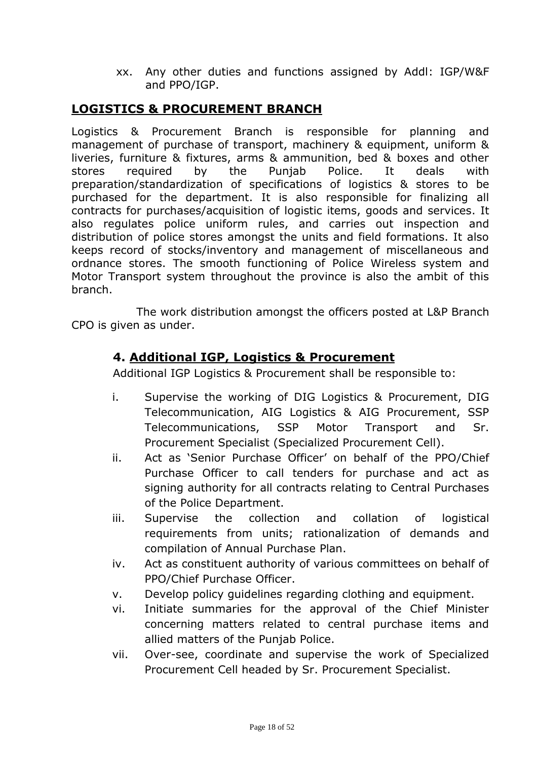xx. Any other duties and functions assigned by Addl: IGP/W&F and PPO/IGP.

## LOGISTICS & PROCUREMENT BRANCH

Logistics & Procurement Branch is responsible for planning and management of purchase of transport, machinery & equipment, uniform & liveries, furniture & fixtures, arms & ammunition, bed & boxes and other stores required by the Punjab Police. It deals with preparation/standardization of specifications of logistics & stores to be purchased for the department. It is also responsible for finalizing all contracts for purchases/acquisition of logistic items, goods and services. It also regulates police uniform rules, and carries out inspection and distribution of police stores amongst the units and field formations. It also keeps record of stocks/inventory and management of miscellaneous and ordnance stores. The smooth functioning of Police Wireless system and Motor Transport system throughout the province is also the ambit of this branch.

The work distribution amongst the officers posted at L&P Branch CPO is given as under.

### 4. Additional IGP, Logistics & Procurement

Additional IGP Logistics & Procurement shall be responsible to:

i. Supervise the working of DIG Logistics & Procurement, DIG Telecommunication, AIG Logistics & AIG Procurement, SSP Telecommunications, SSP Motor Transport and Sr. Procurement Specialist (Specialized Procurement Cell).
ii. Act as 'Senior Purchase Officer' on behalf of the PPO/Chief Purchase Officer to call tenders for purchase and act as signing authority for all contracts relating to Central Purchases of the Police Department.
iii. Supervise the collection and collation of logistical requirements from units; rationalization of demands and compilation of Annual Purchase Plan.
iv. Act as constituent authority of various committees on behalf of PPO/Chief Purchase Officer.
v. Develop policy guidelines regarding clothing and equipment.
vi. Initiate summaries for the approval of the Chief Minister concerning matters related to central purchase items and allied matters of the Punjab Police.
vii. Over-see, coordinate and supervise the work of Specialized Procurement Cell headed by Sr. Procurement Specialist.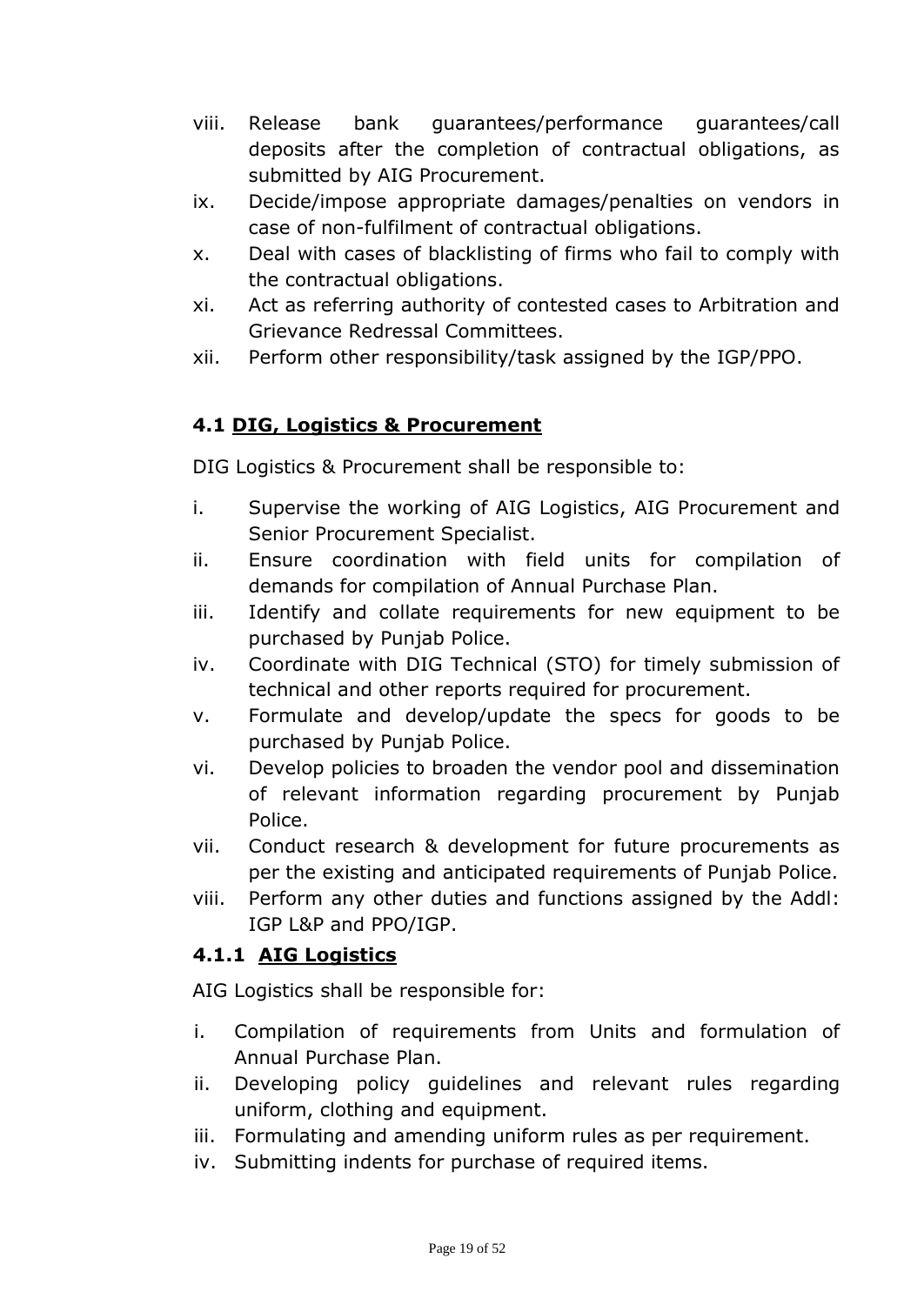viii. Release bank guarantees/performance guarantees/call deposits after the completion of contractual obligations, as submitted by AIG Procurement.

ix. Decide/impose appropriate damages/penalties on vendors in case of non-fulfilment of contractual obligations.

x. Deal with cases of blacklisting of firms who fail to comply with the contractual obligations.

xi. Act as referring authority of contested cases to Arbitration and Grievance Redressal Committees.

xii. Perform other responsibility/task assigned by the IGP/PPO.

### 4.1 <u>DIG, Logistics & Procurement</u>

DIG Logistics & Procurement shall be responsible to:

i. Supervise the working of AIG Logistics, AIG Procurement and Senior Procurement Specialist.

ii. Ensure coordination with field units for compilation of demands for compilation of Annual Purchase Plan.

iii. Identify and collate requirements for new equipment to be purchased by Punjab Police.

iv. Coordinate with DIG Technical (STO) for timely submission of technical and other reports required for procurement.

v. Formulate and develop/update the specs for goods to be purchased by Punjab Police.

vi. Develop policies to broaden the vendor pool and dissemination of relevant information regarding procurement by Punjab Police.

vii. Conduct research & development for future procurements as per the existing and anticipated requirements of Punjab Police.

viii. Perform any other duties and functions assigned by the Addl: IGP L&P and PPO/IGP.

#### 4.1.1 <u>AIG Logistics</u>

AIG Logistics shall be responsible for:

i. Compilation of requirements from Units and formulation of Annual Purchase Plan.

ii. Developing policy guidelines and relevant rules regarding uniform, clothing and equipment.

iii. Formulating and amending uniform rules as per requirement.

iv. Submitting indents for purchase of required items.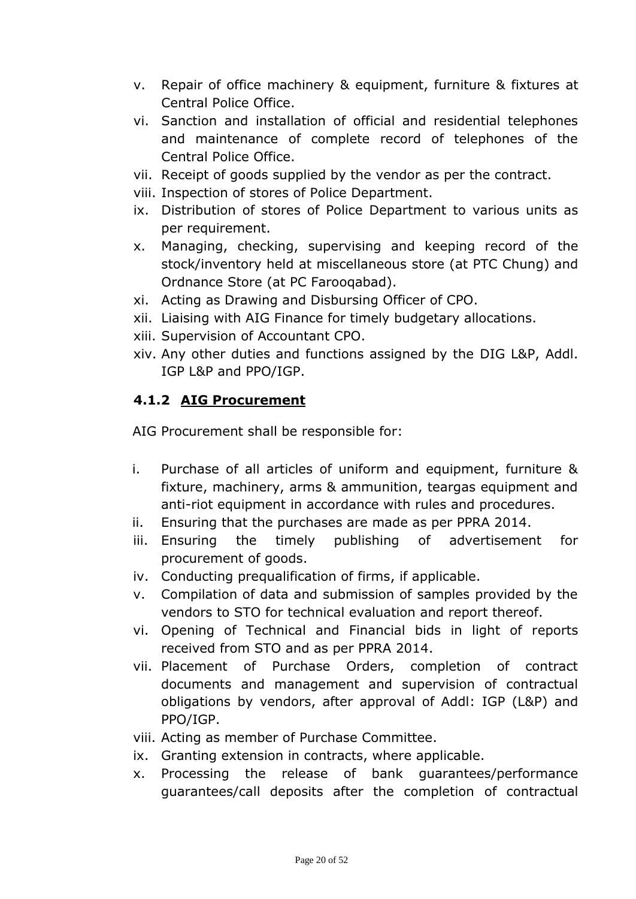v. Repair of office machinery & equipment, furniture & fixtures at Central Police Office.
vi. Sanction and installation of official and residential telephones and maintenance of complete record of telephones of the Central Police Office.
vii. Receipt of goods supplied by the vendor as per the contract.
viii. Inspection of stores of Police Department.
ix. Distribution of stores of Police Department to various units as per requirement.
x. Managing, checking, supervising and keeping record of the stock/inventory held at miscellaneous store (at PTC Chung) and Ordnance Store (at PC Farooqabad).
xi. Acting as Drawing and Disbursing Officer of CPO.
xii. Liaising with AIG Finance for timely budgetary allocations.
xiii. Supervision of Accountant CPO.
xiv. Any other duties and functions assigned by the DIG L&P, Addl. IGP L&P and PPO/IGP.

### 4.1.2 <u>AIG Procurement</u>

AIG Procurement shall be responsible for:

i. Purchase of all articles of uniform and equipment, furniture & fixture, machinery, arms & ammunition, teargas equipment and anti-riot equipment in accordance with rules and procedures.
ii. Ensuring that the purchases are made as per PPRA 2014.
iii. Ensuring the timely publishing of advertisement for procurement of goods.
iv. Conducting prequalification of firms, if applicable.
v. Compilation of data and submission of samples provided by the vendors to STO for technical evaluation and report thereof.
vi. Opening of Technical and Financial bids in light of reports received from STO and as per PPRA 2014.
vii. Placement of Purchase Orders, completion of contract documents and management and supervision of contractual obligations by vendors, after approval of Addl: IGP (L&P) and PPO/IGP.
viii. Acting as member of Purchase Committee.
ix. Granting extension in contracts, where applicable.
x. Processing the release of bank guarantees/performance guarantees/call deposits after the completion of contractual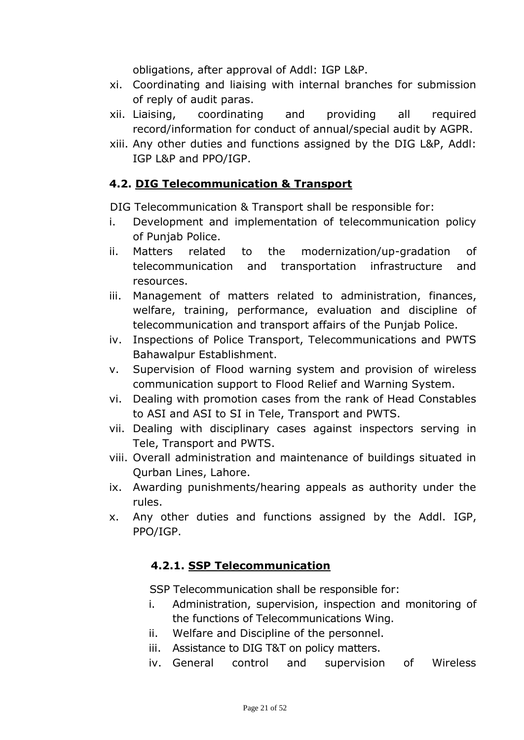obligations, after approval of Addl: IGP L&P.

xi. Coordinating and liaising with internal branches for submission of reply of audit paras.
xii. Liaising, coordinating and providing all required record/information for conduct of annual/special audit by AGPR.
xiii. Any other duties and functions assigned by the DIG L&P, Addl: IGP L&P and PPO/IGP.

### 4.2. DIG Telecommunication & Transport

DIG Telecommunication & Transport shall be responsible for:

i. Development and implementation of telecommunication policy of Punjab Police.
ii. Matters related to the modernization/up-gradation of telecommunication and transportation infrastructure and resources.
iii. Management of matters related to administration, finances, welfare, training, performance, evaluation and discipline of telecommunication and transport affairs of the Punjab Police.
iv. Inspections of Police Transport, Telecommunications and PWTS Bahawalpur Establishment.
v. Supervision of Flood warning system and provision of wireless communication support to Flood Relief and Warning System.
vi. Dealing with promotion cases from the rank of Head Constables to ASI and ASI to SI in Tele, Transport and PWTS.
vii. Dealing with disciplinary cases against inspectors serving in Tele, Transport and PWTS.
viii. Overall administration and maintenance of buildings situated in Qurban Lines, Lahore.
ix. Awarding punishments/hearing appeals as authority under the rules.
x. Any other duties and functions assigned by the Addl. IGP, PPO/IGP.

#### 4.2.1. SSP Telecommunication

SSP Telecommunication shall be responsible for:

i. Administration, supervision, inspection and monitoring of the functions of Telecommunications Wing.
ii. Welfare and Discipline of the personnel.
iii. Assistance to DIG T&T on policy matters.
iv. General control and supervision of Wireless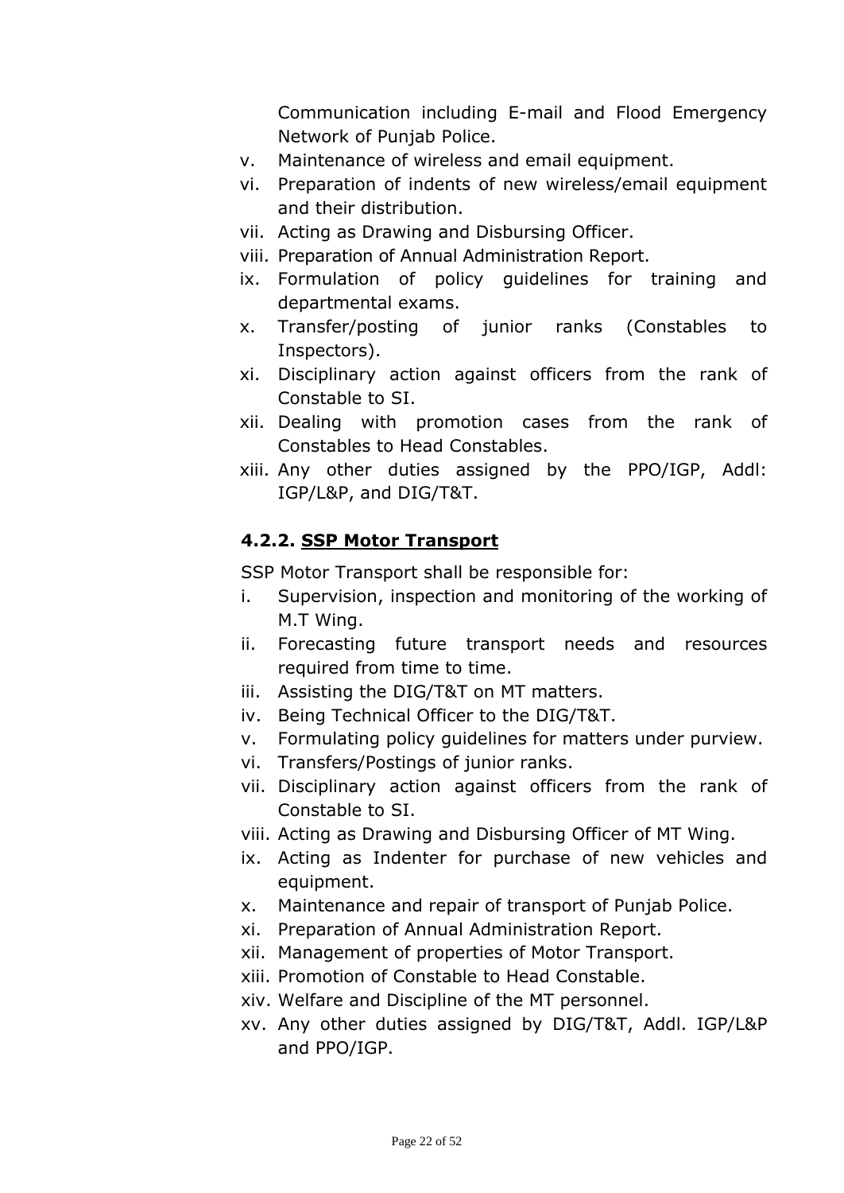Communication including E-mail and Flood Emergency Network of Punjab Police.

v. Maintenance of wireless and email equipment.
vi. Preparation of indents of new wireless/email equipment and their distribution.
vii. Acting as Drawing and Disbursing Officer.
viii. Preparation of Annual Administration Report.
ix. Formulation of policy guidelines for training and departmental exams.
x. Transfer/posting of junior ranks (Constables to Inspectors).
xi. Disciplinary action against officers from the rank of Constable to SI.
xii. Dealing with promotion cases from the rank of Constables to Head Constables.
xiii. Any other duties assigned by the PPO/IGP, Addl: IGP/L&P, and DIG/T&T.

#### 4.2.2. <u>SSP Motor Transport</u>

SSP Motor Transport shall be responsible for:

i. Supervision, inspection and monitoring of the working of M.T Wing.
ii. Forecasting future transport needs and resources required from time to time.
iii. Assisting the DIG/T&T on MT matters.
iv. Being Technical Officer to the DIG/T&T.
v. Formulating policy guidelines for matters under purview.
vi. Transfers/Postings of junior ranks.
vii. Disciplinary action against officers from the rank of Constable to SI.
viii. Acting as Drawing and Disbursing Officer of MT Wing.
ix. Acting as Indenter for purchase of new vehicles and equipment.
x. Maintenance and repair of transport of Punjab Police.
xi. Preparation of Annual Administration Report.
xii. Management of properties of Motor Transport.
xiii. Promotion of Constable to Head Constable.
xiv. Welfare and Discipline of the MT personnel.
xv. Any other duties assigned by DIG/T&T, Addl. IGP/L&P and PPO/IGP.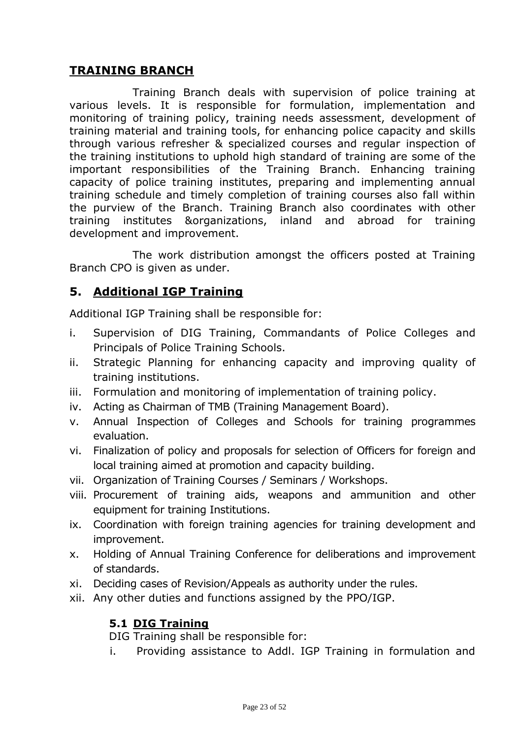## TRAINING BRANCH

Training Branch deals with supervision of police training at various levels. It is responsible for formulation, implementation and monitoring of training policy, training needs assessment, development of training material and training tools, for enhancing police capacity and skills through various refresher & specialized courses and regular inspection of the training institutions to uphold high standard of training are some of the important responsibilities of the Training Branch. Enhancing training capacity of police training institutes, preparing and implementing annual training schedule and timely completion of training courses also fall within the purview of the Branch. Training Branch also coordinates with other training institutes &organizations, inland and abroad for training development and improvement.

The work distribution amongst the officers posted at Training Branch CPO is given as under.

## 5. Additional IGP Training

Additional IGP Training shall be responsible for:

i. Supervision of DIG Training, Commandants of Police Colleges and Principals of Police Training Schools.
ii. Strategic Planning for enhancing capacity and improving quality of training institutions.
iii. Formulation and monitoring of implementation of training policy.
iv. Acting as Chairman of TMB (Training Management Board).
v. Annual Inspection of Colleges and Schools for training programmes evaluation.
vi. Finalization of policy and proposals for selection of Officers for foreign and local training aimed at promotion and capacity building.
vii. Organization of Training Courses / Seminars / Workshops.
viii. Procurement of training aids, weapons and ammunition and other equipment for training Institutions.
ix. Coordination with foreign training agencies for training development and improvement.
x. Holding of Annual Training Conference for deliberations and improvement of standards.
xi. Deciding cases of Revision/Appeals as authority under the rules.
xii. Any other duties and functions assigned by the PPO/IGP.

### 5.1 DIG Training

DIG Training shall be responsible for:

i. Providing assistance to Addl. IGP Training in formulation and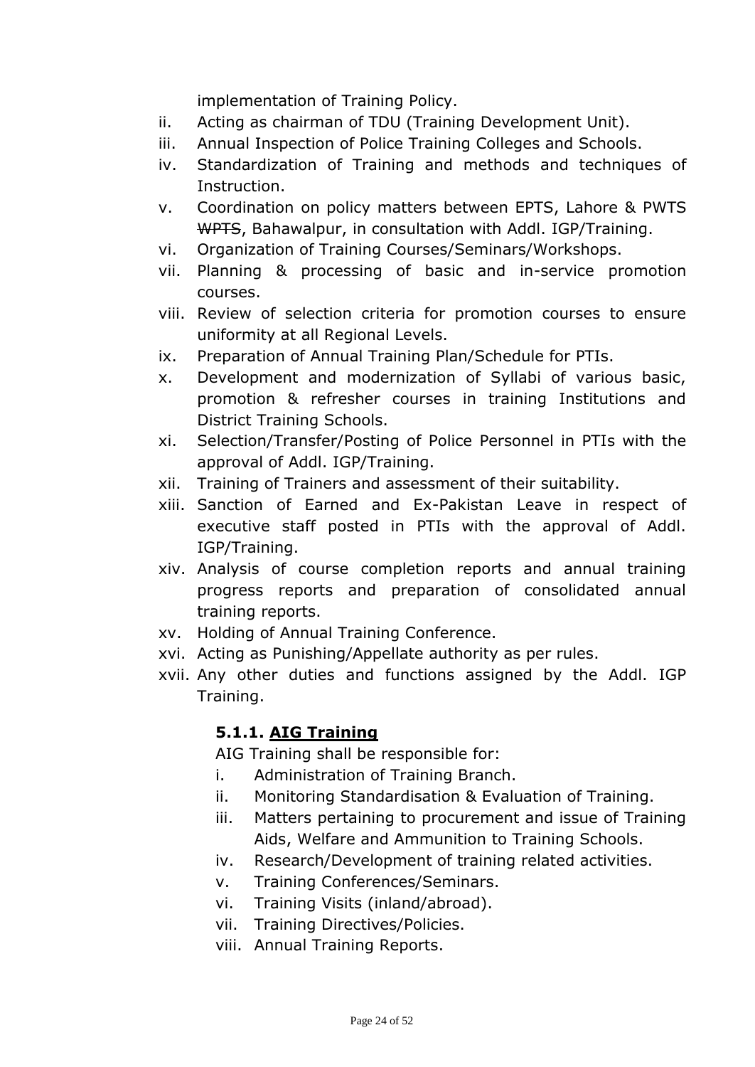implementation of Training Policy.

ii. Acting as chairman of TDU (Training Development Unit).
iii. Annual Inspection of Police Training Colleges and Schools.
iv. Standardization of Training and methods and techniques of Instruction.
v. Coordination on policy matters between EPTS, Lahore & PWTS ~~WPTS~~, Bahawalpur, in consultation with Addl. IGP/Training.
vi. Organization of Training Courses/Seminars/Workshops.
vii. Planning & processing of basic and in-service promotion courses.
viii. Review of selection criteria for promotion courses to ensure uniformity at all Regional Levels.
ix. Preparation of Annual Training Plan/Schedule for PTIs.
x. Development and modernization of Syllabi of various basic, promotion & refresher courses in training Institutions and District Training Schools.
xi. Selection/Transfer/Posting of Police Personnel in PTIs with the approval of Addl. IGP/Training.
xii. Training of Trainers and assessment of their suitability.
xiii. Sanction of Earned and Ex-Pakistan Leave in respect of executive staff posted in PTIs with the approval of Addl. IGP/Training.
xiv. Analysis of course completion reports and annual training progress reports and preparation of consolidated annual training reports.
xv. Holding of Annual Training Conference.
xvi. Acting as Punishing/Appellate authority as per rules.
xvii. Any other duties and functions assigned by the Addl. IGP Training.

### 5.1.1. <u>AIG Training</u>

AIG Training shall be responsible for:

i. Administration of Training Branch.
ii. Monitoring Standardisation & Evaluation of Training.
iii. Matters pertaining to procurement and issue of Training Aids, Welfare and Ammunition to Training Schools.
iv. Research/Development of training related activities.
v. Training Conferences/Seminars.
vi. Training Visits (inland/abroad).
vii. Training Directives/Policies.
viii. Annual Training Reports.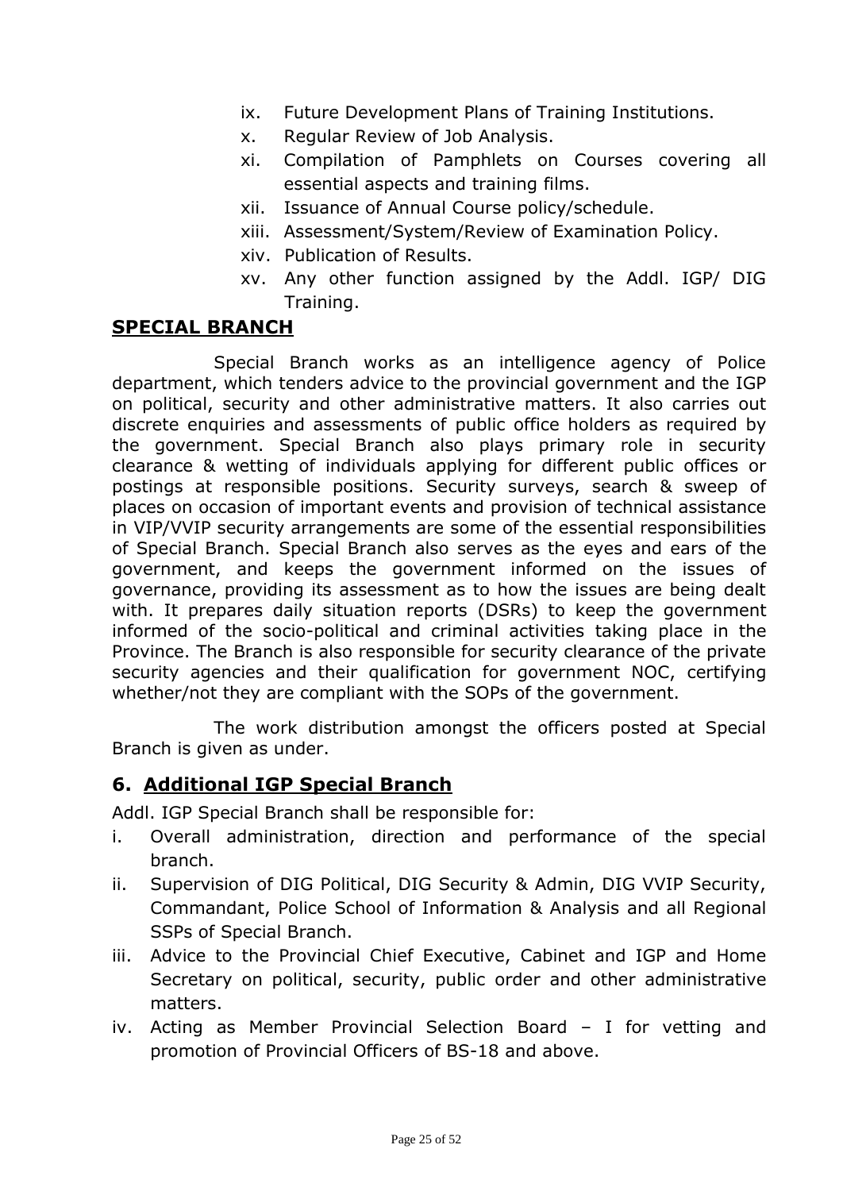ix. Future Development Plans of Training Institutions.
x. Regular Review of Job Analysis.
xi. Compilation of Pamphlets on Courses covering all essential aspects and training films.
xii. Issuance of Annual Course policy/schedule.
xiii. Assessment/System/Review of Examination Policy.
xiv. Publication of Results.
xv. Any other function assigned by the Addl. IGP/ DIG Training.

## SPECIAL BRANCH

Special Branch works as an intelligence agency of Police department, which tenders advice to the provincial government and the IGP on political, security and other administrative matters. It also carries out discrete enquiries and assessments of public office holders as required by the government. Special Branch also plays primary role in security clearance & wetting of individuals applying for different public offices or postings at responsible positions. Security surveys, search & sweep of places on occasion of important events and provision of technical assistance in VIP/VVIP security arrangements are some of the essential responsibilities of Special Branch. Special Branch also serves as the eyes and ears of the government, and keeps the government informed on the issues of governance, providing its assessment as to how the issues are being dealt with. It prepares daily situation reports (DSRs) to keep the government informed of the socio-political and criminal activities taking place in the Province. The Branch is also responsible for security clearance of the private security agencies and their qualification for government NOC, certifying whether/not they are compliant with the SOPs of the government.

The work distribution amongst the officers posted at Special Branch is given as under.

## 6. Additional IGP Special Branch

Addl. IGP Special Branch shall be responsible for:

i. Overall administration, direction and performance of the special branch.
ii. Supervision of DIG Political, DIG Security & Admin, DIG VVIP Security, Commandant, Police School of Information & Analysis and all Regional SSPs of Special Branch.
iii. Advice to the Provincial Chief Executive, Cabinet and IGP and Home Secretary on political, security, public order and other administrative matters.
iv. Acting as Member Provincial Selection Board – I for vetting and promotion of Provincial Officers of BS-18 and above.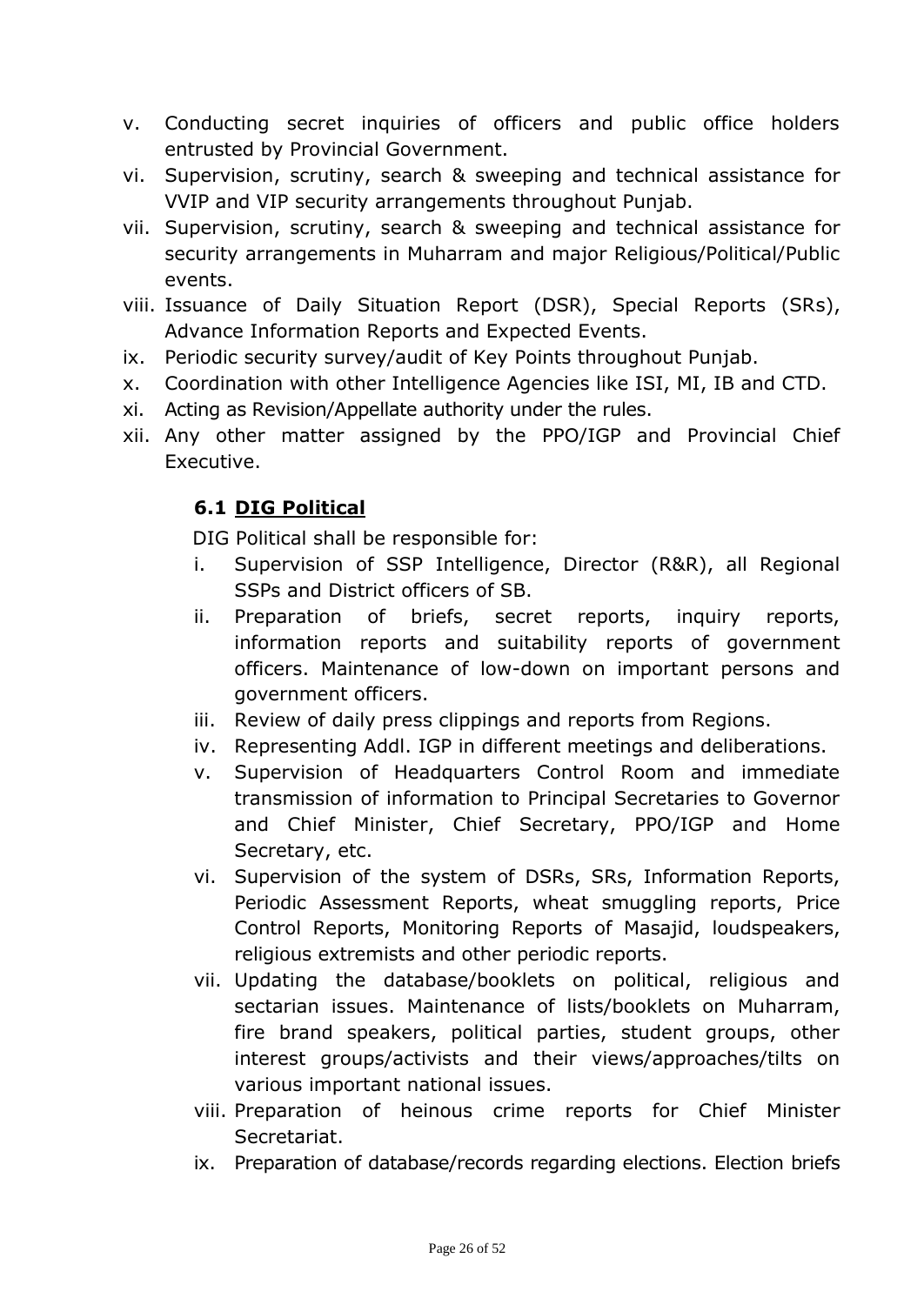v. Conducting secret inquiries of officers and public office holders entrusted by Provincial Government.
vi. Supervision, scrutiny, search & sweeping and technical assistance for VVIP and VIP security arrangements throughout Punjab.
vii. Supervision, scrutiny, search & sweeping and technical assistance for security arrangements in Muharram and major Religious/Political/Public events.
viii. Issuance of Daily Situation Report (DSR), Special Reports (SRs), Advance Information Reports and Expected Events.
ix. Periodic security survey/audit of Key Points throughout Punjab.
x. Coordination with other Intelligence Agencies like ISI, MI, IB and CTD.
xi. Acting as Revision/Appellate authority under the rules.
xii. Any other matter assigned by the PPO/IGP and Provincial Chief Executive.

### 6.1 <u>DIG Political</u>

DIG Political shall be responsible for:

i. Supervision of SSP Intelligence, Director (R&R), all Regional SSPs and District officers of SB.
ii. Preparation of briefs, secret reports, inquiry reports, information reports and suitability reports of government officers. Maintenance of low-down on important persons and government officers.
iii. Review of daily press clippings and reports from Regions.
iv. Representing Addl. IGP in different meetings and deliberations.
v. Supervision of Headquarters Control Room and immediate transmission of information to Principal Secretaries to Governor and Chief Minister, Chief Secretary, PPO/IGP and Home Secretary, etc.
vi. Supervision of the system of DSRs, SRs, Information Reports, Periodic Assessment Reports, wheat smuggling reports, Price Control Reports, Monitoring Reports of Masajid, loudspeakers, religious extremists and other periodic reports.
vii. Updating the database/booklets on political, religious and sectarian issues. Maintenance of lists/booklets on Muharram, fire brand speakers, political parties, student groups, other interest groups/activists and their views/approaches/tilts on various important national issues.
viii. Preparation of heinous crime reports for Chief Minister Secretariat.
ix. Preparation of database/records regarding elections. Election briefs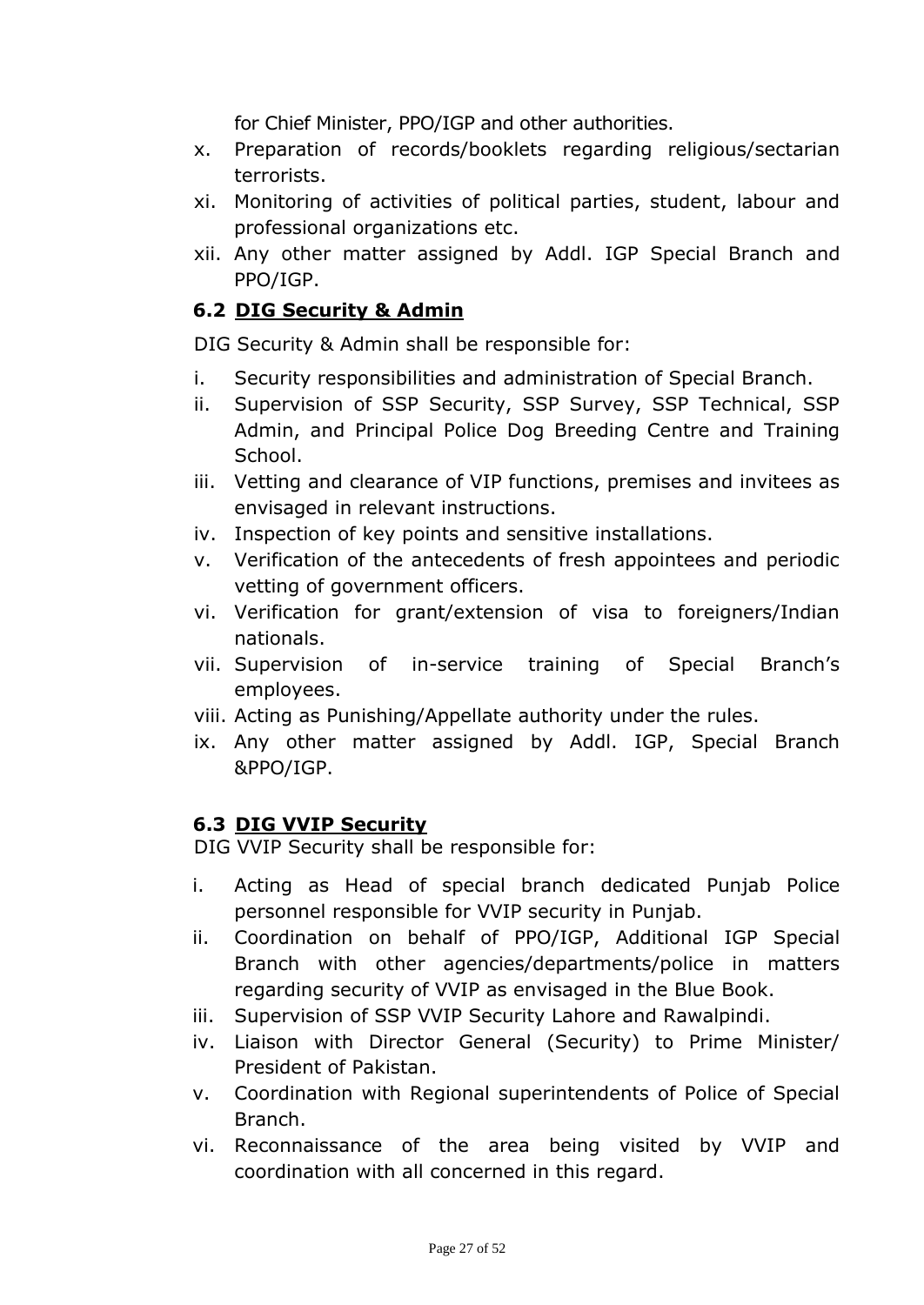for Chief Minister, PPO/IGP and other authorities.

x. Preparation of records/booklets regarding religious/sectarian terrorists.

xi. Monitoring of activities of political parties, student, labour and professional organizations etc.

xii. Any other matter assigned by Addl. IGP Special Branch and PPO/IGP.

### 6.2 <u>DIG Security & Admin</u>

DIG Security & Admin shall be responsible for:

i. Security responsibilities and administration of Special Branch.

ii. Supervision of SSP Security, SSP Survey, SSP Technical, SSP Admin, and Principal Police Dog Breeding Centre and Training School.

iii. Vetting and clearance of VIP functions, premises and invitees as envisaged in relevant instructions.

iv. Inspection of key points and sensitive installations.

v. Verification of the antecedents of fresh appointees and periodic vetting of government officers.

vi. Verification for grant/extension of visa to foreigners/Indian nationals.

vii. Supervision of in-service training of Special Branch's employees.

viii. Acting as Punishing/Appellate authority under the rules.

ix. Any other matter assigned by Addl. IGP, Special Branch &PPO/IGP.

### 6.3 <u>DIG VVIP Security</u>

DIG VVIP Security shall be responsible for:

i. Acting as Head of special branch dedicated Punjab Police personnel responsible for VVIP security in Punjab.

ii. Coordination on behalf of PPO/IGP, Additional IGP Special Branch with other agencies/departments/police in matters regarding security of VVIP as envisaged in the Blue Book.

iii. Supervision of SSP VVIP Security Lahore and Rawalpindi.

iv. Liaison with Director General (Security) to Prime Minister/ President of Pakistan.

v. Coordination with Regional superintendents of Police of Special Branch.

vi. Reconnaissance of the area being visited by VVIP and coordination with all concerned in this regard.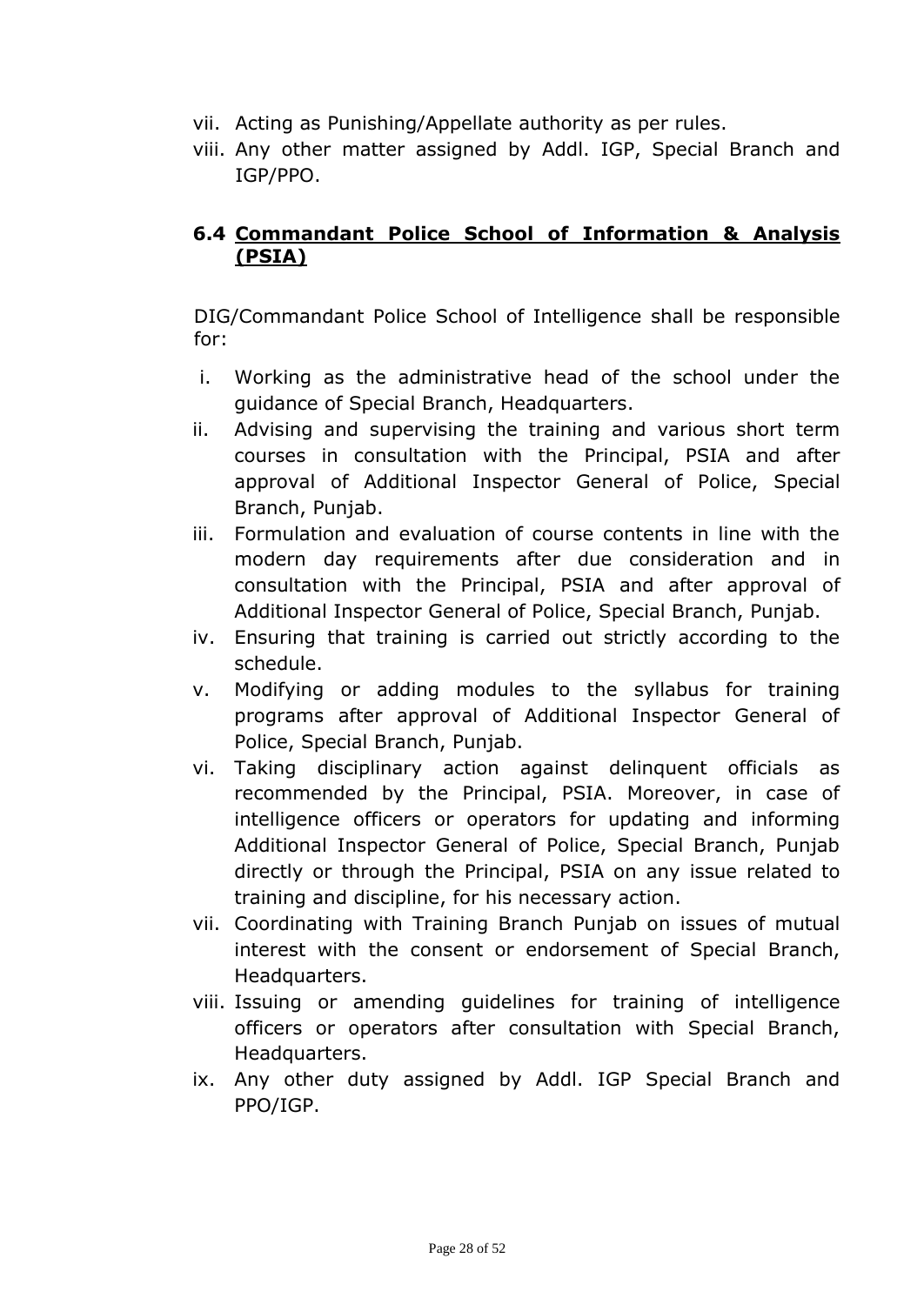vii. Acting as Punishing/Appellate authority as per rules.

viii. Any other matter assigned by Addl. IGP, Special Branch and IGP/PPO.

### 6.4 Commandant Police School of Information & Analysis (PSIA)

DIG/Commandant Police School of Intelligence shall be responsible for:

i. Working as the administrative head of the school under the guidance of Special Branch, Headquarters.

ii. Advising and supervising the training and various short term courses in consultation with the Principal, PSIA and after approval of Additional Inspector General of Police, Special Branch, Punjab.

iii. Formulation and evaluation of course contents in line with the modern day requirements after due consideration and in consultation with the Principal, PSIA and after approval of Additional Inspector General of Police, Special Branch, Punjab.

iv. Ensuring that training is carried out strictly according to the schedule.

v. Modifying or adding modules to the syllabus for training programs after approval of Additional Inspector General of Police, Special Branch, Punjab.

vi. Taking disciplinary action against delinquent officials as recommended by the Principal, PSIA. Moreover, in case of intelligence officers or operators for updating and informing Additional Inspector General of Police, Special Branch, Punjab directly or through the Principal, PSIA on any issue related to training and discipline, for his necessary action.

vii. Coordinating with Training Branch Punjab on issues of mutual interest with the consent or endorsement of Special Branch, Headquarters.

viii. Issuing or amending guidelines for training of intelligence officers or operators after consultation with Special Branch, Headquarters.

ix. Any other duty assigned by Addl. IGP Special Branch and PPO/IGP.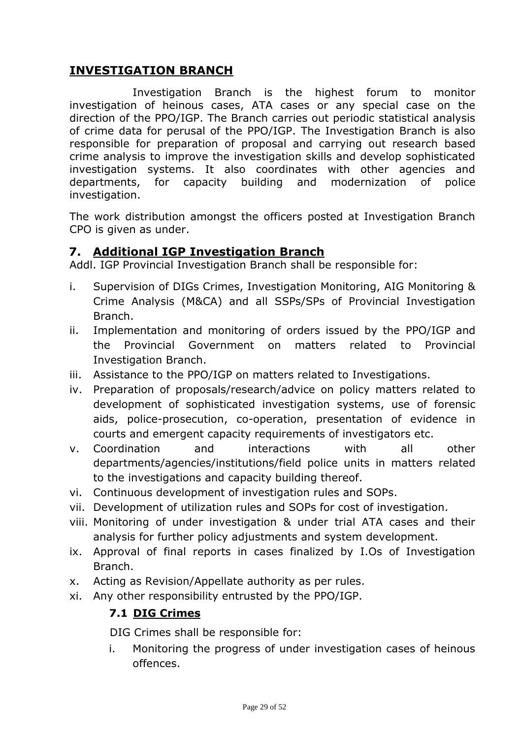## INVESTIGATION BRANCH

Investigation Branch is the highest forum to monitor investigation of heinous cases, ATA cases or any special case on the direction of the PPO/IGP. The Branch carries out periodic statistical analysis of crime data for perusal of the PPO/IGP. The Investigation Branch is also responsible for preparation of proposal and carrying out research based crime analysis to improve the investigation skills and develop sophisticated investigation systems. It also coordinates with other agencies and departments, for capacity building and modernization of police investigation.

The work distribution amongst the officers posted at Investigation Branch CPO is given as under.

### 7. Additional IGP Investigation Branch

Addl. IGP Provincial Investigation Branch shall be responsible for:

- i. Supervision of DIGs Crimes, Investigation Monitoring, AIG Monitoring & Crime Analysis (M&CA) and all SSPs/SPs of Provincial Investigation Branch.
- ii. Implementation and monitoring of orders issued by the PPO/IGP and the Provincial Government on matters related to Provincial Investigation Branch.
- iii. Assistance to the PPO/IGP on matters related to Investigations.
- iv. Preparation of proposals/research/advice on policy matters related to development of sophisticated investigation systems, use of forensic aids, police-prosecution, co-operation, presentation of evidence in courts and emergent capacity requirements of investigators etc.
- v. Coordination and interactions with all other departments/agencies/institutions/field police units in matters related to the investigations and capacity building thereof.
- vi. Continuous development of investigation rules and SOPs.
- vii. Development of utilization rules and SOPs for cost of investigation.
- viii. Monitoring of under investigation & under trial ATA cases and their analysis for further policy adjustments and system development.
- ix. Approval of final reports in cases finalized by I.Os of Investigation Branch.
- x. Acting as Revision/Appellate authority as per rules.
- xi. Any other responsibility entrusted by the PPO/IGP.

#### 7.1 DIG Crimes

DIG Crimes shall be responsible for:

- i. Monitoring the progress of under investigation cases of heinous offences.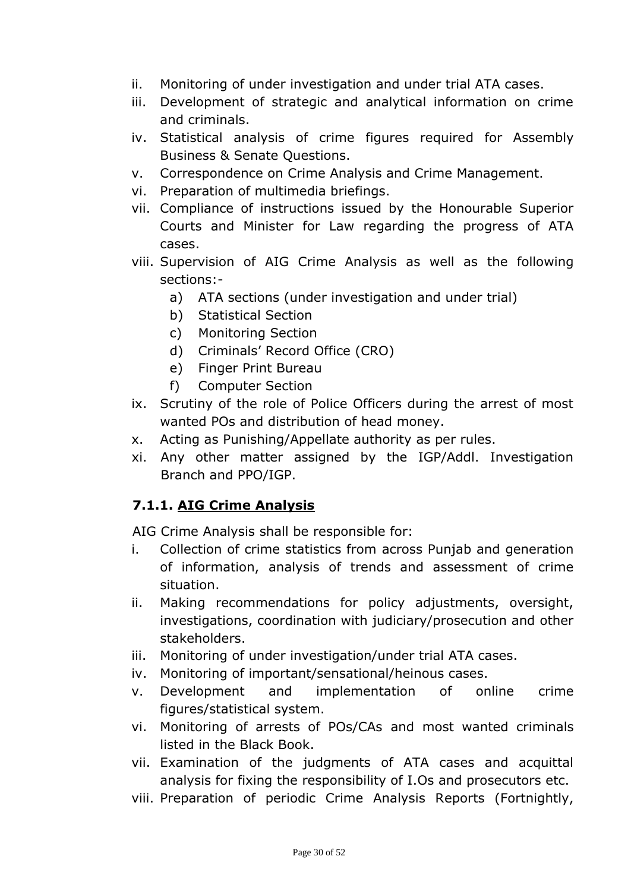ii. Monitoring of under investigation and under trial ATA cases.
iii. Development of strategic and analytical information on crime and criminals.
iv. Statistical analysis of crime figures required for Assembly Business & Senate Questions.
v. Correspondence on Crime Analysis and Crime Management.
vi. Preparation of multimedia briefings.
vii. Compliance of instructions issued by the Honourable Superior Courts and Minister for Law regarding the progress of ATA cases.
viii. Supervision of AIG Crime Analysis as well as the following sections:-
    a) ATA sections (under investigation and under trial)
    b) Statistical Section
    c) Monitoring Section
    d) Criminals' Record Office (CRO)
    e) Finger Print Bureau
    f) Computer Section
ix. Scrutiny of the role of Police Officers during the arrest of most wanted POs and distribution of head money.
x. Acting as Punishing/Appellate authority as per rules.
xi. Any other matter assigned by the IGP/Addl. Investigation Branch and PPO/IGP.

### 7.1.1. <u>AIG Crime Analysis</u>

AIG Crime Analysis shall be responsible for:

i. Collection of crime statistics from across Punjab and generation of information, analysis of trends and assessment of crime situation.
ii. Making recommendations for policy adjustments, oversight, investigations, coordination with judiciary/prosecution and other stakeholders.
iii. Monitoring of under investigation/under trial ATA cases.
iv. Monitoring of important/sensational/heinous cases.
v. Development and implementation of online crime figures/statistical system.
vi. Monitoring of arrests of POs/CAs and most wanted criminals listed in the Black Book.
vii. Examination of the judgments of ATA cases and acquittal analysis for fixing the responsibility of I.Os and prosecutors etc.
viii. Preparation of periodic Crime Analysis Reports (Fortnightly,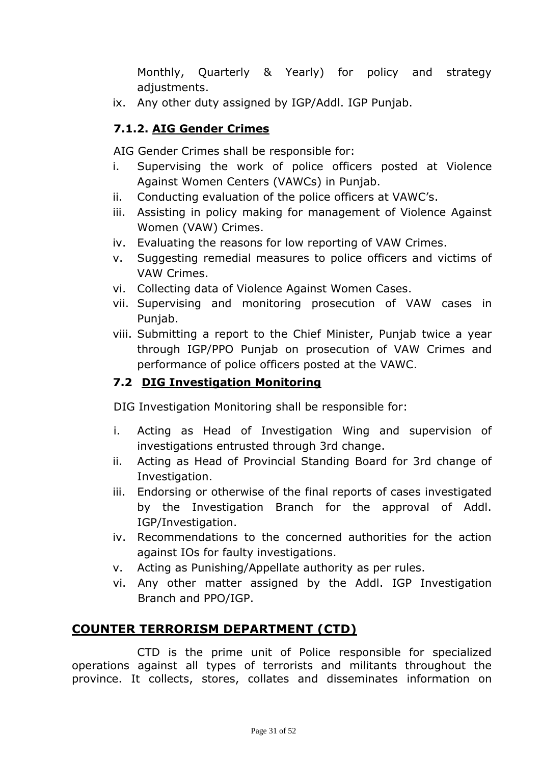Monthly, Quarterly & Yearly) for policy and strategy adjustments.

ix. Any other duty assigned by IGP/Addl. IGP Punjab.

### 7.1.2. AIG Gender Crimes

AIG Gender Crimes shall be responsible for:

i. Supervising the work of police officers posted at Violence Against Women Centers (VAWCs) in Punjab.
ii. Conducting evaluation of the police officers at VAWC's.
iii. Assisting in policy making for management of Violence Against Women (VAW) Crimes.
iv. Evaluating the reasons for low reporting of VAW Crimes.
v. Suggesting remedial measures to police officers and victims of VAW Crimes.
vi. Collecting data of Violence Against Women Cases.
vii. Supervising and monitoring prosecution of VAW cases in Punjab.
viii. Submitting a report to the Chief Minister, Punjab twice a year through IGP/PPO Punjab on prosecution of VAW Crimes and performance of police officers posted at the VAWC.

### 7.2 DIG Investigation Monitoring

DIG Investigation Monitoring shall be responsible for:

i. Acting as Head of Investigation Wing and supervision of investigations entrusted through 3rd change.
ii. Acting as Head of Provincial Standing Board for 3rd change of Investigation.
iii. Endorsing or otherwise of the final reports of cases investigated by the Investigation Branch for the approval of Addl. IGP/Investigation.
iv. Recommendations to the concerned authorities for the action against IOs for faulty investigations.
v. Acting as Punishing/Appellate authority as per rules.
vi. Any other matter assigned by the Addl. IGP Investigation Branch and PPO/IGP.

## COUNTER TERRORISM DEPARTMENT (CTD)

CTD is the prime unit of Police responsible for specialized operations against all types of terrorists and militants throughout the province. It collects, stores, collates and disseminates information on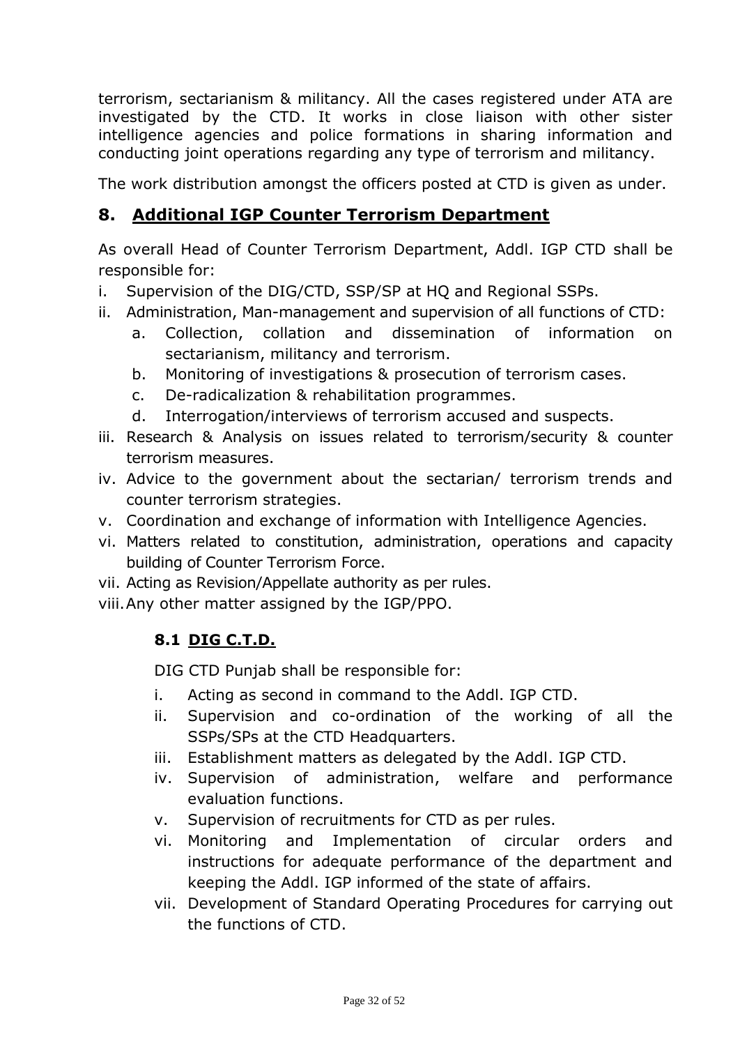terrorism, sectarianism & militancy. All the cases registered under ATA are investigated by the CTD. It works in close liaison with other sister intelligence agencies and police formations in sharing information and conducting joint operations regarding any type of terrorism and militancy.

The work distribution amongst the officers posted at CTD is given as under.

## 8. Additional IGP Counter Terrorism Department

As overall Head of Counter Terrorism Department, Addl. IGP CTD shall be responsible for:

i. Supervision of the DIG/CTD, SSP/SP at HQ and Regional SSPs.
ii. Administration, Man-management and supervision of all functions of CTD:
   a. Collection, collation and dissemination of information on sectarianism, militancy and terrorism.
   b. Monitoring of investigations & prosecution of terrorism cases.
   c. De-radicalization & rehabilitation programmes.
   d. Interrogation/interviews of terrorism accused and suspects.
iii. Research & Analysis on issues related to terrorism/security & counter terrorism measures.
iv. Advice to the government about the sectarian/ terrorism trends and counter terrorism strategies.
v. Coordination and exchange of information with Intelligence Agencies.
vi. Matters related to constitution, administration, operations and capacity building of Counter Terrorism Force.
vii. Acting as Revision/Appellate authority as per rules.
viii. Any other matter assigned by the IGP/PPO.

### 8.1 DIG C.T.D.

DIG CTD Punjab shall be responsible for:

i. Acting as second in command to the Addl. IGP CTD.
ii. Supervision and co-ordination of the working of all the SSPs/SPs at the CTD Headquarters.
iii. Establishment matters as delegated by the Addl. IGP CTD.
iv. Supervision of administration, welfare and performance evaluation functions.
v. Supervision of recruitments for CTD as per rules.
vi. Monitoring and Implementation of circular orders and instructions for adequate performance of the department and keeping the Addl. IGP informed of the state of affairs.
vii. Development of Standard Operating Procedures for carrying out the functions of CTD.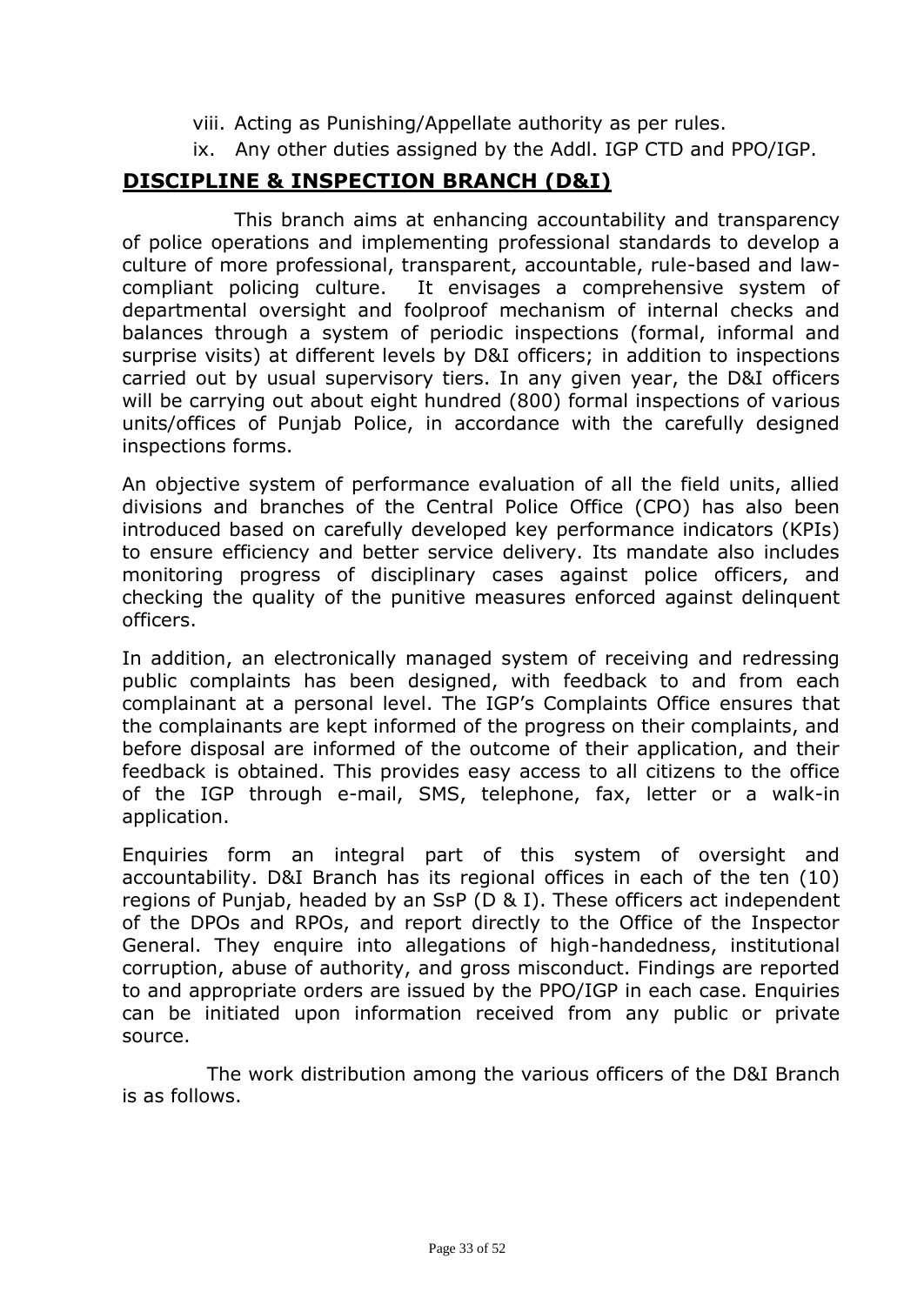viii. Acting as Punishing/Appellate authority as per rules.
ix. Any other duties assigned by the Addl. IGP CTD and PPO/IGP.

## DISCIPLINE & INSPECTION BRANCH (D&I)

This branch aims at enhancing accountability and transparency of police operations and implementing professional standards to develop a culture of more professional, transparent, accountable, rule-based and law-compliant policing culture. It envisages a comprehensive system of departmental oversight and foolproof mechanism of internal checks and balances through a system of periodic inspections (formal, informal and surprise visits) at different levels by D&I officers; in addition to inspections carried out by usual supervisory tiers. In any given year, the D&I officers will be carrying out about eight hundred (800) formal inspections of various units/offices of Punjab Police, in accordance with the carefully designed inspections forms.

An objective system of performance evaluation of all the field units, allied divisions and branches of the Central Police Office (CPO) has also been introduced based on carefully developed key performance indicators (KPIs) to ensure efficiency and better service delivery. Its mandate also includes monitoring progress of disciplinary cases against police officers, and checking the quality of the punitive measures enforced against delinquent officers.

In addition, an electronically managed system of receiving and redressing public complaints has been designed, with feedback to and from each complainant at a personal level. The IGP's Complaints Office ensures that the complainants are kept informed of the progress on their complaints, and before disposal are informed of the outcome of their application, and their feedback is obtained. This provides easy access to all citizens to the office of the IGP through e-mail, SMS, telephone, fax, letter or a walk-in application.

Enquiries form an integral part of this system of oversight and accountability. D&I Branch has its regional offices in each of the ten (10) regions of Punjab, headed by an SsP (D & I). These officers act independent of the DPOs and RPOs, and report directly to the Office of the Inspector General. They enquire into allegations of high-handedness, institutional corruption, abuse of authority, and gross misconduct. Findings are reported to and appropriate orders are issued by the PPO/IGP in each case. Enquiries can be initiated upon information received from any public or private source.

The work distribution among the various officers of the D&I Branch is as follows.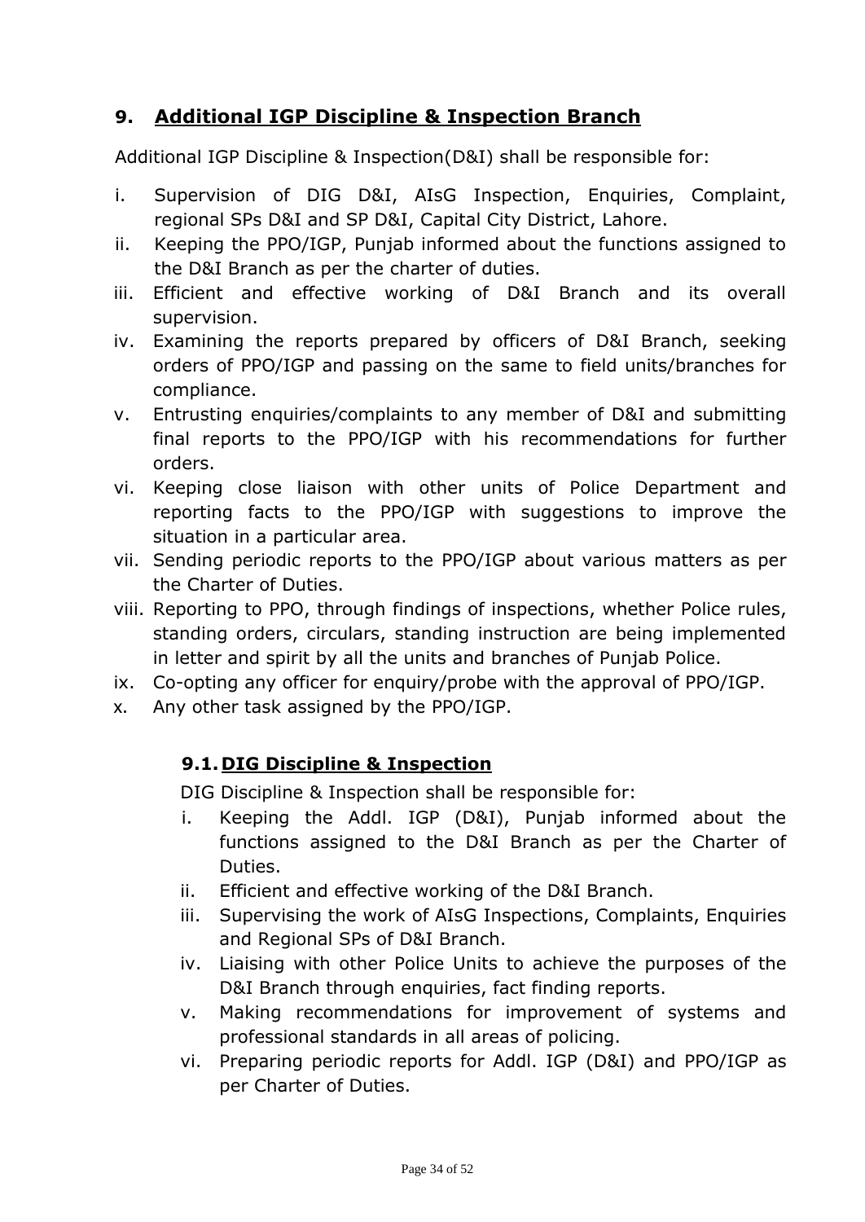## 9. Additional IGP Discipline & Inspection Branch

Additional IGP Discipline & Inspection(D&I) shall be responsible for:

i. Supervision of DIG D&I, AIsG Inspection, Enquiries, Complaint, regional SPs D&I and SP D&I, Capital City District, Lahore.
ii. Keeping the PPO/IGP, Punjab informed about the functions assigned to the D&I Branch as per the charter of duties.
iii. Efficient and effective working of D&I Branch and its overall supervision.
iv. Examining the reports prepared by officers of D&I Branch, seeking orders of PPO/IGP and passing on the same to field units/branches for compliance.
v. Entrusting enquiries/complaints to any member of D&I and submitting final reports to the PPO/IGP with his recommendations for further orders.
vi. Keeping close liaison with other units of Police Department and reporting facts to the PPO/IGP with suggestions to improve the situation in a particular area.
vii. Sending periodic reports to the PPO/IGP about various matters as per the Charter of Duties.
viii. Reporting to PPO, through findings of inspections, whether Police rules, standing orders, circulars, standing instruction are being implemented in letter and spirit by all the units and branches of Punjab Police.
ix. Co-opting any officer for enquiry/probe with the approval of PPO/IGP.
x. Any other task assigned by the PPO/IGP.

### 9.1. DIG Discipline & Inspection

DIG Discipline & Inspection shall be responsible for:

i. Keeping the Addl. IGP (D&I), Punjab informed about the functions assigned to the D&I Branch as per the Charter of Duties.
ii. Efficient and effective working of the D&I Branch.
iii. Supervising the work of AIsG Inspections, Complaints, Enquiries and Regional SPs of D&I Branch.
iv. Liaising with other Police Units to achieve the purposes of the D&I Branch through enquiries, fact finding reports.
v. Making recommendations for improvement of systems and professional standards in all areas of policing.
vi. Preparing periodic reports for Addl. IGP (D&I) and PPO/IGP as per Charter of Duties.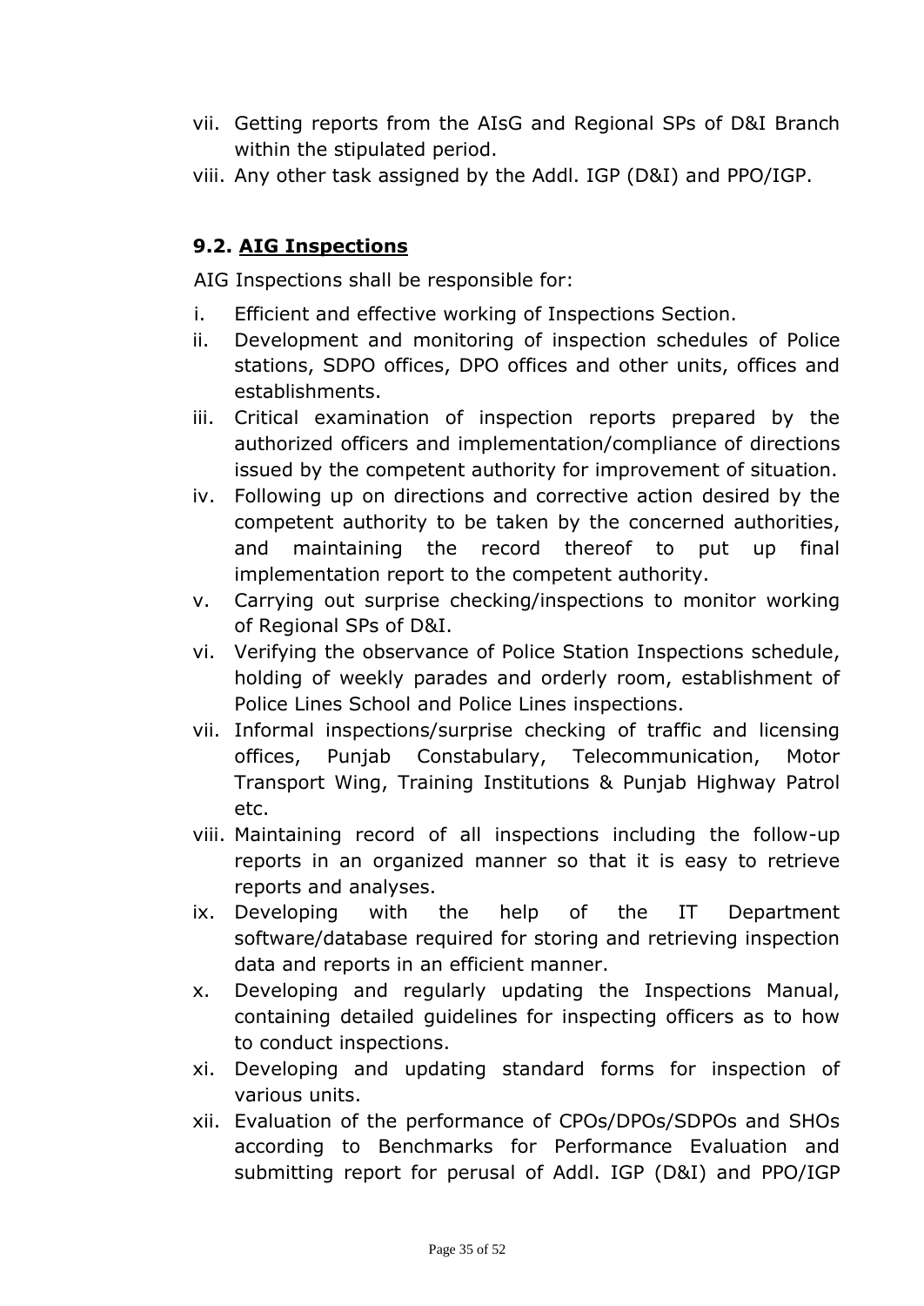vii. Getting reports from the AIsG and Regional SPs of D&I Branch within the stipulated period.
viii. Any other task assigned by the Addl. IGP (D&I) and PPO/IGP.

### 9.2. <u>AIG Inspections</u>

AIG Inspections shall be responsible for:

i. Efficient and effective working of Inspections Section.
ii. Development and monitoring of inspection schedules of Police stations, SDPO offices, DPO offices and other units, offices and establishments.
iii. Critical examination of inspection reports prepared by the authorized officers and implementation/compliance of directions issued by the competent authority for improvement of situation.
iv. Following up on directions and corrective action desired by the competent authority to be taken by the concerned authorities, and maintaining the record thereof to put up final implementation report to the competent authority.
v. Carrying out surprise checking/inspections to monitor working of Regional SPs of D&I.
vi. Verifying the observance of Police Station Inspections schedule, holding of weekly parades and orderly room, establishment of Police Lines School and Police Lines inspections.
vii. Informal inspections/surprise checking of traffic and licensing offices, Punjab Constabulary, Telecommunication, Motor Transport Wing, Training Institutions & Punjab Highway Patrol etc.
viii. Maintaining record of all inspections including the follow-up reports in an organized manner so that it is easy to retrieve reports and analyses.
ix. Developing with the help of the IT Department software/database required for storing and retrieving inspection data and reports in an efficient manner.
x. Developing and regularly updating the Inspections Manual, containing detailed guidelines for inspecting officers as to how to conduct inspections.
xi. Developing and updating standard forms for inspection of various units.
xii. Evaluation of the performance of CPOs/DPOs/SDPOs and SHOs according to Benchmarks for Performance Evaluation and submitting report for perusal of Addl. IGP (D&I) and PPO/IGP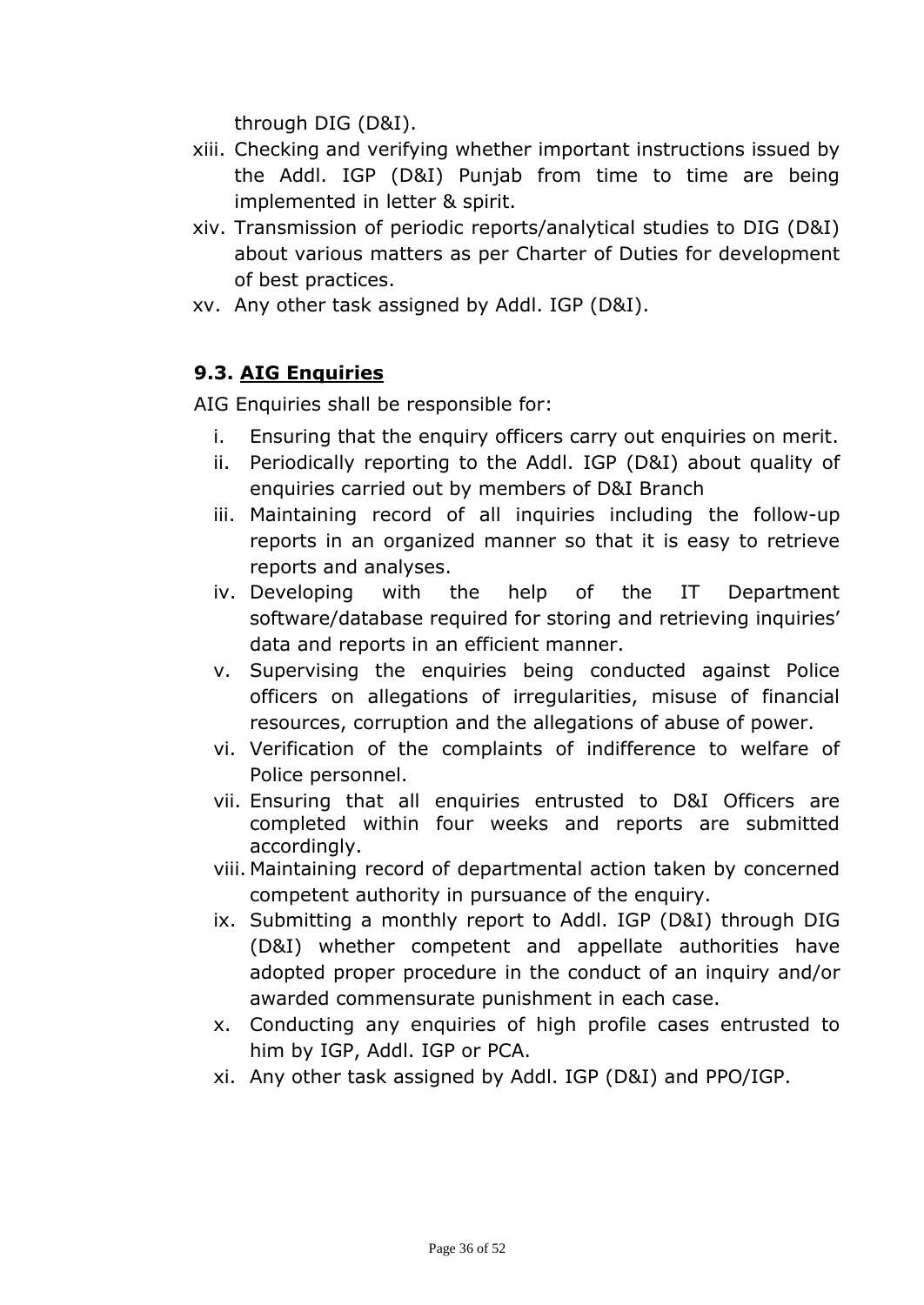through DIG (D&I).

xiii. Checking and verifying whether important instructions issued by the Addl. IGP (D&I) Punjab from time to time are being implemented in letter & spirit.

xiv. Transmission of periodic reports/analytical studies to DIG (D&I) about various matters as per Charter of Duties for development of best practices.

xv. Any other task assigned by Addl. IGP (D&I).

### 9.3. <u>AIG Enquiries</u>

AIG Enquiries shall be responsible for:

i. Ensuring that the enquiry officers carry out enquiries on merit.

ii. Periodically reporting to the Addl. IGP (D&I) about quality of enquiries carried out by members of D&I Branch

iii. Maintaining record of all inquiries including the follow-up reports in an organized manner so that it is easy to retrieve reports and analyses.

iv. Developing with the help of the IT Department software/database required for storing and retrieving inquiries' data and reports in an efficient manner.

v. Supervising the enquiries being conducted against Police officers on allegations of irregularities, misuse of financial resources, corruption and the allegations of abuse of power.

vi. Verification of the complaints of indifference to welfare of Police personnel.

vii. Ensuring that all enquiries entrusted to D&I Officers are completed within four weeks and reports are submitted accordingly.

viii. Maintaining record of departmental action taken by concerned competent authority in pursuance of the enquiry.

ix. Submitting a monthly report to Addl. IGP (D&I) through DIG (D&I) whether competent and appellate authorities have adopted proper procedure in the conduct of an inquiry and/or awarded commensurate punishment in each case.

x. Conducting any enquiries of high profile cases entrusted to him by IGP, Addl. IGP or PCA.

xi. Any other task assigned by Addl. IGP (D&I) and PPO/IGP.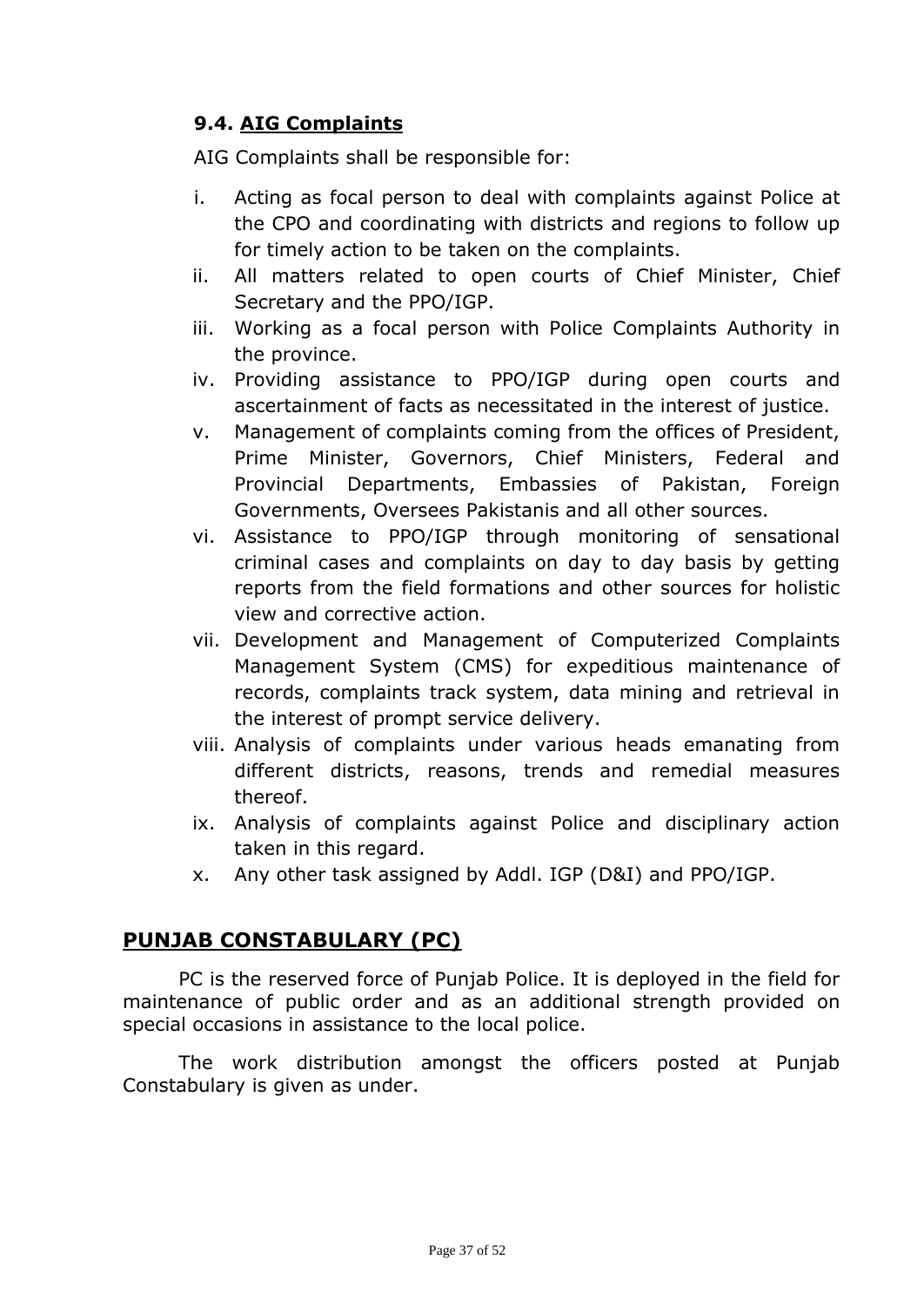### 9.4. <u>AIG Complaints</u>

AIG Complaints shall be responsible for:

i. Acting as focal person to deal with complaints against Police at the CPO and coordinating with districts and regions to follow up for timely action to be taken on the complaints.
ii. All matters related to open courts of Chief Minister, Chief Secretary and the PPO/IGP.
iii. Working as a focal person with Police Complaints Authority in the province.
iv. Providing assistance to PPO/IGP during open courts and ascertainment of facts as necessitated in the interest of justice.
v. Management of complaints coming from the offices of President, Prime Minister, Governors, Chief Ministers, Federal and Provincial Departments, Embassies of Pakistan, Foreign Governments, Oversees Pakistanis and all other sources.
vi. Assistance to PPO/IGP through monitoring of sensational criminal cases and complaints on day to day basis by getting reports from the field formations and other sources for holistic view and corrective action.
vii. Development and Management of Computerized Complaints Management System (CMS) for expeditious maintenance of records, complaints track system, data mining and retrieval in the interest of prompt service delivery.
viii. Analysis of complaints under various heads emanating from different districts, reasons, trends and remedial measures thereof.
ix. Analysis of complaints against Police and disciplinary action taken in this regard.
x. Any other task assigned by Addl. IGP (D&I) and PPO/IGP.

## <u>PUNJAB CONSTABULARY (PC)</u>

PC is the reserved force of Punjab Police. It is deployed in the field for maintenance of public order and as an additional strength provided on special occasions in assistance to the local police.

The work distribution amongst the officers posted at Punjab Constabulary is given as under.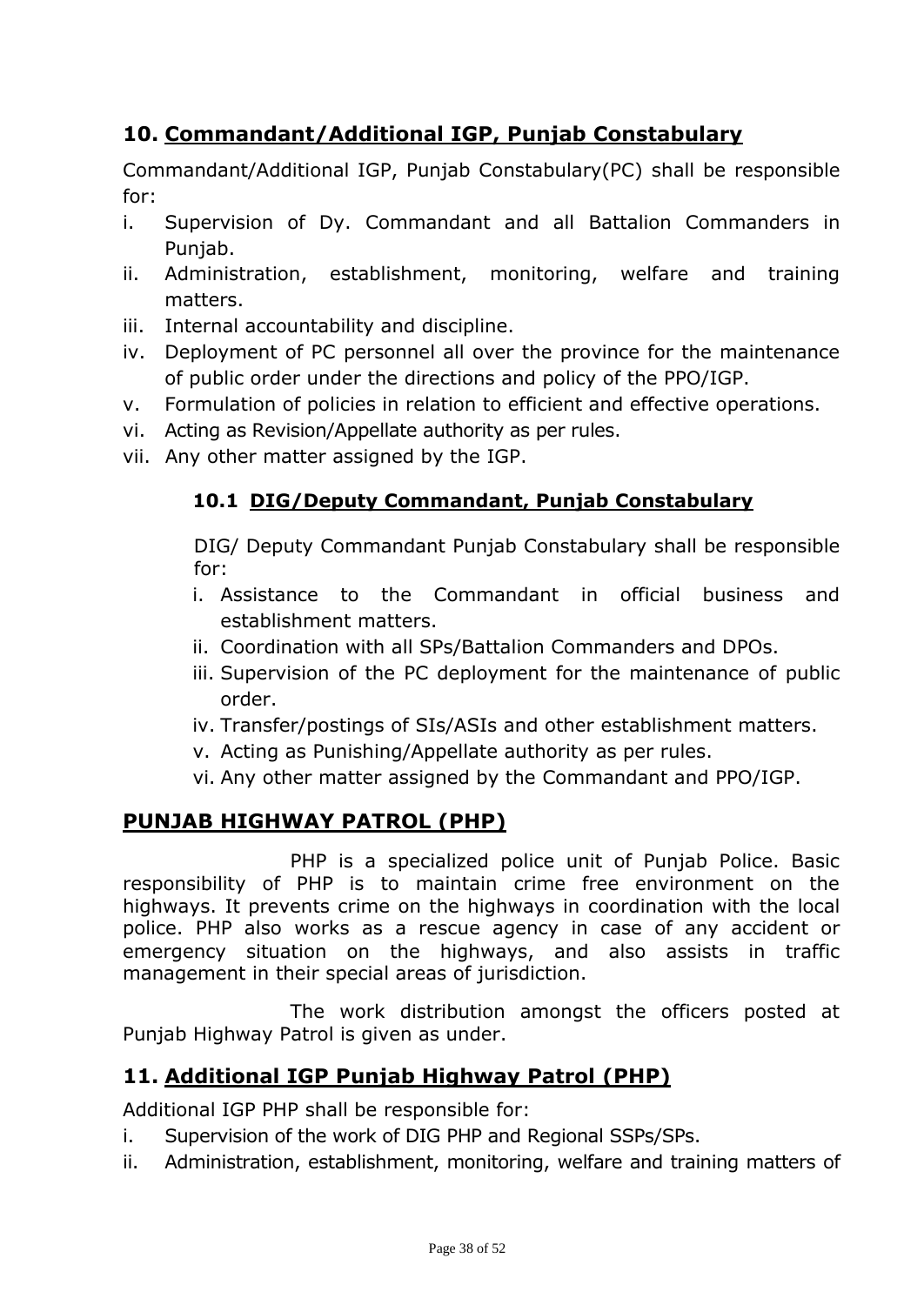## 10. Commandant/Additional IGP, Punjab Constabulary

Commandant/Additional IGP, Punjab Constabulary(PC) shall be responsible for:

i. Supervision of Dy. Commandant and all Battalion Commanders in Punjab.
ii. Administration, establishment, monitoring, welfare and training matters.
iii. Internal accountability and discipline.
iv. Deployment of PC personnel all over the province for the maintenance of public order under the directions and policy of the PPO/IGP.
v. Formulation of policies in relation to efficient and effective operations.
vi. Acting as Revision/Appellate authority as per rules.
vii. Any other matter assigned by the IGP.

### 10.1 DIG/Deputy Commandant, Punjab Constabulary

DIG/ Deputy Commandant Punjab Constabulary shall be responsible for:

i. Assistance to the Commandant in official business and establishment matters.
ii. Coordination with all SPs/Battalion Commanders and DPOs.
iii. Supervision of the PC deployment for the maintenance of public order.
iv. Transfer/postings of SIs/ASIs and other establishment matters.
v. Acting as Punishing/Appellate authority as per rules.
vi. Any other matter assigned by the Commandant and PPO/IGP.

## PUNJAB HIGHWAY PATROL (PHP)

PHP is a specialized police unit of Punjab Police. Basic responsibility of PHP is to maintain crime free environment on the highways. It prevents crime on the highways in coordination with the local police. PHP also works as a rescue agency in case of any accident or emergency situation on the highways, and also assists in traffic management in their special areas of jurisdiction.

The work distribution amongst the officers posted at Punjab Highway Patrol is given as under.

## 11. Additional IGP Punjab Highway Patrol (PHP)

Additional IGP PHP shall be responsible for:

i. Supervision of the work of DIG PHP and Regional SSPs/SPs.
ii. Administration, establishment, monitoring, welfare and training matters of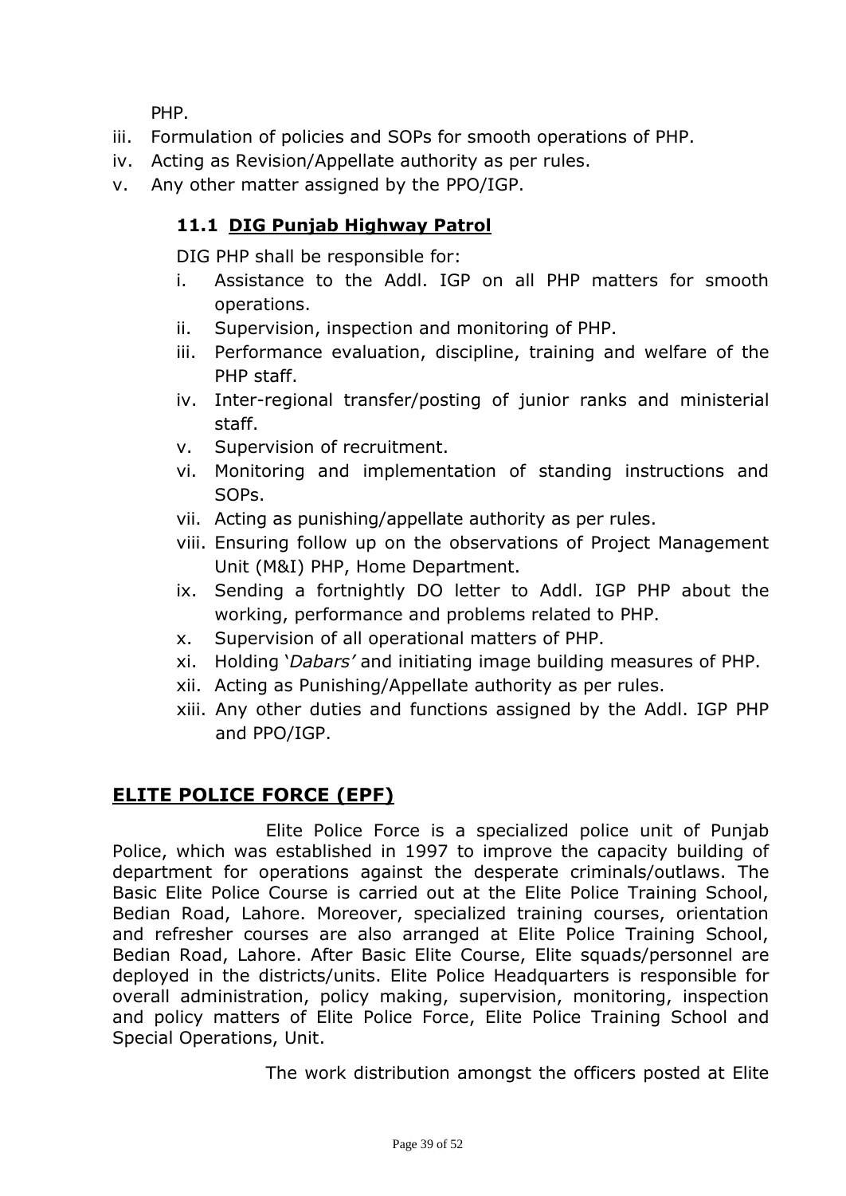PHP.

iii. Formulation of policies and SOPs for smooth operations of PHP.
iv. Acting as Revision/Appellate authority as per rules.
v. Any other matter assigned by the PPO/IGP.

### 11.1 DIG Punjab Highway Patrol

DIG PHP shall be responsible for:

i. Assistance to the Addl. IGP on all PHP matters for smooth operations.
ii. Supervision, inspection and monitoring of PHP.
iii. Performance evaluation, discipline, training and welfare of the PHP staff.
iv. Inter-regional transfer/posting of junior ranks and ministerial staff.
v. Supervision of recruitment.
vi. Monitoring and implementation of standing instructions and SOPs.
vii. Acting as punishing/appellate authority as per rules.
viii. Ensuring follow up on the observations of Project Management Unit (M&I) PHP, Home Department.
ix. Sending a fortnightly DO letter to Addl. IGP PHP about the working, performance and problems related to PHP.
x. Supervision of all operational matters of PHP.
xi. Holding '*Dabars'* and initiating image building measures of PHP.
xii. Acting as Punishing/Appellate authority as per rules.
xiii. Any other duties and functions assigned by the Addl. IGP PHP and PPO/IGP.

## ELITE POLICE FORCE (EPF)

Elite Police Force is a specialized police unit of Punjab Police, which was established in 1997 to improve the capacity building of department for operations against the desperate criminals/outlaws. The Basic Elite Police Course is carried out at the Elite Police Training School, Bedian Road, Lahore. Moreover, specialized training courses, orientation and refresher courses are also arranged at Elite Police Training School, Bedian Road, Lahore. After Basic Elite Course, Elite squads/personnel are deployed in the districts/units. Elite Police Headquarters is responsible for overall administration, policy making, supervision, monitoring, inspection and policy matters of Elite Police Force, Elite Police Training School and Special Operations, Unit.

The work distribution amongst the officers posted at Elite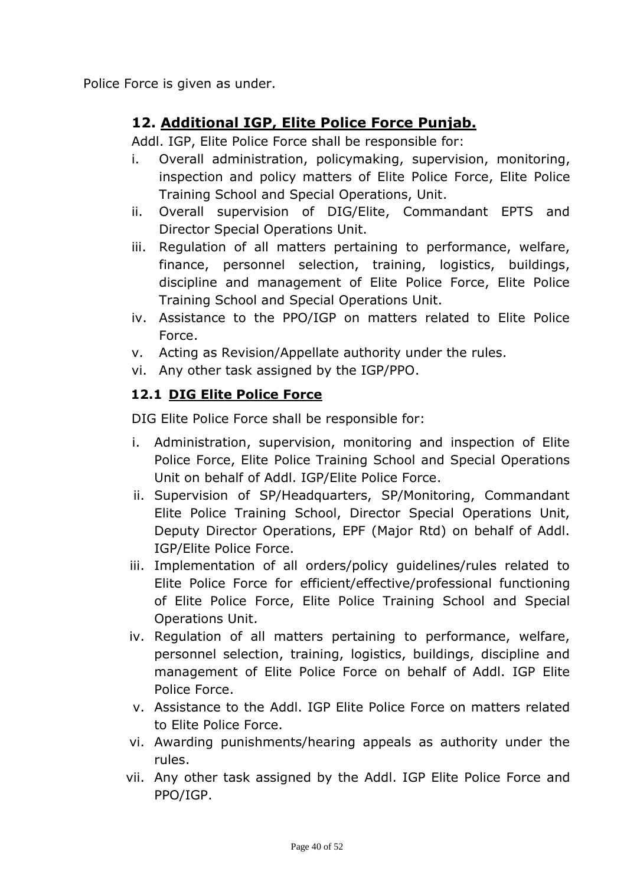Police Force is given as under.

## 12. **Additional IGP, Elite Police Force Punjab.**

Addl. IGP, Elite Police Force shall be responsible for:

i. Overall administration, policymaking, supervision, monitoring, inspection and policy matters of Elite Police Force, Elite Police Training School and Special Operations, Unit.
ii. Overall supervision of DIG/Elite, Commandant EPTS and Director Special Operations Unit.
iii. Regulation of all matters pertaining to performance, welfare, finance, personnel selection, training, logistics, buildings, discipline and management of Elite Police Force, Elite Police Training School and Special Operations Unit.
iv. Assistance to the PPO/IGP on matters related to Elite Police Force.
v. Acting as Revision/Appellate authority under the rules.
vi. Any other task assigned by the IGP/PPO.

### 12.1 **DIG Elite Police Force**

DIG Elite Police Force shall be responsible for:

i. Administration, supervision, monitoring and inspection of Elite Police Force, Elite Police Training School and Special Operations Unit on behalf of Addl. IGP/Elite Police Force.
ii. Supervision of SP/Headquarters, SP/Monitoring, Commandant Elite Police Training School, Director Special Operations Unit, Deputy Director Operations, EPF (Major Rtd) on behalf of Addl. IGP/Elite Police Force.
iii. Implementation of all orders/policy guidelines/rules related to Elite Police Force for efficient/effective/professional functioning of Elite Police Force, Elite Police Training School and Special Operations Unit.
iv. Regulation of all matters pertaining to performance, welfare, personnel selection, training, logistics, buildings, discipline and management of Elite Police Force on behalf of Addl. IGP Elite Police Force.
v. Assistance to the Addl. IGP Elite Police Force on matters related to Elite Police Force.
vi. Awarding punishments/hearing appeals as authority under the rules.
vii. Any other task assigned by the Addl. IGP Elite Police Force and PPO/IGP.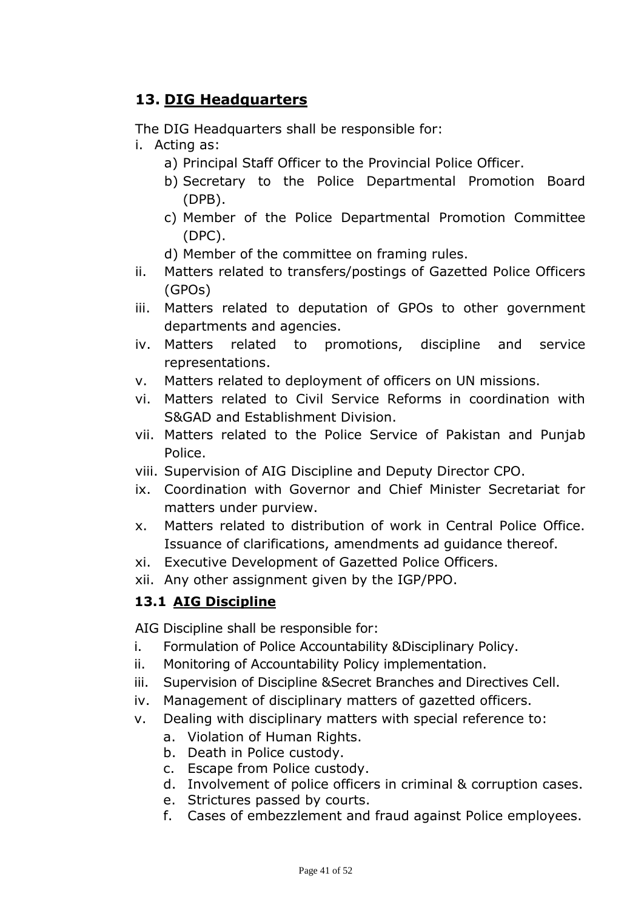## 13. DIG Headquarters

The DIG Headquarters shall be responsible for:

i. Acting as:
   a) Principal Staff Officer to the Provincial Police Officer.
   b) Secretary to the Police Departmental Promotion Board (DPB).
   c) Member of the Police Departmental Promotion Committee (DPC).
   d) Member of the committee on framing rules.

ii. Matters related to transfers/postings of Gazetted Police Officers (GPOs)

iii. Matters related to deputation of GPOs to other government departments and agencies.

iv. Matters related to promotions, discipline and service representations.

v. Matters related to deployment of officers on UN missions.

vi. Matters related to Civil Service Reforms in coordination with S&GAD and Establishment Division.

vii. Matters related to the Police Service of Pakistan and Punjab Police.

viii. Supervision of AIG Discipline and Deputy Director CPO.

ix. Coordination with Governor and Chief Minister Secretariat for matters under purview.

x. Matters related to distribution of work in Central Police Office. Issuance of clarifications, amendments ad guidance thereof.

xi. Executive Development of Gazetted Police Officers.

xii. Any other assignment given by the IGP/PPO.

### 13.1 AIG Discipline

AIG Discipline shall be responsible for:

i. Formulation of Police Accountability &Disciplinary Policy.

ii. Monitoring of Accountability Policy implementation.

iii. Supervision of Discipline &Secret Branches and Directives Cell.

iv. Management of disciplinary matters of gazetted officers.

v. Dealing with disciplinary matters with special reference to:
   a. Violation of Human Rights.
   b. Death in Police custody.
   c. Escape from Police custody.
   d. Involvement of police officers in criminal & corruption cases.
   e. Strictures passed by courts.
   f. Cases of embezzlement and fraud against Police employees.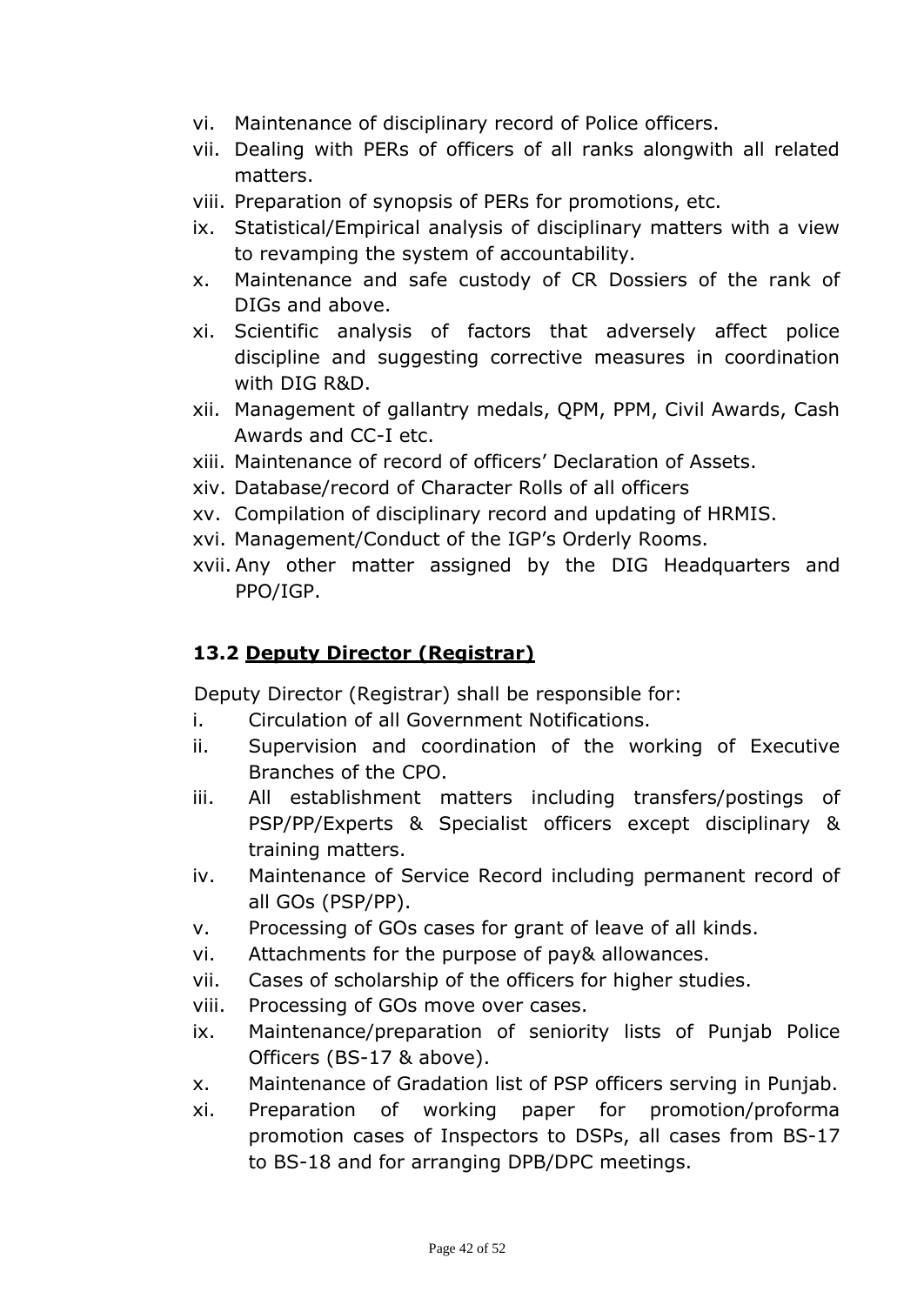vi. Maintenance of disciplinary record of Police officers.
vii. Dealing with PERs of officers of all ranks alongwith all related matters.
viii. Preparation of synopsis of PERs for promotions, etc.
ix. Statistical/Empirical analysis of disciplinary matters with a view to revamping the system of accountability.
x. Maintenance and safe custody of CR Dossiers of the rank of DIGs and above.
xi. Scientific analysis of factors that adversely affect police discipline and suggesting corrective measures in coordination with DIG R&D.
xii. Management of gallantry medals, QPM, PPM, Civil Awards, Cash Awards and CC-I etc.
xiii. Maintenance of record of officers' Declaration of Assets.
xiv. Database/record of Character Rolls of all officers
xv. Compilation of disciplinary record and updating of HRMIS.
xvi. Management/Conduct of the IGP's Orderly Rooms.
xvii. Any other matter assigned by the DIG Headquarters and PPO/IGP.

### 13.2 <u>Deputy Director (Registrar)</u>

Deputy Director (Registrar) shall be responsible for:

i. Circulation of all Government Notifications.
ii. Supervision and coordination of the working of Executive Branches of the CPO.
iii. All establishment matters including transfers/postings of PSP/PP/Experts & Specialist officers except disciplinary & training matters.
iv. Maintenance of Service Record including permanent record of all GOs (PSP/PP).
v. Processing of GOs cases for grant of leave of all kinds.
vi. Attachments for the purpose of pay& allowances.
vii. Cases of scholarship of the officers for higher studies.
viii. Processing of GOs move over cases.
ix. Maintenance/preparation of seniority lists of Punjab Police Officers (BS-17 & above).
x. Maintenance of Gradation list of PSP officers serving in Punjab.
xi. Preparation of working paper for promotion/proforma promotion cases of Inspectors to DSPs, all cases from BS-17 to BS-18 and for arranging DPB/DPC meetings.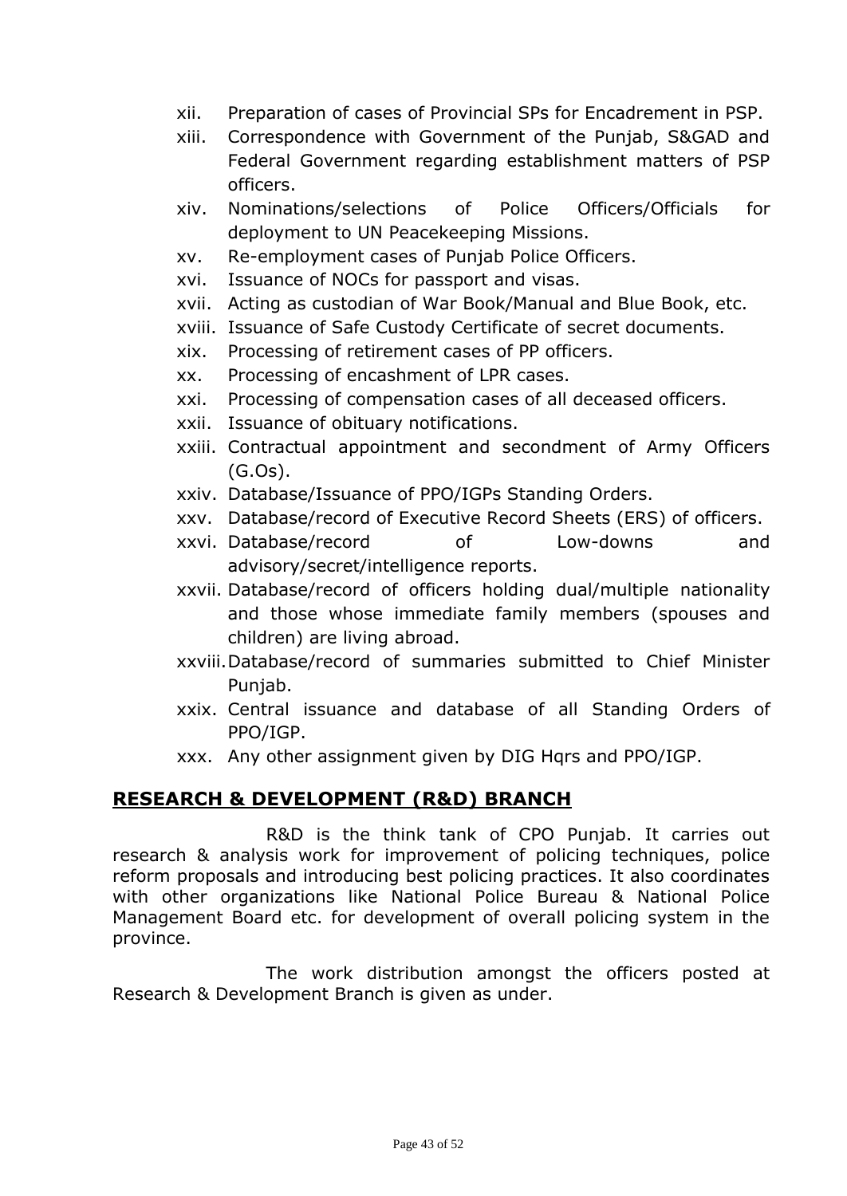xii. Preparation of cases of Provincial SPs for Encadrement in PSP.
xiii. Correspondence with Government of the Punjab, S&GAD and Federal Government regarding establishment matters of PSP officers.
xiv. Nominations/selections of Police Officers/Officials for deployment to UN Peacekeeping Missions.
xv. Re-employment cases of Punjab Police Officers.
xvi. Issuance of NOCs for passport and visas.
xvii. Acting as custodian of War Book/Manual and Blue Book, etc.
xviii. Issuance of Safe Custody Certificate of secret documents.
xix. Processing of retirement cases of PP officers.
xx. Processing of encashment of LPR cases.
xxi. Processing of compensation cases of all deceased officers.
xxii. Issuance of obituary notifications.
xxiii. Contractual appointment and secondment of Army Officers (G.Os).
xxiv. Database/Issuance of PPO/IGPs Standing Orders.
xxv. Database/record of Executive Record Sheets (ERS) of officers.
xxvi. Database/record of Low-downs and advisory/secret/intelligence reports.
xxvii. Database/record of officers holding dual/multiple nationality and those whose immediate family members (spouses and children) are living abroad.
xxviii. Database/record of summaries submitted to Chief Minister Punjab.
xxix. Central issuance and database of all Standing Orders of PPO/IGP.
xxx. Any other assignment given by DIG Hqrs and PPO/IGP.

## RESEARCH & DEVELOPMENT (R&D) BRANCH

R&D is the think tank of CPO Punjab. It carries out research & analysis work for improvement of policing techniques, police reform proposals and introducing best policing practices. It also coordinates with other organizations like National Police Bureau & National Police Management Board etc. for development of overall policing system in the province.

The work distribution amongst the officers posted at Research & Development Branch is given as under.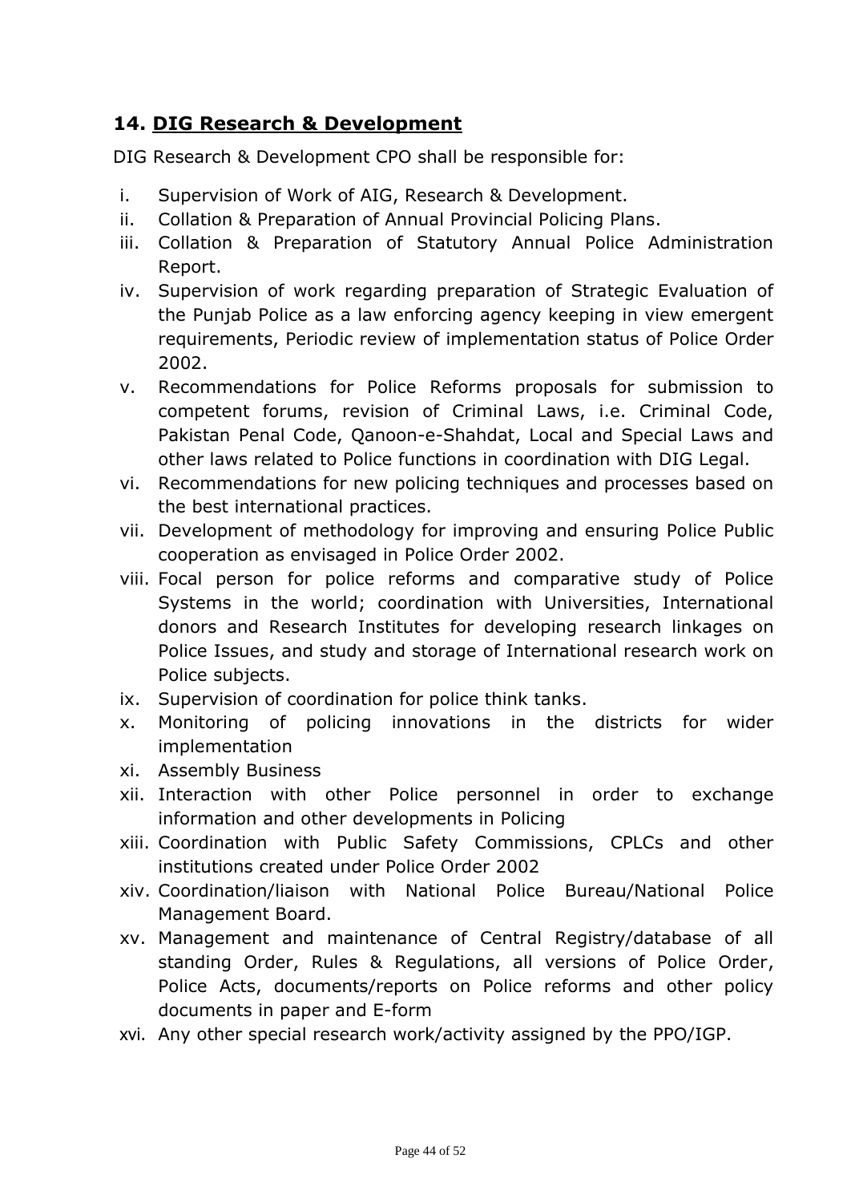## 14. <u>DIG Research & Development</u>

DIG Research & Development CPO shall be responsible for:

i. Supervision of Work of AIG, Research & Development.
ii. Collation & Preparation of Annual Provincial Policing Plans.
iii. Collation & Preparation of Statutory Annual Police Administration Report.
iv. Supervision of work regarding preparation of Strategic Evaluation of the Punjab Police as a law enforcing agency keeping in view emergent requirements, Periodic review of implementation status of Police Order 2002.
v. Recommendations for Police Reforms proposals for submission to competent forums, revision of Criminal Laws, i.e. Criminal Code, Pakistan Penal Code, Qanoon-e-Shahdat, Local and Special Laws and other laws related to Police functions in coordination with DIG Legal.
vi. Recommendations for new policing techniques and processes based on the best international practices.
vii. Development of methodology for improving and ensuring Police Public cooperation as envisaged in Police Order 2002.
viii. Focal person for police reforms and comparative study of Police Systems in the world; coordination with Universities, International donors and Research Institutes for developing research linkages on Police Issues, and study and storage of International research work on Police subjects.
ix. Supervision of coordination for police think tanks.
x. Monitoring of policing innovations in the districts for wider implementation
xi. Assembly Business
xii. Interaction with other Police personnel in order to exchange information and other developments in Policing
xiii. Coordination with Public Safety Commissions, CPLCs and other institutions created under Police Order 2002
xiv. Coordination/liaison with National Police Bureau/National Police Management Board.
xv. Management and maintenance of Central Registry/database of all standing Order, Rules & Regulations, all versions of Police Order, Police Acts, documents/reports on Police reforms and other policy documents in paper and E-form
xvi. Any other special research work/activity assigned by the PPO/IGP.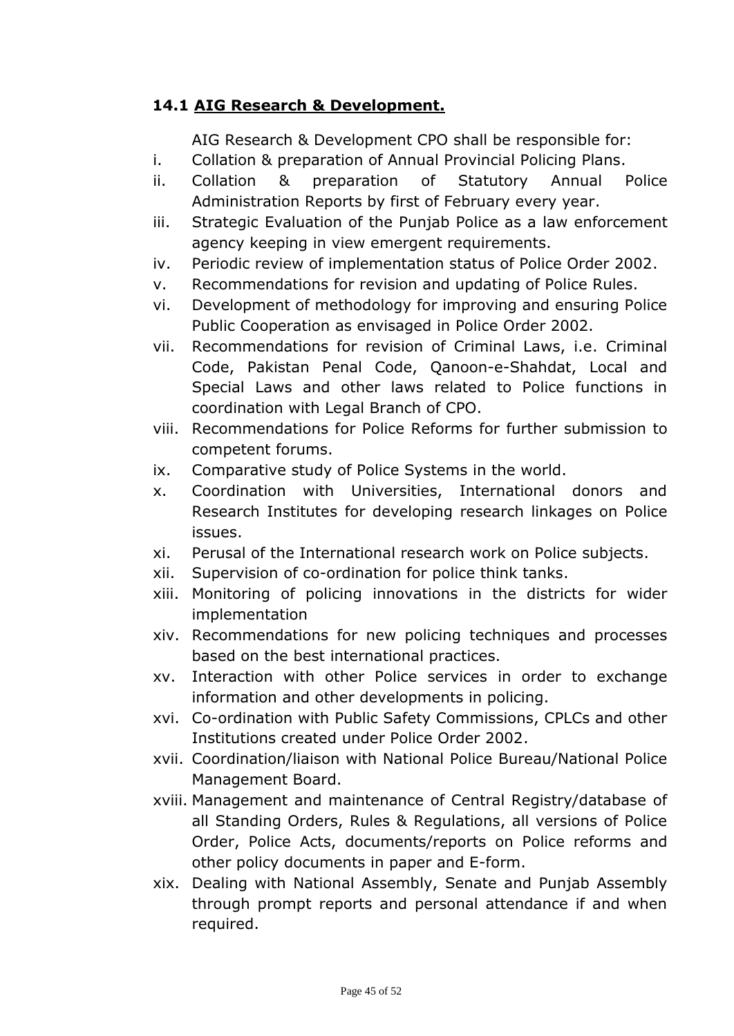### 14.1 <u>AIG Research & Development.</u>

AIG Research & Development CPO shall be responsible for:

i. Collation & preparation of Annual Provincial Policing Plans.
ii. Collation & preparation of Statutory Annual Police Administration Reports by first of February every year.
iii. Strategic Evaluation of the Punjab Police as a law enforcement agency keeping in view emergent requirements.
iv. Periodic review of implementation status of Police Order 2002.
v. Recommendations for revision and updating of Police Rules.
vi. Development of methodology for improving and ensuring Police Public Cooperation as envisaged in Police Order 2002.
vii. Recommendations for revision of Criminal Laws, i.e. Criminal Code, Pakistan Penal Code, Qanoon-e-Shahdat, Local and Special Laws and other laws related to Police functions in coordination with Legal Branch of CPO.
viii. Recommendations for Police Reforms for further submission to competent forums.
ix. Comparative study of Police Systems in the world.
x. Coordination with Universities, International donors and Research Institutes for developing research linkages on Police issues.
xi. Perusal of the International research work on Police subjects.
xii. Supervision of co-ordination for police think tanks.
xiii. Monitoring of policing innovations in the districts for wider implementation
xiv. Recommendations for new policing techniques and processes based on the best international practices.
xv. Interaction with other Police services in order to exchange information and other developments in policing.
xvi. Co-ordination with Public Safety Commissions, CPLCs and other Institutions created under Police Order 2002.
xvii. Coordination/liaison with National Police Bureau/National Police Management Board.
xviii. Management and maintenance of Central Registry/database of all Standing Orders, Rules & Regulations, all versions of Police Order, Police Acts, documents/reports on Police reforms and other policy documents in paper and E-form.
xix. Dealing with National Assembly, Senate and Punjab Assembly through prompt reports and personal attendance if and when required.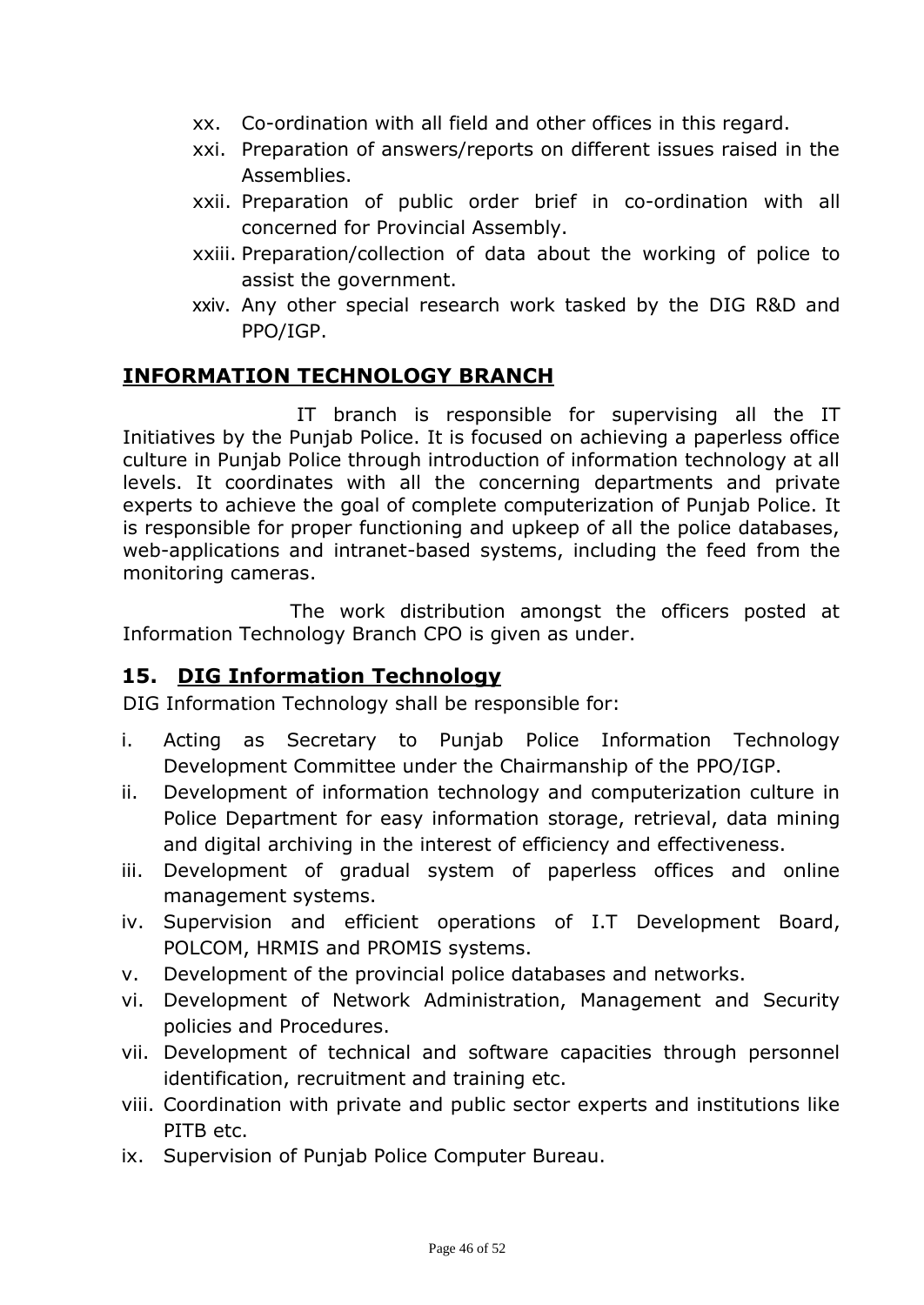xx. Co-ordination with all field and other offices in this regard.

xxi. Preparation of answers/reports on different issues raised in the Assemblies.

xxii. Preparation of public order brief in co-ordination with all concerned for Provincial Assembly.

xxiii. Preparation/collection of data about the working of police to assist the government.

xxiv. Any other special research work tasked by the DIG R&D and PPO/IGP.

## INFORMATION TECHNOLOGY BRANCH

IT branch is responsible for supervising all the IT Initiatives by the Punjab Police. It is focused on achieving a paperless office culture in Punjab Police through introduction of information technology at all levels. It coordinates with all the concerning departments and private experts to achieve the goal of complete computerization of Punjab Police. It is responsible for proper functioning and upkeep of all the police databases, web-applications and intranet-based systems, including the feed from the monitoring cameras.

The work distribution amongst the officers posted at Information Technology Branch CPO is given as under.

### 15. DIG Information Technology

DIG Information Technology shall be responsible for:

i. Acting as Secretary to Punjab Police Information Technology Development Committee under the Chairmanship of the PPO/IGP.

ii. Development of information technology and computerization culture in Police Department for easy information storage, retrieval, data mining and digital archiving in the interest of efficiency and effectiveness.

iii. Development of gradual system of paperless offices and online management systems.

iv. Supervision and efficient operations of I.T Development Board, POLCOM, HRMIS and PROMIS systems.

v. Development of the provincial police databases and networks.

vi. Development of Network Administration, Management and Security policies and Procedures.

vii. Development of technical and software capacities through personnel identification, recruitment and training etc.

viii. Coordination with private and public sector experts and institutions like PITB etc.

ix. Supervision of Punjab Police Computer Bureau.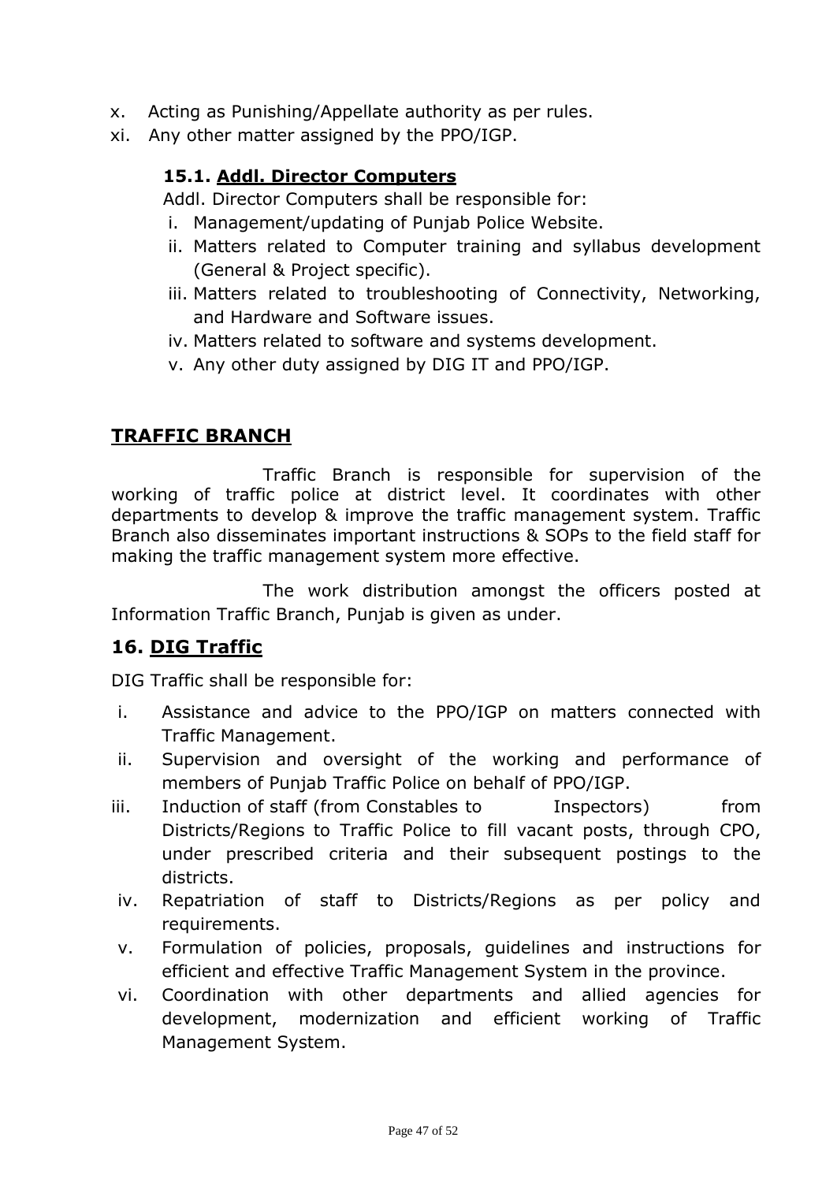x. Acting as Punishing/Appellate authority as per rules.
xi. Any other matter assigned by the PPO/IGP.

### 15.1. Addl. Director Computers

Addl. Director Computers shall be responsible for:

i. Management/updating of Punjab Police Website.
ii. Matters related to Computer training and syllabus development (General & Project specific).
iii. Matters related to troubleshooting of Connectivity, Networking, and Hardware and Software issues.
iv. Matters related to software and systems development.
v. Any other duty assigned by DIG IT and PPO/IGP.

## TRAFFIC BRANCH

Traffic Branch is responsible for supervision of the working of traffic police at district level. It coordinates with other departments to develop & improve the traffic management system. Traffic Branch also disseminates important instructions & SOPs to the field staff for making the traffic management system more effective.

The work distribution amongst the officers posted at Information Traffic Branch, Punjab is given as under.

## 16. DIG Traffic

DIG Traffic shall be responsible for:

i. Assistance and advice to the PPO/IGP on matters connected with Traffic Management.
ii. Supervision and oversight of the working and performance of members of Punjab Traffic Police on behalf of PPO/IGP.
iii. Induction of staff (from Constables to Inspectors) from Districts/Regions to Traffic Police to fill vacant posts, through CPO, under prescribed criteria and their subsequent postings to the districts.
iv. Repatriation of staff to Districts/Regions as per policy and requirements.
v. Formulation of policies, proposals, guidelines and instructions for efficient and effective Traffic Management System in the province.
vi. Coordination with other departments and allied agencies for development, modernization and efficient working of Traffic Management System.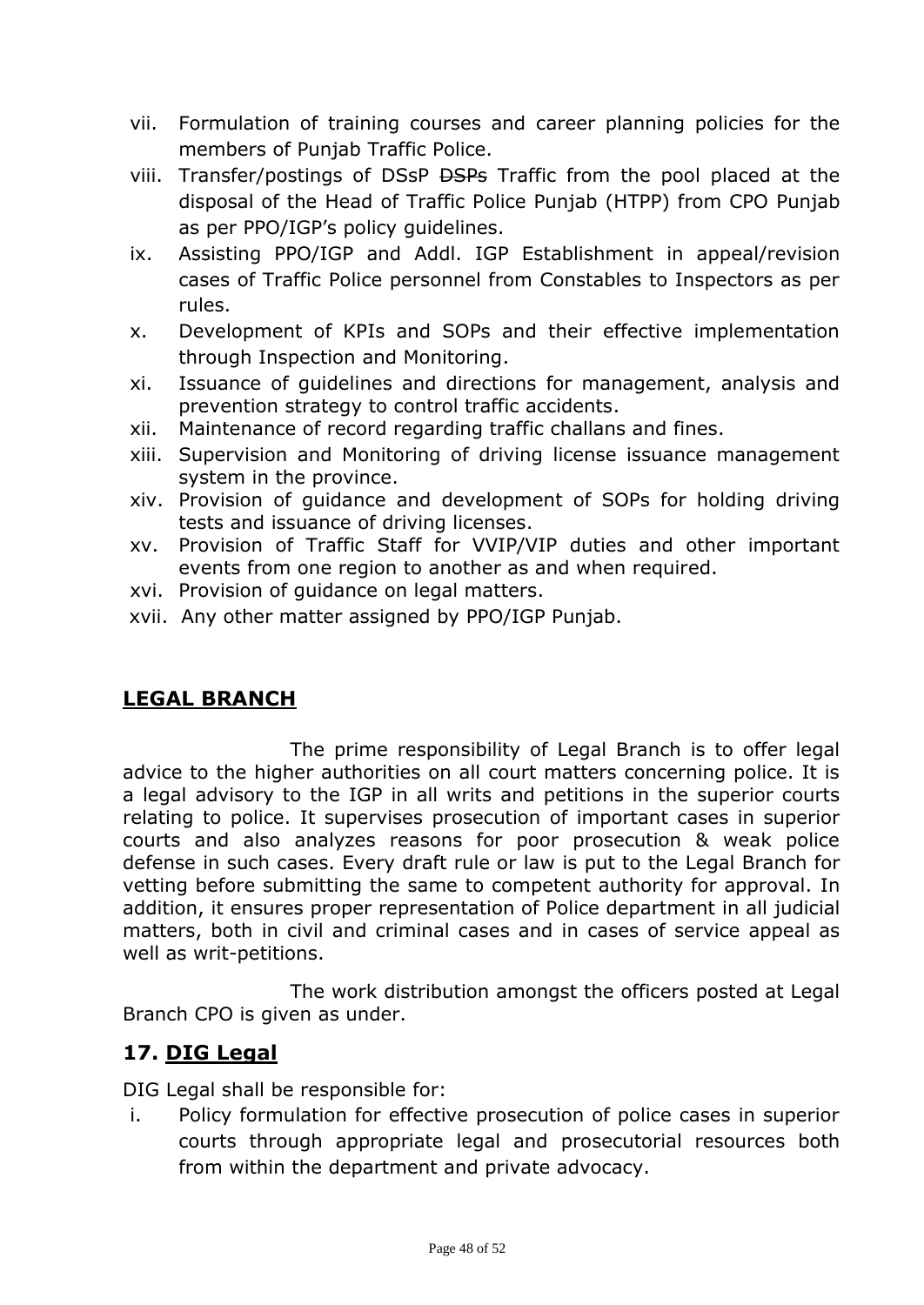vii. Formulation of training courses and career planning policies for the members of Punjab Traffic Police.

viii. Transfer/postings of DSsP ~~DSPs~~ Traffic from the pool placed at the disposal of the Head of Traffic Police Punjab (HTPP) from CPO Punjab as per PPO/IGP's policy guidelines.

ix. Assisting PPO/IGP and Addl. IGP Establishment in appeal/revision cases of Traffic Police personnel from Constables to Inspectors as per rules.

x. Development of KPIs and SOPs and their effective implementation through Inspection and Monitoring.

xi. Issuance of guidelines and directions for management, analysis and prevention strategy to control traffic accidents.

xii. Maintenance of record regarding traffic challans and fines.

xiii. Supervision and Monitoring of driving license issuance management system in the province.

xiv. Provision of guidance and development of SOPs for holding driving tests and issuance of driving licenses.

xv. Provision of Traffic Staff for VVIP/VIP duties and other important events from one region to another as and when required.

xvi. Provision of guidance on legal matters.

xvii. Any other matter assigned by PPO/IGP Punjab.

## LEGAL BRANCH

The prime responsibility of Legal Branch is to offer legal advice to the higher authorities on all court matters concerning police. It is a legal advisory to the IGP in all writs and petitions in the superior courts relating to police. It supervises prosecution of important cases in superior courts and also analyzes reasons for poor prosecution & weak police defense in such cases. Every draft rule or law is put to the Legal Branch for vetting before submitting the same to competent authority for approval. In addition, it ensures proper representation of Police department in all judicial matters, both in civil and criminal cases and in cases of service appeal as well as writ-petitions.

The work distribution amongst the officers posted at Legal Branch CPO is given as under.

## 17. DIG Legal

DIG Legal shall be responsible for:

i. Policy formulation for effective prosecution of police cases in superior courts through appropriate legal and prosecutorial resources both from within the department and private advocacy.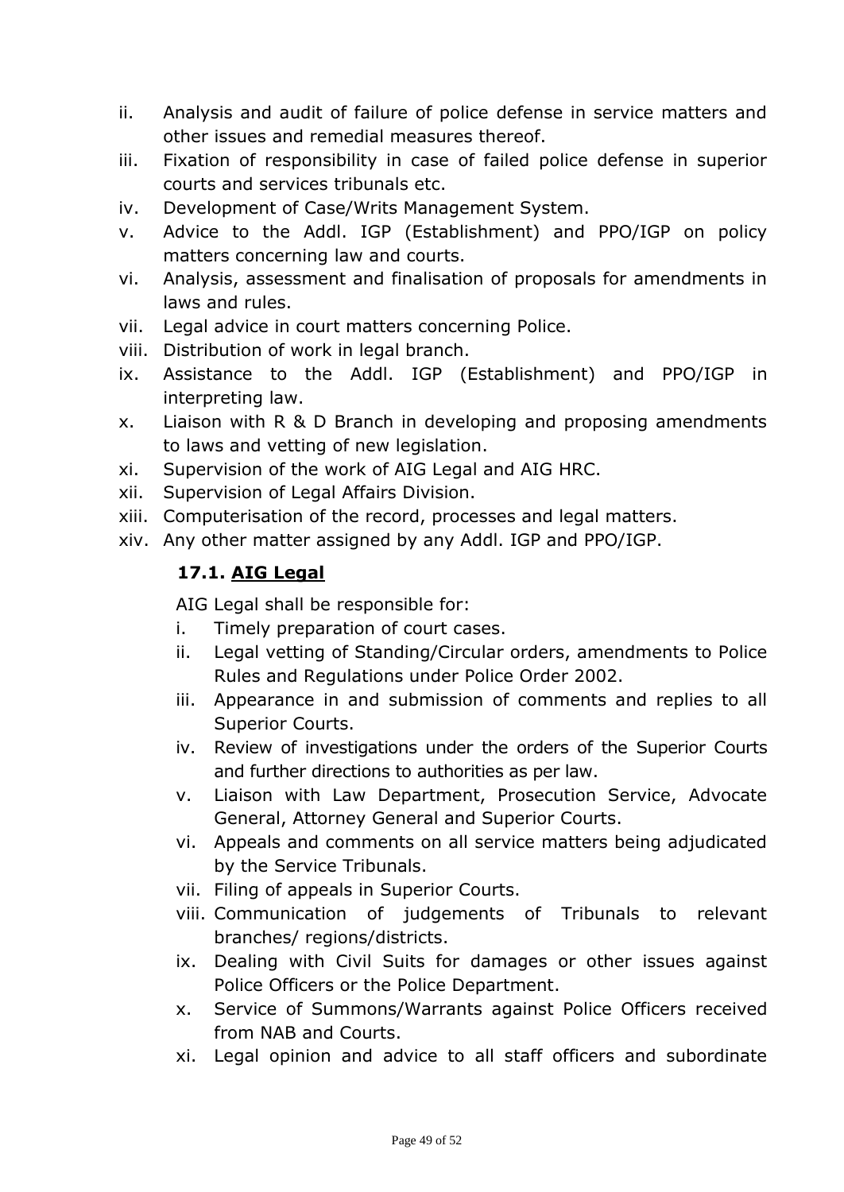ii. Analysis and audit of failure of police defense in service matters and other issues and remedial measures thereof.
iii. Fixation of responsibility in case of failed police defense in superior courts and services tribunals etc.
iv. Development of Case/Writs Management System.
v. Advice to the Addl. IGP (Establishment) and PPO/IGP on policy matters concerning law and courts.
vi. Analysis, assessment and finalisation of proposals for amendments in laws and rules.
vii. Legal advice in court matters concerning Police.
viii. Distribution of work in legal branch.
ix. Assistance to the Addl. IGP (Establishment) and PPO/IGP in interpreting law.
x. Liaison with R & D Branch in developing and proposing amendments to laws and vetting of new legislation.
xi. Supervision of the work of AIG Legal and AIG HRC.
xii. Supervision of Legal Affairs Division.
xiii. Computerisation of the record, processes and legal matters.
xiv. Any other matter assigned by any Addl. IGP and PPO/IGP.

### 17.1. AIG Legal

AIG Legal shall be responsible for:

i. Timely preparation of court cases.
ii. Legal vetting of Standing/Circular orders, amendments to Police Rules and Regulations under Police Order 2002.
iii. Appearance in and submission of comments and replies to all Superior Courts.
iv. Review of investigations under the orders of the Superior Courts and further directions to authorities as per law.
v. Liaison with Law Department, Prosecution Service, Advocate General, Attorney General and Superior Courts.
vi. Appeals and comments on all service matters being adjudicated by the Service Tribunals.
vii. Filing of appeals in Superior Courts.
viii. Communication of judgements of Tribunals to relevant branches/ regions/districts.
ix. Dealing with Civil Suits for damages or other issues against Police Officers or the Police Department.
x. Service of Summons/Warrants against Police Officers received from NAB and Courts.
xi. Legal opinion and advice to all staff officers and subordinate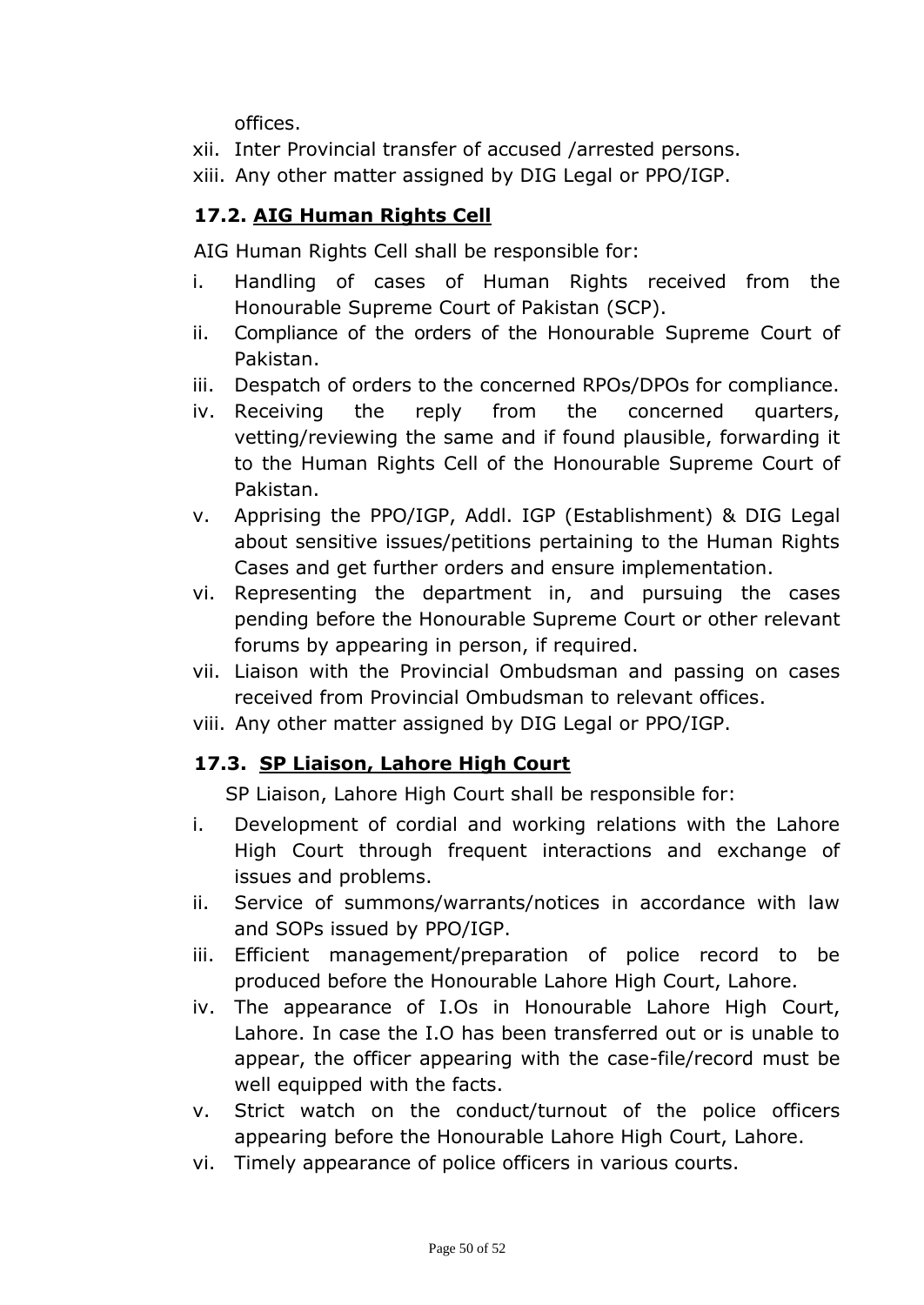offices.

xii. Inter Provincial transfer of accused /arrested persons.

xiii. Any other matter assigned by DIG Legal or PPO/IGP.

### 17.2. <u>AIG Human Rights Cell</u>

AIG Human Rights Cell shall be responsible for:

i. Handling of cases of Human Rights received from the Honourable Supreme Court of Pakistan (SCP).

ii. Compliance of the orders of the Honourable Supreme Court of Pakistan.

iii. Despatch of orders to the concerned RPOs/DPOs for compliance.

iv. Receiving the reply from the concerned quarters, vetting/reviewing the same and if found plausible, forwarding it to the Human Rights Cell of the Honourable Supreme Court of Pakistan.

v. Apprising the PPO/IGP, Addl. IGP (Establishment) & DIG Legal about sensitive issues/petitions pertaining to the Human Rights Cases and get further orders and ensure implementation.

vi. Representing the department in, and pursuing the cases pending before the Honourable Supreme Court or other relevant forums by appearing in person, if required.

vii. Liaison with the Provincial Ombudsman and passing on cases received from Provincial Ombudsman to relevant offices.

viii. Any other matter assigned by DIG Legal or PPO/IGP.

### 17.3. <u>SP Liaison, Lahore High Court</u>

SP Liaison, Lahore High Court shall be responsible for:

i. Development of cordial and working relations with the Lahore High Court through frequent interactions and exchange of issues and problems.

ii. Service of summons/warrants/notices in accordance with law and SOPs issued by PPO/IGP.

iii. Efficient management/preparation of police record to be produced before the Honourable Lahore High Court, Lahore.

iv. The appearance of I.Os in Honourable Lahore High Court, Lahore. In case the I.O has been transferred out or is unable to appear, the officer appearing with the case-file/record must be well equipped with the facts.

v. Strict watch on the conduct/turnout of the police officers appearing before the Honourable Lahore High Court, Lahore.

vi. Timely appearance of police officers in various courts.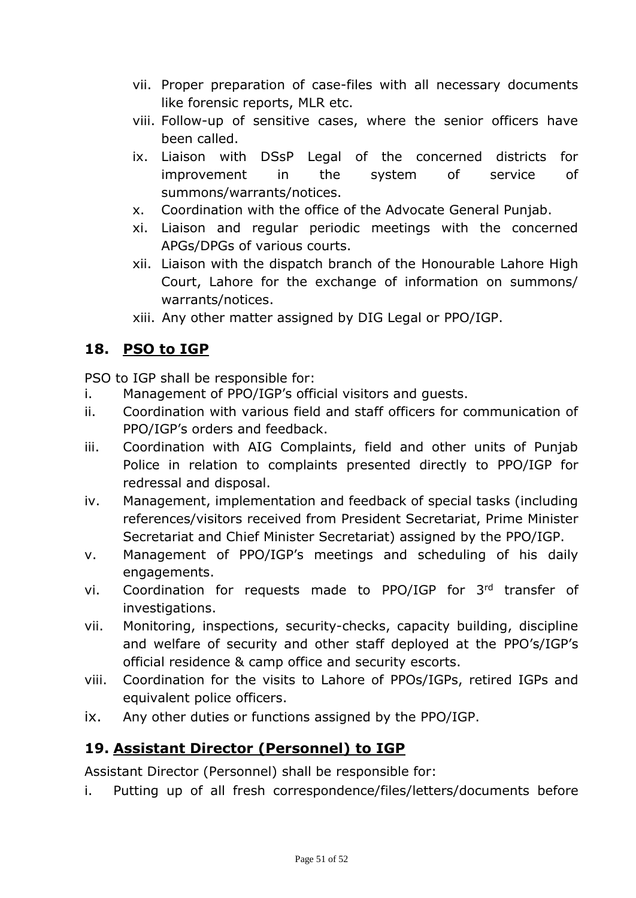vii. Proper preparation of case-files with all necessary documents like forensic reports, MLR etc.
viii. Follow-up of sensitive cases, where the senior officers have been called.
ix. Liaison with DSsP Legal of the concerned districts for improvement in the system of service of summons/warrants/notices.
x. Coordination with the office of the Advocate General Punjab.
xi. Liaison and regular periodic meetings with the concerned APGs/DPGs of various courts.
xii. Liaison with the dispatch branch of the Honourable Lahore High Court, Lahore for the exchange of information on summons/ warrants/notices.
xiii. Any other matter assigned by DIG Legal or PPO/IGP.

## 18. PSO to IGP

PSO to IGP shall be responsible for:

i. Management of PPO/IGP's official visitors and guests.
ii. Coordination with various field and staff officers for communication of PPO/IGP's orders and feedback.
iii. Coordination with AIG Complaints, field and other units of Punjab Police in relation to complaints presented directly to PPO/IGP for redressal and disposal.
iv. Management, implementation and feedback of special tasks (including references/visitors received from President Secretariat, Prime Minister Secretariat and Chief Minister Secretariat) assigned by the PPO/IGP.
v. Management of PPO/IGP's meetings and scheduling of his daily engagements.
vi. Coordination for requests made to PPO/IGP for 3rd transfer of investigations.
vii. Monitoring, inspections, security-checks, capacity building, discipline and welfare of security and other staff deployed at the PPO's/IGP's official residence & camp office and security escorts.
viii. Coordination for the visits to Lahore of PPOs/IGPs, retired IGPs and equivalent police officers.
ix. Any other duties or functions assigned by the PPO/IGP.

## 19. Assistant Director (Personnel) to IGP

Assistant Director (Personnel) shall be responsible for:

i. Putting up of all fresh correspondence/files/letters/documents before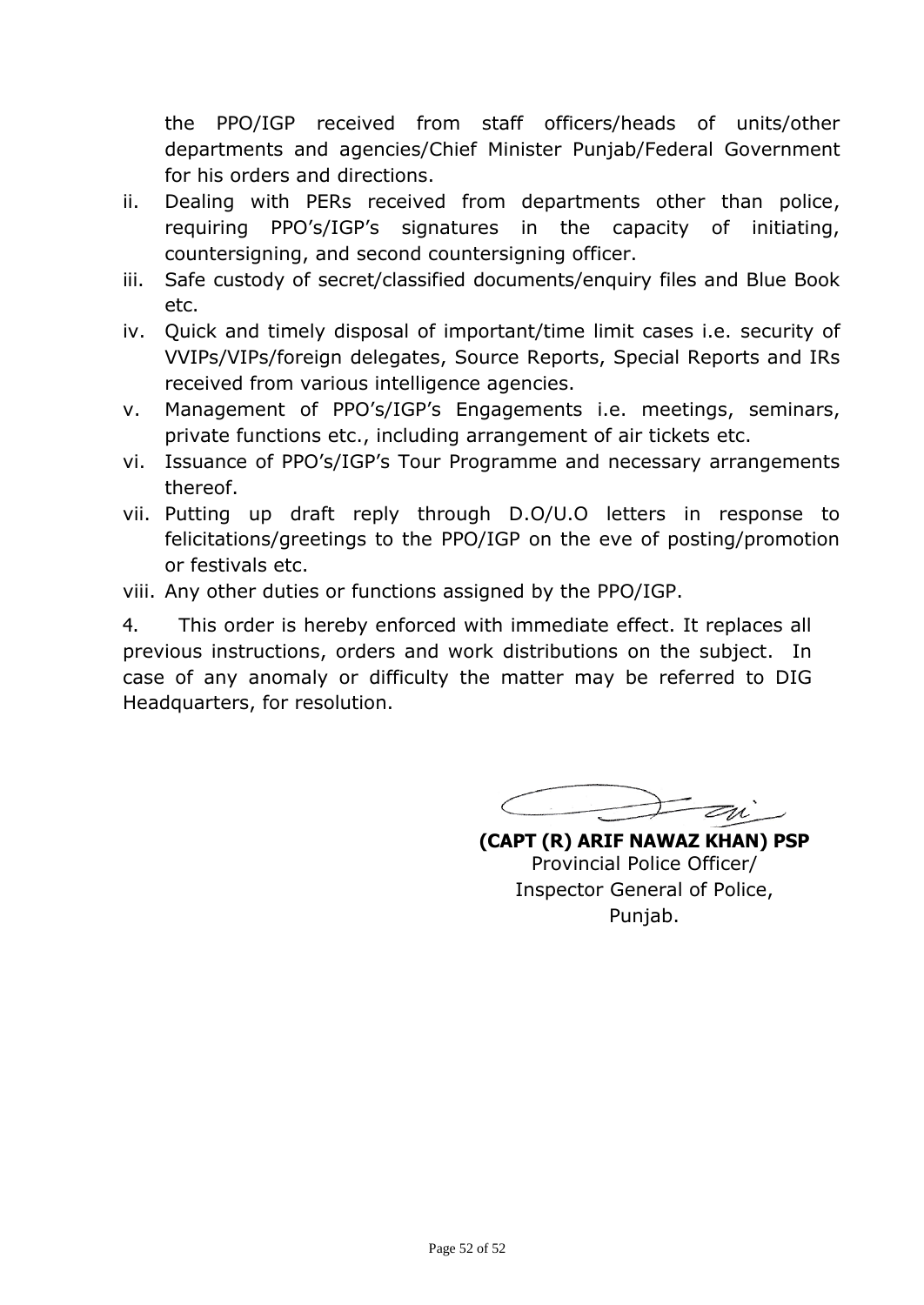the PPO/IGP received from staff officers/heads of units/other departments and agencies/Chief Minister Punjab/Federal Government for his orders and directions.

ii. Dealing with PERs received from departments other than police, requiring PPO's/IGP's signatures in the capacity of initiating, countersigning, and second countersigning officer.
iii. Safe custody of secret/classified documents/enquiry files and Blue Book etc.
iv. Quick and timely disposal of important/time limit cases i.e. security of VVIPs/VIPs/foreign delegates, Source Reports, Special Reports and IRs received from various intelligence agencies.
v. Management of PPO's/IGP's Engagements i.e. meetings, seminars, private functions etc., including arrangement of air tickets etc.
vi. Issuance of PPO's/IGP's Tour Programme and necessary arrangements thereof.
vii. Putting up draft reply through D.O/U.O letters in response to felicitations/greetings to the PPO/IGP on the eve of posting/promotion or festivals etc.
viii. Any other duties or functions assigned by the PPO/IGP.

4. This order is hereby enforced with immediate effect. It replaces all previous instructions, orders and work distributions on the subject. In case of any anomaly or difficulty the matter may be referred to DIG Headquarters, for resolution.

**(CAPT (R) ARIF NAWAZ KHAN) PSP**
Provincial Police Officer/
Inspector General of Police,
Punjab.